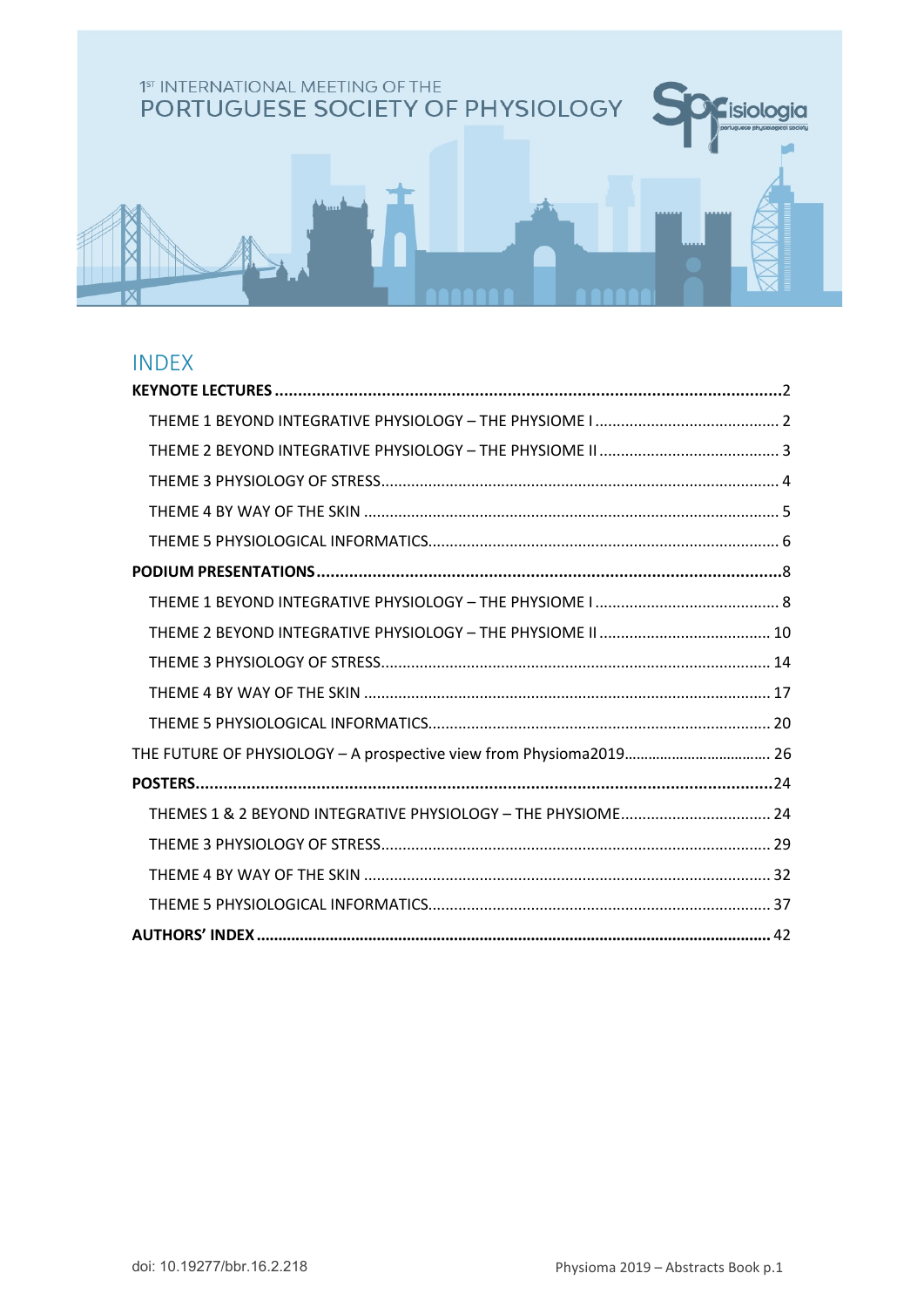1[ST] INTERNATIONAL MEETING OF THE
PORTUGUESE SOCIETY OF PHYSIOLOGY

# INDEX

**KEYNOTE LECTURES** .......... 2

- THEME 1 BEYOND INTEGRATIVE PHYSIOLOGY – THE PHYSIOME I .......... 2
- THEME 2 BEYOND INTEGRATIVE PHYSIOLOGY – THE PHYSIOME II .......... 3
- THEME 3 PHYSIOLOGY OF STRESS .......... 4
- THEME 4 BY WAY OF THE SKIN .......... 5
- THEME 5 PHYSIOLOGICAL INFORMATICS .......... 6

**PODIUM PRESENTATIONS** .......... 8

- THEME 1 BEYOND INTEGRATIVE PHYSIOLOGY – THE PHYSIOME I .......... 8
- THEME 2 BEYOND INTEGRATIVE PHYSIOLOGY – THE PHYSIOME II .......... 10
- THEME 3 PHYSIOLOGY OF STRESS .......... 14
- THEME 4 BY WAY OF THE SKIN .......... 17
- THEME 5 PHYSIOLOGICAL INFORMATICS .......... 20

THE FUTURE OF PHYSIOLOGY – A prospective view from Physioma2019 .......... 26

**POSTERS** .......... 24

- THEMES 1 & 2 BEYOND INTEGRATIVE PHYSIOLOGY – THE PHYSIOME .......... 24
- THEME 3 PHYSIOLOGY OF STRESS .......... 29
- THEME 4 BY WAY OF THE SKIN .......... 32
- THEME 5 PHYSIOLOGICAL INFORMATICS .......... 37

**AUTHORS' INDEX** .......... 42

doi: 10.19277/bbr.16.2.218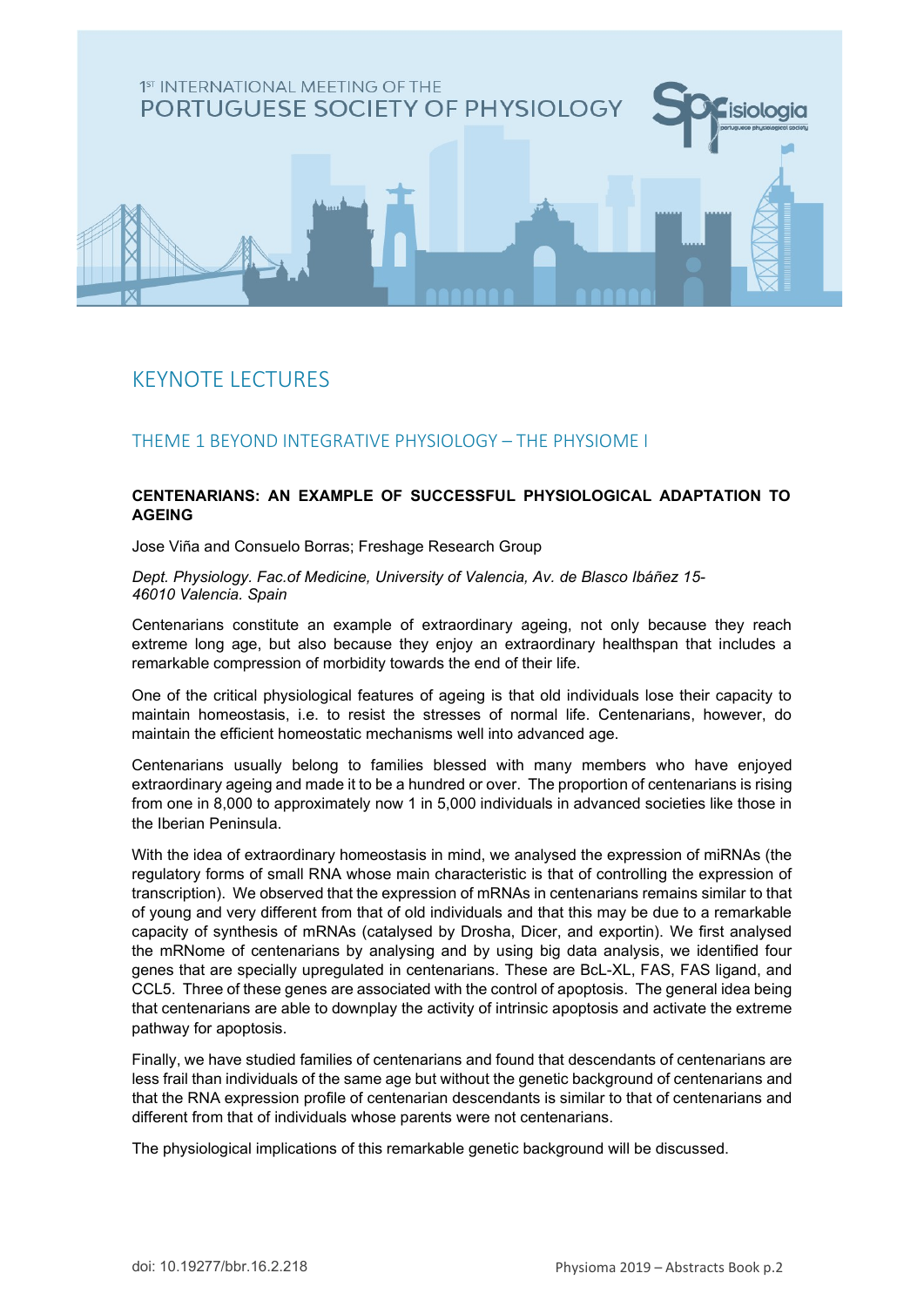## KEYNOTE LECTURES

### THEME 1 BEYOND INTEGRATIVE PHYSIOLOGY – THE PHYSIOME I

**CENTENARIANS: AN EXAMPLE OF SUCCESSFUL PHYSIOLOGICAL ADAPTATION TO AGEING**

Jose Viña and Consuelo Borras; Freshage Research Group

*Dept. Physiology. Fac.of Medicine, University of Valencia, Av. de Blasco Ibáñez 15-46010 Valencia. Spain*

Centenarians constitute an example of extraordinary ageing, not only because they reach extreme long age, but also because they enjoy an extraordinary healthspan that includes a remarkable compression of morbidity towards the end of their life.

One of the critical physiological features of ageing is that old individuals lose their capacity to maintain homeostasis, i.e. to resist the stresses of normal life. Centenarians, however, do maintain the efficient homeostatic mechanisms well into advanced age.

Centenarians usually belong to families blessed with many members who have enjoyed extraordinary ageing and made it to be a hundred or over. The proportion of centenarians is rising from one in 8,000 to approximately now 1 in 5,000 individuals in advanced societies like those in the Iberian Peninsula.

With the idea of extraordinary homeostasis in mind, we analysed the expression of miRNAs (the regulatory forms of small RNA whose main characteristic is that of controlling the expression of transcription). We observed that the expression of mRNAs in centenarians remains similar to that of young and very different from that of old individuals and that this may be due to a remarkable capacity of synthesis of mRNAs (catalysed by Drosha, Dicer, and exportin). We first analysed the mRNome of centenarians by analysing and by using big data analysis, we identified four genes that are specially upregulated in centenarians. These are BcL-XL, FAS, FAS ligand, and CCL5. Three of these genes are associated with the control of apoptosis. The general idea being that centenarians are able to downplay the activity of intrinsic apoptosis and activate the extreme pathway for apoptosis.

Finally, we have studied families of centenarians and found that descendants of centenarians are less frail than individuals of the same age but without the genetic background of centenarians and that the RNA expression profile of centenarian descendants is similar to that of centenarians and different from that of individuals whose parents were not centenarians.

The physiological implications of this remarkable genetic background will be discussed.

doi: 10.19277/bbr.16.2.218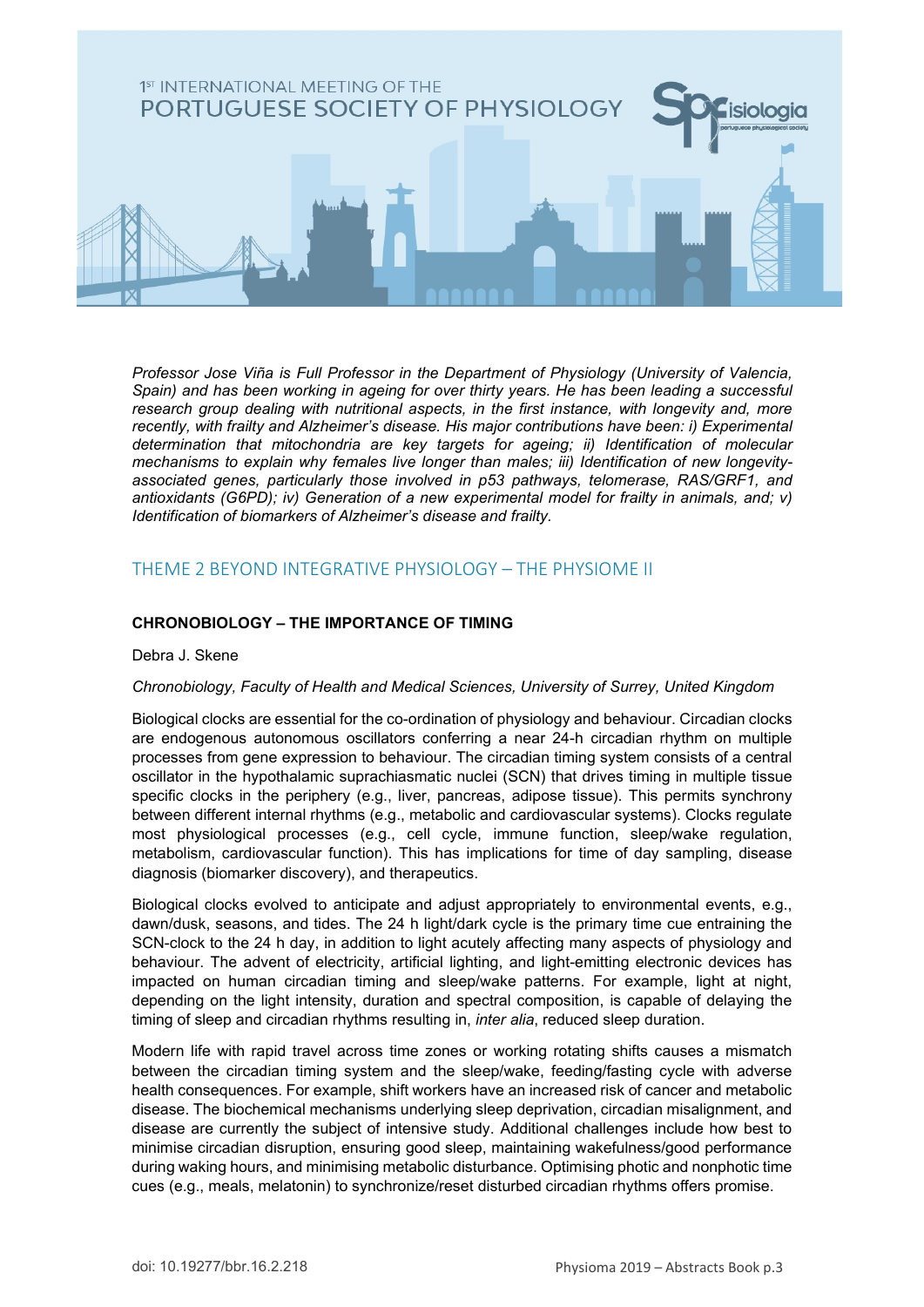*Professor Jose Viña is Full Professor in the Department of Physiology (University of Valencia, Spain) and has been working in ageing for over thirty years. He has been leading a successful research group dealing with nutritional aspects, in the first instance, with longevity and, more recently, with frailty and Alzheimer's disease. His major contributions have been: i) Experimental determination that mitochondria are key targets for ageing; ii) Identification of molecular mechanisms to explain why females live longer than males; iii) Identification of new longevity-associated genes, particularly those involved in p53 pathways, telomerase, RAS/GRF1, and antioxidants (G6PD); iv) Generation of a new experimental model for frailty in animals, and; v) Identification of biomarkers of Alzheimer's disease and frailty.*

## THEME 2 BEYOND INTEGRATIVE PHYSIOLOGY – THE PHYSIOME II

### CHRONOBIOLOGY – THE IMPORTANCE OF TIMING

Debra J. Skene

*Chronobiology, Faculty of Health and Medical Sciences, University of Surrey, United Kingdom*

Biological clocks are essential for the co-ordination of physiology and behaviour. Circadian clocks are endogenous autonomous oscillators conferring a near 24-h circadian rhythm on multiple processes from gene expression to behaviour. The circadian timing system consists of a central oscillator in the hypothalamic suprachiasmatic nuclei (SCN) that drives timing in multiple tissue specific clocks in the periphery (e.g., liver, pancreas, adipose tissue). This permits synchrony between different internal rhythms (e.g., metabolic and cardiovascular systems). Clocks regulate most physiological processes (e.g., cell cycle, immune function, sleep/wake regulation, metabolism, cardiovascular function). This has implications for time of day sampling, disease diagnosis (biomarker discovery), and therapeutics.

Biological clocks evolved to anticipate and adjust appropriately to environmental events, e.g., dawn/dusk, seasons, and tides. The 24 h light/dark cycle is the primary time cue entraining the SCN-clock to the 24 h day, in addition to light acutely affecting many aspects of physiology and behaviour. The advent of electricity, artificial lighting, and light-emitting electronic devices has impacted on human circadian timing and sleep/wake patterns. For example, light at night, depending on the light intensity, duration and spectral composition, is capable of delaying the timing of sleep and circadian rhythms resulting in, *inter alia*, reduced sleep duration.

Modern life with rapid travel across time zones or working rotating shifts causes a mismatch between the circadian timing system and the sleep/wake, feeding/fasting cycle with adverse health consequences. For example, shift workers have an increased risk of cancer and metabolic disease. The biochemical mechanisms underlying sleep deprivation, circadian misalignment, and disease are currently the subject of intensive study. Additional challenges include how best to minimise circadian disruption, ensuring good sleep, maintaining wakefulness/good performance during waking hours, and minimising metabolic disturbance. Optimising photic and nonphotic time cues (e.g., meals, melatonin) to synchronize/reset disturbed circadian rhythms offers promise.

doi: 10.19277/bbr.16.2.218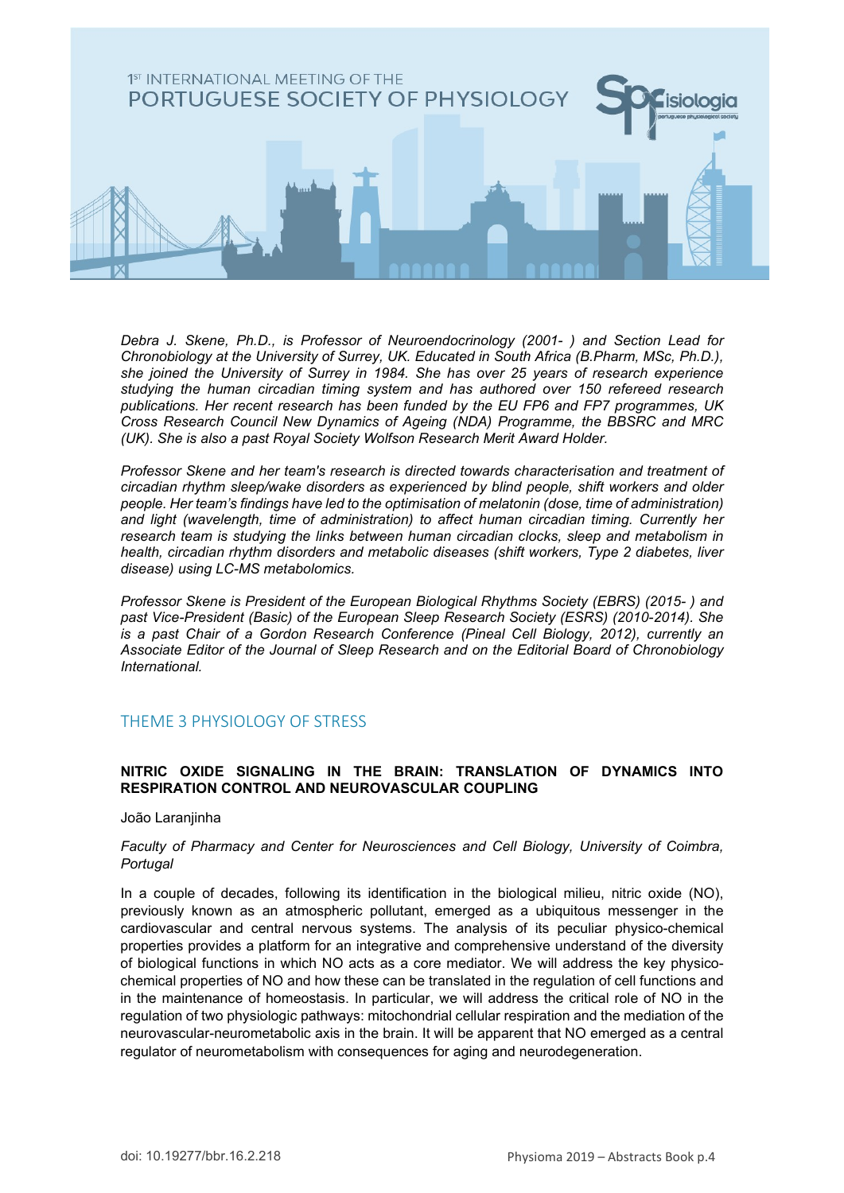*Debra J. Skene, Ph.D., is Professor of Neuroendocrinology (2001- ) and Section Lead for Chronobiology at the University of Surrey, UK. Educated in South Africa (B.Pharm, MSc, Ph.D.), she joined the University of Surrey in 1984. She has over 25 years of research experience studying the human circadian timing system and has authored over 150 refereed research publications. Her recent research has been funded by the EU FP6 and FP7 programmes, UK Cross Research Council New Dynamics of Ageing (NDA) Programme, the BBSRC and MRC (UK). She is also a past Royal Society Wolfson Research Merit Award Holder.*

*Professor Skene and her team's research is directed towards characterisation and treatment of circadian rhythm sleep/wake disorders as experienced by blind people, shift workers and older people. Her team's findings have led to the optimisation of melatonin (dose, time of administration) and light (wavelength, time of administration) to affect human circadian timing. Currently her research team is studying the links between human circadian clocks, sleep and metabolism in health, circadian rhythm disorders and metabolic diseases (shift workers, Type 2 diabetes, liver disease) using LC-MS metabolomics.*

*Professor Skene is President of the European Biological Rhythms Society (EBRS) (2015- ) and past Vice-President (Basic) of the European Sleep Research Society (ESRS) (2010-2014). She is a past Chair of a Gordon Research Conference (Pineal Cell Biology, 2012), currently an Associate Editor of the Journal of Sleep Research and on the Editorial Board of Chronobiology International.*

## THEME 3 PHYSIOLOGY OF STRESS

### NITRIC OXIDE SIGNALING IN THE BRAIN: TRANSLATION OF DYNAMICS INTO RESPIRATION CONTROL AND NEUROVASCULAR COUPLING

João Laranjinha

*Faculty of Pharmacy and Center for Neurosciences and Cell Biology, University of Coimbra, Portugal*

In a couple of decades, following its identification in the biological milieu, nitric oxide (NO), previously known as an atmospheric pollutant, emerged as a ubiquitous messenger in the cardiovascular and central nervous systems. The analysis of its peculiar physico-chemical properties provides a platform for an integrative and comprehensive understand of the diversity of biological functions in which NO acts as a core mediator. We will address the key physico-chemical properties of NO and how these can be translated in the regulation of cell functions and in the maintenance of homeostasis. In particular, we will address the critical role of NO in the regulation of two physiologic pathways: mitochondrial cellular respiration and the mediation of the neurovascular-neurometabolic axis in the brain. It will be apparent that NO emerged as a central regulator of neurometabolism with consequences for aging and neurodegeneration.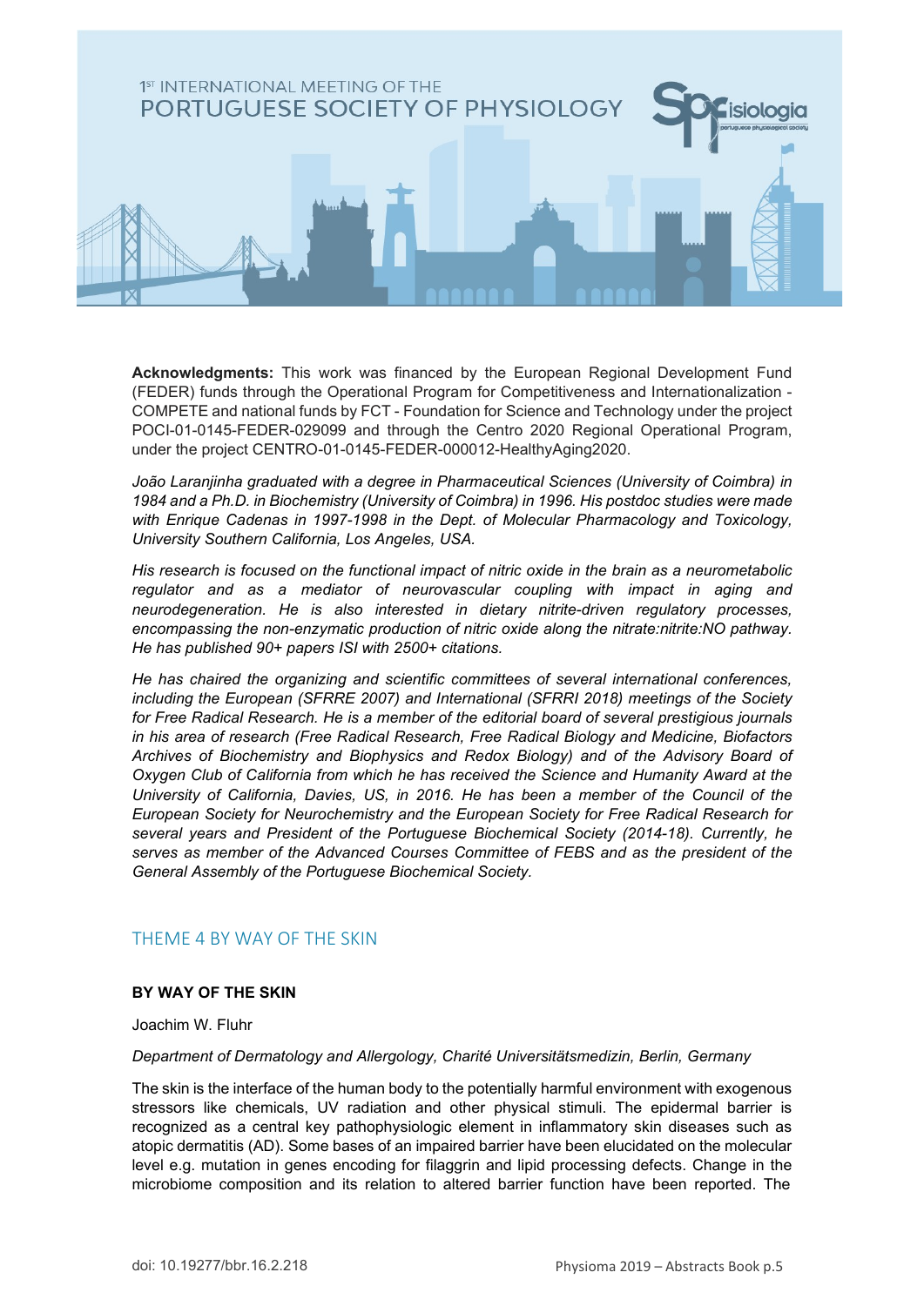**Acknowledgments:** This work was financed by the European Regional Development Fund (FEDER) funds through the Operational Program for Competitiveness and Internationalization - COMPETE and national funds by FCT - Foundation for Science and Technology under the project POCI-01-0145-FEDER-029099 and through the Centro 2020 Regional Operational Program, under the project CENTRO-01-0145-FEDER-000012-HealthyAging2020.

*João Laranjinha graduated with a degree in Pharmaceutical Sciences (University of Coimbra) in 1984 and a Ph.D. in Biochemistry (University of Coimbra) in 1996. His postdoc studies were made with Enrique Cadenas in 1997-1998 in the Dept. of Molecular Pharmacology and Toxicology, University Southern California, Los Angeles, USA.*

*His research is focused on the functional impact of nitric oxide in the brain as a neurometabolic regulator and as a mediator of neurovascular coupling with impact in aging and neurodegeneration. He is also interested in dietary nitrite-driven regulatory processes, encompassing the non-enzymatic production of nitric oxide along the nitrate:nitrite:NO pathway. He has published 90+ papers ISI with 2500+ citations.*

*He has chaired the organizing and scientific committees of several international conferences, including the European (SFRRE 2007) and International (SFRRI 2018) meetings of the Society for Free Radical Research. He is a member of the editorial board of several prestigious journals in his area of research (Free Radical Research, Free Radical Biology and Medicine, Biofactors Archives of Biochemistry and Biophysics and Redox Biology) and of the Advisory Board of Oxygen Club of California from which he has received the Science and Humanity Award at the University of California, Davies, US, in 2016. He has been a member of the Council of the European Society for Neurochemistry and the European Society for Free Radical Research for several years and President of the Portuguese Biochemical Society (2014-18). Currently, he serves as member of the Advanced Courses Committee of FEBS and as the president of the General Assembly of the Portuguese Biochemical Society.*

## THEME 4 BY WAY OF THE SKIN

### BY WAY OF THE SKIN

Joachim W. Fluhr

*Department of Dermatology and Allergology, Charité Universitätsmedizin, Berlin, Germany*

The skin is the interface of the human body to the potentially harmful environment with exogenous stressors like chemicals, UV radiation and other physical stimuli. The epidermal barrier is recognized as a central key pathophysiologic element in inflammatory skin diseases such as atopic dermatitis (AD). Some bases of an impaired barrier have been elucidated on the molecular level e.g. mutation in genes encoding for filaggrin and lipid processing defects. Change in the microbiome composition and its relation to altered barrier function have been reported. The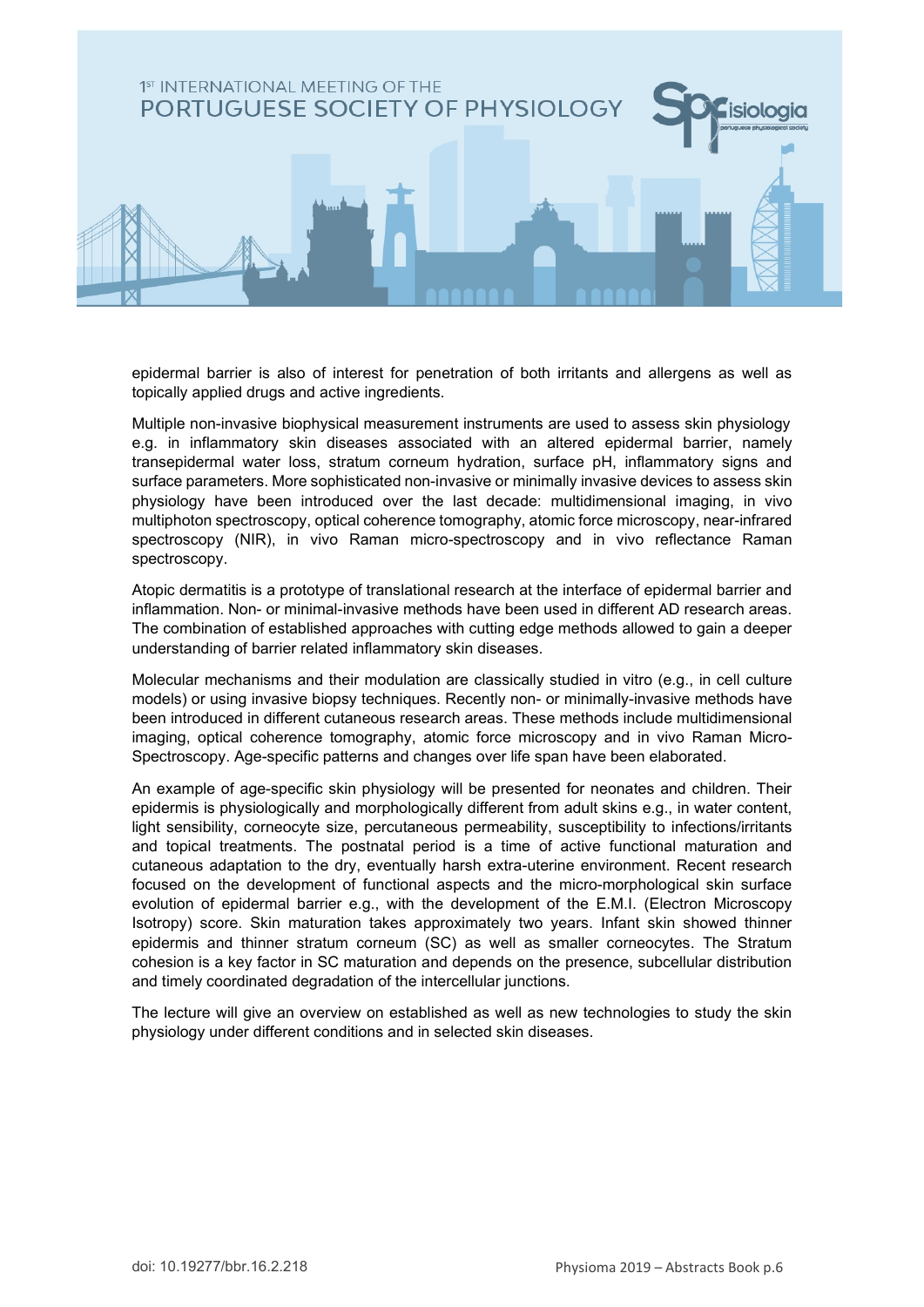epidermal barrier is also of interest for penetration of both irritants and allergens as well as topically applied drugs and active ingredients.

Multiple non-invasive biophysical measurement instruments are used to assess skin physiology e.g. in inflammatory skin diseases associated with an altered epidermal barrier, namely transepidermal water loss, stratum corneum hydration, surface pH, inflammatory signs and surface parameters. More sophisticated non-invasive or minimally invasive devices to assess skin physiology have been introduced over the last decade: multidimensional imaging, in vivo multiphoton spectroscopy, optical coherence tomography, atomic force microscopy, near-infrared spectroscopy (NIR), in vivo Raman micro-spectroscopy and in vivo reflectance Raman spectroscopy.

Atopic dermatitis is a prototype of translational research at the interface of epidermal barrier and inflammation. Non- or minimal-invasive methods have been used in different AD research areas. The combination of established approaches with cutting edge methods allowed to gain a deeper understanding of barrier related inflammatory skin diseases.

Molecular mechanisms and their modulation are classically studied in vitro (e.g., in cell culture models) or using invasive biopsy techniques. Recently non- or minimally-invasive methods have been introduced in different cutaneous research areas. These methods include multidimensional imaging, optical coherence tomography, atomic force microscopy and in vivo Raman Micro-Spectroscopy. Age-specific patterns and changes over life span have been elaborated.

An example of age-specific skin physiology will be presented for neonates and children. Their epidermis is physiologically and morphologically different from adult skins e.g., in water content, light sensibility, corneocyte size, percutaneous permeability, susceptibility to infections/irritants and topical treatments. The postnatal period is a time of active functional maturation and cutaneous adaptation to the dry, eventually harsh extra-uterine environment. Recent research focused on the development of functional aspects and the micro-morphological skin surface evolution of epidermal barrier e.g., with the development of the E.M.I. (Electron Microscopy Isotropy) score. Skin maturation takes approximately two years. Infant skin showed thinner epidermis and thinner stratum corneum (SC) as well as smaller corneocytes. The Stratum cohesion is a key factor in SC maturation and depends on the presence, subcellular distribution and timely coordinated degradation of the intercellular junctions.

The lecture will give an overview on established as well as new technologies to study the skin physiology under different conditions and in selected skin diseases.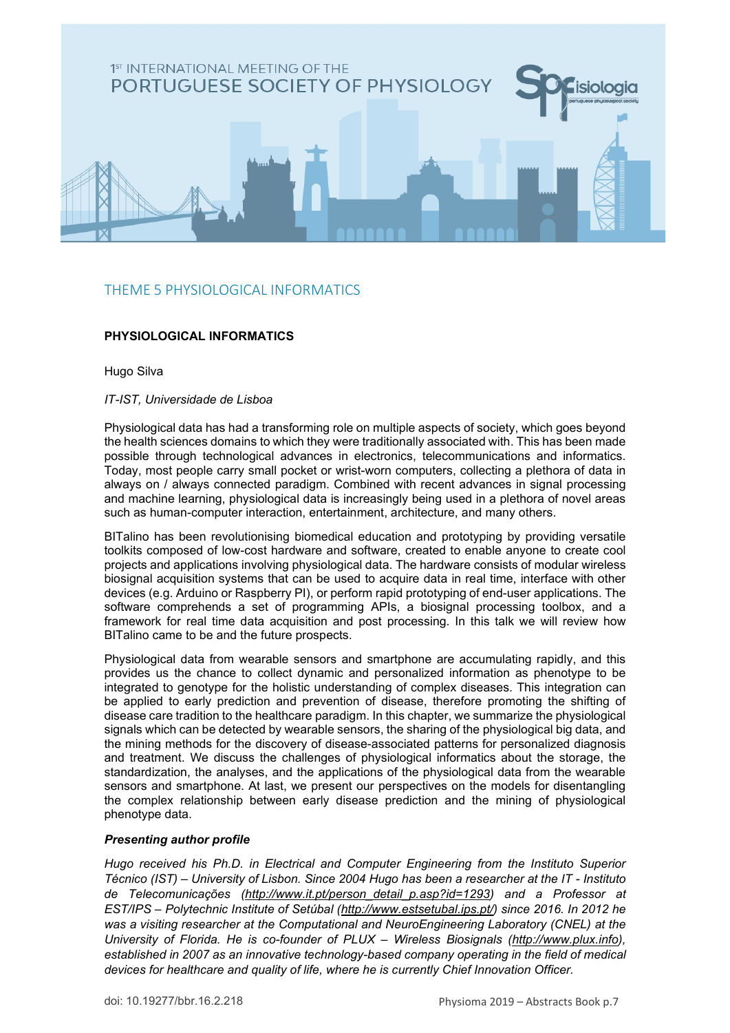## THEME 5 PHYSIOLOGICAL INFORMATICS

**PHYSIOLOGICAL INFORMATICS**

Hugo Silva

*IT-IST, Universidade de Lisboa*

Physiological data has had a transforming role on multiple aspects of society, which goes beyond the health sciences domains to which they were traditionally associated with. This has been made possible through technological advances in electronics, telecommunications and informatics. Today, most people carry small pocket or wrist-worn computers, collecting a plethora of data in always on / always connected paradigm. Combined with recent advances in signal processing and machine learning, physiological data is increasingly being used in a plethora of novel areas such as human-computer interaction, entertainment, architecture, and many others.

BITalino has been revolutionising biomedical education and prototyping by providing versatile toolkits composed of low-cost hardware and software, created to enable anyone to create cool projects and applications involving physiological data. The hardware consists of modular wireless biosignal acquisition systems that can be used to acquire data in real time, interface with other devices (e.g. Arduino or Raspberry PI), or perform rapid prototyping of end-user applications. The software comprehends a set of programming APIs, a biosignal processing toolbox, and a framework for real time data acquisition and post processing. In this talk we will review how BITalino came to be and the future prospects.

Physiological data from wearable sensors and smartphone are accumulating rapidly, and this provides us the chance to collect dynamic and personalized information as phenotype to be integrated to genotype for the holistic understanding of complex diseases. This integration can be applied to early prediction and prevention of disease, therefore promoting the shifting of disease care tradition to the healthcare paradigm. In this chapter, we summarize the physiological signals which can be detected by wearable sensors, the sharing of the physiological big data, and the mining methods for the discovery of disease-associated patterns for personalized diagnosis and treatment. We discuss the challenges of physiological informatics about the storage, the standardization, the analyses, and the applications of the physiological data from the wearable sensors and smartphone. At last, we present our perspectives on the models for disentangling the complex relationship between early disease prediction and the mining of physiological phenotype data.

***Presenting author profile***

*Hugo received his Ph.D. in Electrical and Computer Engineering from the Instituto Superior Técnico (IST) – University of Lisbon. Since 2004 Hugo has been a researcher at the IT - Instituto de Telecomunicações (http://www.it.pt/person_detail_p.asp?id=1293) and a Professor at EST/IPS – Polytechnic Institute of Setúbal (http://www.estsetubal.ips.pt/) since 2016. In 2012 he was a visiting researcher at the Computational and NeuroEngineering Laboratory (CNEL) at the University of Florida. He is co-founder of PLUX – Wireless Biosignals (http://www.plux.info), established in 2007 as an innovative technology-based company operating in the field of medical devices for healthcare and quality of life, where he is currently Chief Innovation Officer.*

doi: 10.19277/bbr.16.2.218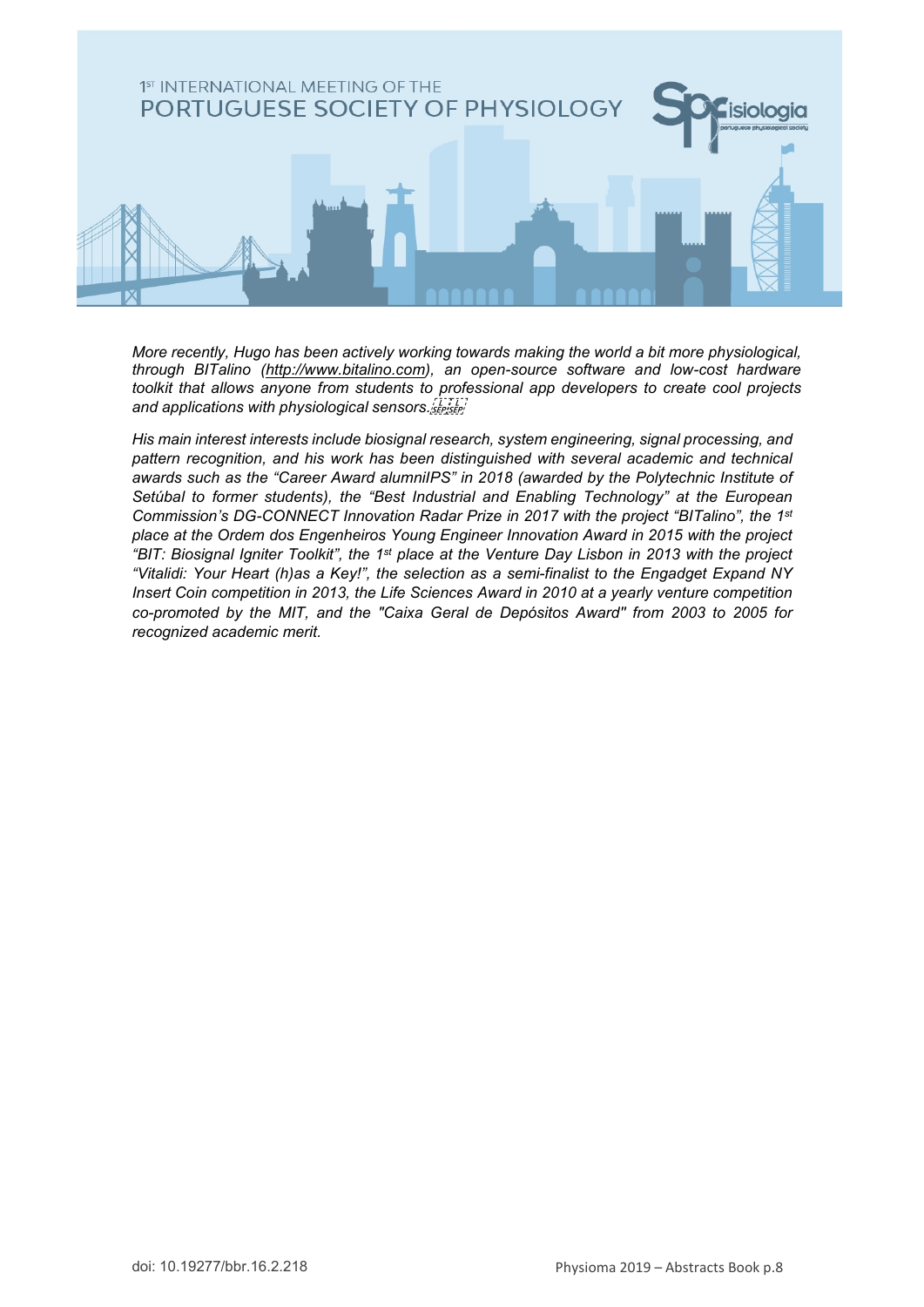*More recently, Hugo has been actively working towards making the world a bit more physiological, through BITalino (http://www.bitalino.com), an open-source software and low-cost hardware toolkit that allows anyone from students to professional app developers to create cool projects and applications with physiological sensors.*

*His main interest interests include biosignal research, system engineering, signal processing, and pattern recognition, and his work has been distinguished with several academic and technical awards such as the "Career Award alumniIPS" in 2018 (awarded by the Polytechnic Institute of Setúbal to former students), the "Best Industrial and Enabling Technology" at the European Commission's DG-CONNECT Innovation Radar Prize in 2017 with the project "BITalino", the 1st place at the Ordem dos Engenheiros Young Engineer Innovation Award in 2015 with the project "BIT: Biosignal Igniter Toolkit", the 1st place at the Venture Day Lisbon in 2013 with the project "Vitalidi: Your Heart (h)as a Key!", the selection as a semi-finalist to the Engadget Expand NY Insert Coin competition in 2013, the Life Sciences Award in 2010 at a yearly venture competition co-promoted by the MIT, and the "Caixa Geral de Depósitos Award" from 2003 to 2005 for recognized academic merit.*

doi: 10.19277/bbr.16.2.218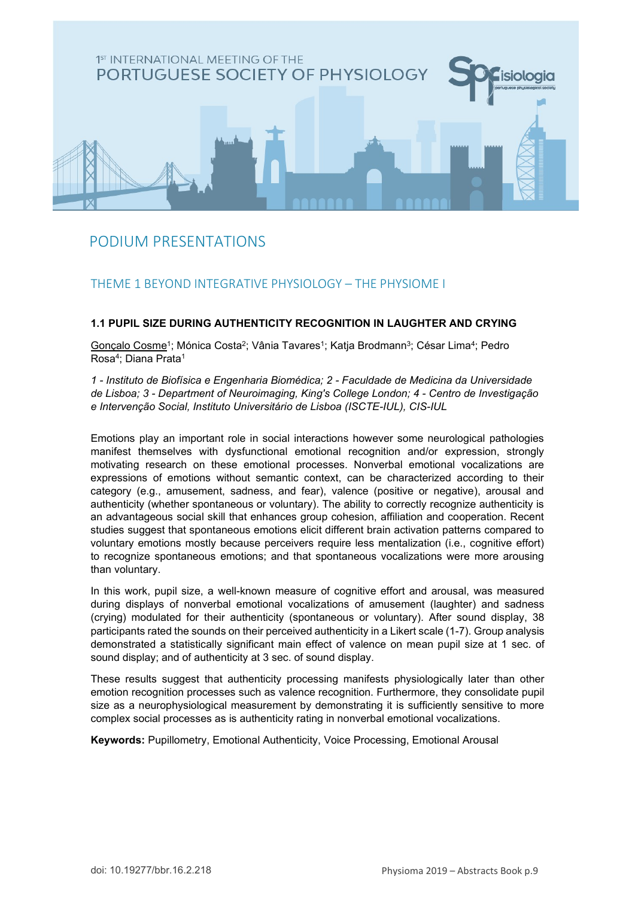1ST INTERNATIONAL MEETING OF THE
PORTUGUESE SOCIETY OF PHYSIOLOGY

# PODIUM PRESENTATIONS

## THEME 1 BEYOND INTEGRATIVE PHYSIOLOGY – THE PHYSIOME I

### 1.1 PUPIL SIZE DURING AUTHENTICITY RECOGNITION IN LAUGHTER AND CRYING

Gonçalo Cosme[1]; Mónica Costa[2]; Vânia Tavares[1]; Katja Brodmann[3]; César Lima[4]; Pedro Rosa[4]; Diana Prata[1]

*1 - Instituto de Biofísica e Engenharia Biomédica; 2 - Faculdade de Medicina da Universidade de Lisboa; 3 - Department of Neuroimaging, King's College London; 4 - Centro de Investigação e Intervenção Social, Instituto Universitário de Lisboa (ISCTE-IUL), CIS-IUL*

Emotions play an important role in social interactions however some neurological pathologies manifest themselves with dysfunctional emotional recognition and/or expression, strongly motivating research on these emotional processes. Nonverbal emotional vocalizations are expressions of emotions without semantic context, can be characterized according to their category (e.g., amusement, sadness, and fear), valence (positive or negative), arousal and authenticity (whether spontaneous or voluntary). The ability to correctly recognize authenticity is an advantageous social skill that enhances group cohesion, affiliation and cooperation. Recent studies suggest that spontaneous emotions elicit different brain activation patterns compared to voluntary emotions mostly because perceivers require less mentalization (i.e., cognitive effort) to recognize spontaneous emotions; and that spontaneous vocalizations were more arousing than voluntary.

In this work, pupil size, a well-known measure of cognitive effort and arousal, was measured during displays of nonverbal emotional vocalizations of amusement (laughter) and sadness (crying) modulated for their authenticity (spontaneous or voluntary). After sound display, 38 participants rated the sounds on their perceived authenticity in a Likert scale (1-7). Group analysis demonstrated a statistically significant main effect of valence on mean pupil size at 1 sec. of sound display; and of authenticity at 3 sec. of sound display.

These results suggest that authenticity processing manifests physiologically later than other emotion recognition processes such as valence recognition. Furthermore, they consolidate pupil size as a neurophysiological measurement by demonstrating it is sufficiently sensitive to more complex social processes as is authenticity rating in nonverbal emotional vocalizations.

**Keywords:** Pupillometry, Emotional Authenticity, Voice Processing, Emotional Arousal

doi: 10.19277/bbr.16.2.218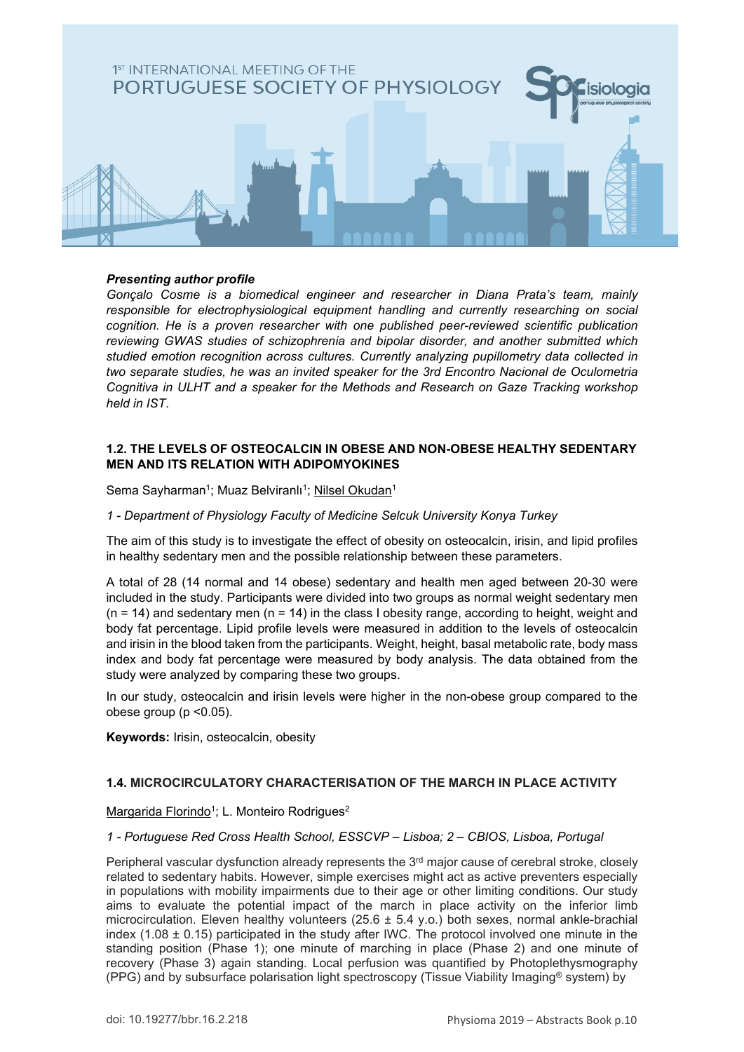***Presenting author profile***

*Gonçalo Cosme is a biomedical engineer and researcher in Diana Prata's team, mainly responsible for electrophysiological equipment handling and currently researching on social cognition. He is a proven researcher with one published peer-reviewed scientific publication reviewing GWAS studies of schizophrenia and bipolar disorder, and another submitted which studied emotion recognition across cultures. Currently analyzing pupillometry data collected in two separate studies, he was an invited speaker for the 3rd Encontro Nacional de Oculometria Cognitiva in ULHT and a speaker for the Methods and Research on Gaze Tracking workshop held in IST.*

### 1.2. THE LEVELS OF OSTEOCALCIN IN OBESE AND NON-OBESE HEALTHY SEDENTARY MEN AND ITS RELATION WITH ADIPOMYOKINES

Sema Sayharman[1]; Muaz Belviranlı[1]; Nilsel Okudan[1]

*1 - Department of Physiology Faculty of Medicine Selcuk University Konya Turkey*

The aim of this study is to investigate the effect of obesity on osteocalcin, irisin, and lipid profiles in healthy sedentary men and the possible relationship between these parameters.

A total of 28 (14 normal and 14 obese) sedentary and health men aged between 20-30 were included in the study. Participants were divided into two groups as normal weight sedentary men (n = 14) and sedentary men (n = 14) in the class I obesity range, according to height, weight and body fat percentage. Lipid profile levels were measured in addition to the levels of osteocalcin and irisin in the blood taken from the participants. Weight, height, basal metabolic rate, body mass index and body fat percentage were measured by body analysis. The data obtained from the study were analyzed by comparing these two groups.

In our study, osteocalcin and irisin levels were higher in the non-obese group compared to the obese group ($p < 0.05$).

**Keywords:** Irisin, osteocalcin, obesity

### 1.4. MICROCIRCULATORY CHARACTERISATION OF THE MARCH IN PLACE ACTIVITY

Margarida Florindo[1]; L. Monteiro Rodrigues[2]

*1 - Portuguese Red Cross Health School, ESSCVP – Lisboa; 2 – CBIOS, Lisboa, Portugal*

Peripheral vascular dysfunction already represents the 3rd major cause of cerebral stroke, closely related to sedentary habits. However, simple exercises might act as active preventers especially in populations with mobility impairments due to their age or other limiting conditions. Our study aims to evaluate the potential impact of the march in place activity on the inferior limb microcirculation. Eleven healthy volunteers (25.6 ± 5.4 y.o.) both sexes, normal ankle-brachial index (1.08 ± 0.15) participated in the study after IWC. The protocol involved one minute in the standing position (Phase 1); one minute of marching in place (Phase 2) and one minute of recovery (Phase 3) again standing. Local perfusion was quantified by Photoplethysmography (PPG) and by subsurface polarisation light spectroscopy (Tissue Viability Imaging® system) by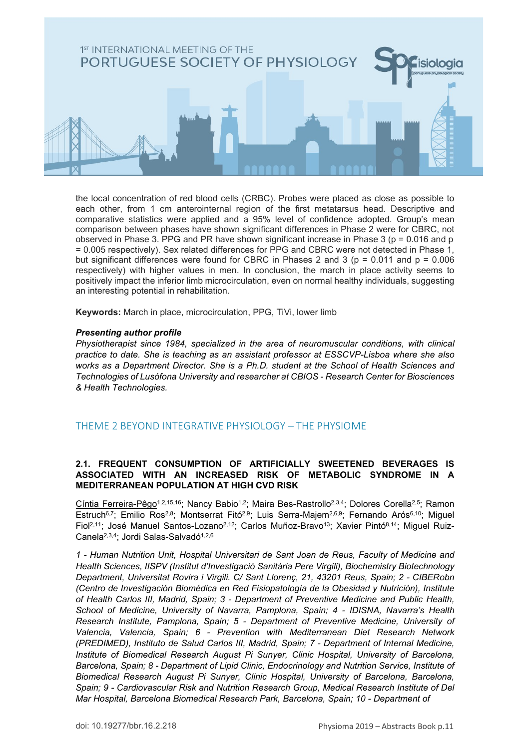the local concentration of red blood cells (CRBC). Probes were placed as close as possible to each other, from 1 cm anterointernal region of the first metatarsus head. Descriptive and comparative statistics were applied and a 95% level of confidence adopted. Group's mean comparison between phases have shown significant differences in Phase 2 were for CBRC, not observed in Phase 3. PPG and PR have shown significant increase in Phase 3 ($p = 0.016$ and $p = 0.005$ respectively). Sex related differences for PPG and CBRC were not detected in Phase 1, but significant differences were found for CBRC in Phases 2 and 3 ($p = 0.011$ and $p = 0.006$ respectively) with higher values in men. In conclusion, the march in place activity seems to positively impact the inferior limb microcirculation, even on normal healthy individuals, suggesting an interesting potential in rehabilitation.

**Keywords:** March in place, microcirculation, PPG, TiVi, lower limb

***Presenting author profile***

*Physiotherapist since 1984, specialized in the area of neuromuscular conditions, with clinical practice to date. She is teaching as an assistant professor at ESSCVP-Lisboa where she also works as a Department Director. She is a Ph.D. student at the School of Health Sciences and Technologies of Lusófona University and researcher at CBIOS - Research Center for Biosciences & Health Technologies.*

## THEME 2 BEYOND INTEGRATIVE PHYSIOLOGY – THE PHYSIOME

### 2.1. FREQUENT CONSUMPTION OF ARTIFICIALLY SWEETENED BEVERAGES IS ASSOCIATED WITH AN INCREASED RISK OF METABOLIC SYNDROME IN A MEDITERRANEAN POPULATION AT HIGH CVD RISK

Cíntia Ferreira-Pêgo[1,2,15,16]; Nancy Babio[1,2]; Maira Bes-Rastrollo[2,3,4]; Dolores Corella[2,5]; Ramon Estruch[6,7]; Emilio Ros[2,8]; Montserrat Fitó[2,9]; Luis Serra-Majem[2,6,9]; Fernando Arós[6,10]; Miguel Fiol[2,11]; José Manuel Santos-Lozano[2,12]; Carlos Muñoz-Bravo[13]; Xavier Pintó[8,14]; Miguel Ruiz-Canela[2,3,4]; Jordi Salas-Salvadó[1,2,6]

*1 - Human Nutrition Unit, Hospital Universitari de Sant Joan de Reus, Faculty of Medicine and Health Sciences, IISPV (Institut d'Investigació Sanitària Pere Virgili), Biochemistry Biotechnology Department, Universitat Rovira i Virgili. C/ Sant Llorenç, 21, 43201 Reus, Spain; 2 - CIBERobn (Centro de Investigación Biomédica en Red Fisiopatología de la Obesidad y Nutrición), Institute of Health Carlos III, Madrid, Spain; 3 - Department of Preventive Medicine and Public Health, School of Medicine, University of Navarra, Pamplona, Spain; 4 - IDISNA, Navarra's Health Research Institute, Pamplona, Spain; 5 - Department of Preventive Medicine, University of Valencia, Valencia, Spain; 6 - Prevention with Mediterranean Diet Research Network (PREDIMED), Instituto de Salud Carlos III, Madrid, Spain; 7 - Department of Internal Medicine, Institute of Biomedical Research August Pi Sunyer, Clinic Hospital, University of Barcelona, Barcelona, Spain; 8 - Department of Lipid Clinic, Endocrinology and Nutrition Service, Institute of Biomedical Research August Pi Sunyer, Clinic Hospital, University of Barcelona, Barcelona, Spain; 9 - Cardiovascular Risk and Nutrition Research Group, Medical Research Institute of Del Mar Hospital, Barcelona Biomedical Research Park, Barcelona, Spain; 10 - Department of*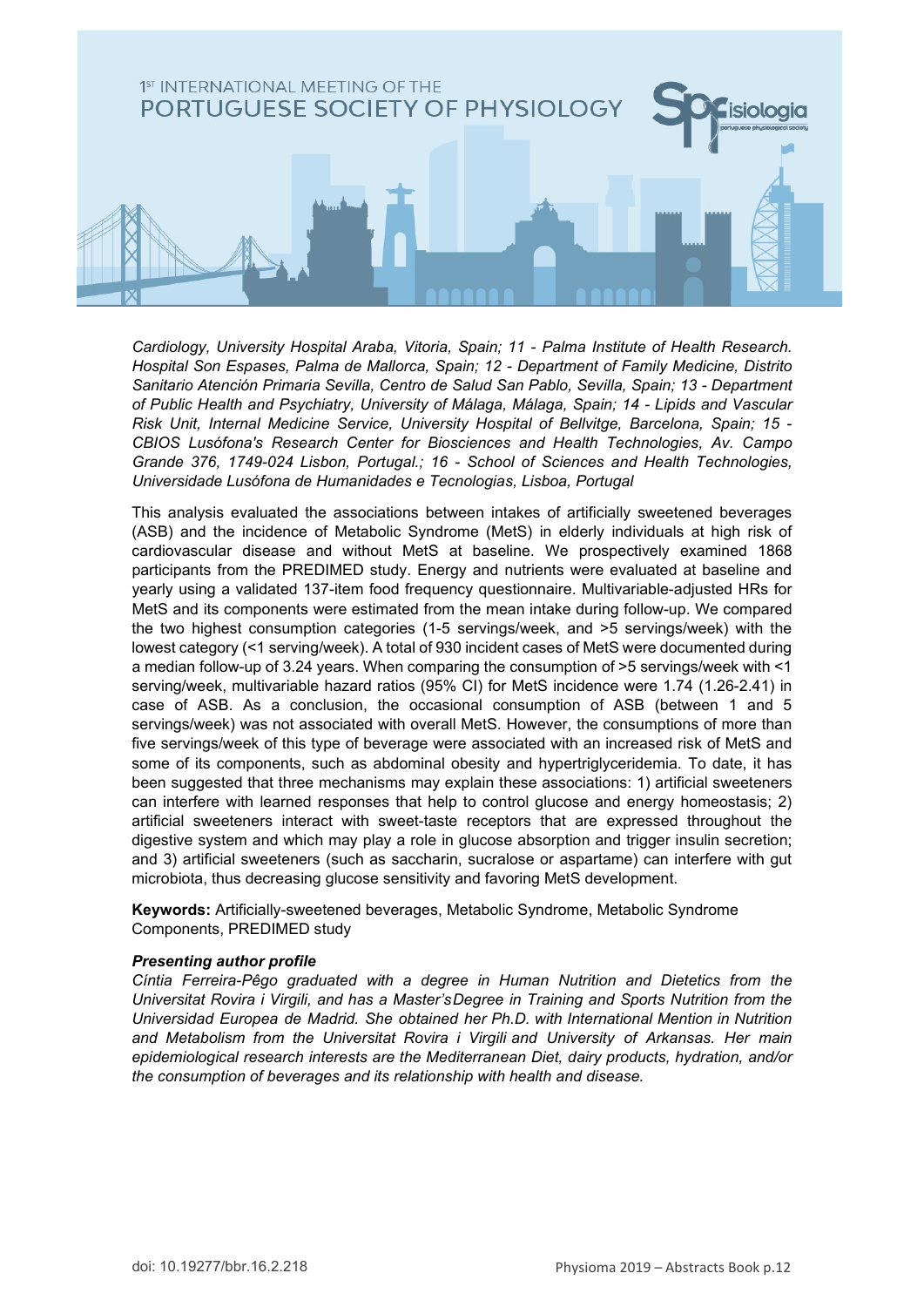*Cardiology, University Hospital Araba, Vitoria, Spain; 11 - Palma Institute of Health Research. Hospital Son Espases, Palma de Mallorca, Spain; 12 - Department of Family Medicine, Distrito Sanitario Atención Primaria Sevilla, Centro de Salud San Pablo, Sevilla, Spain; 13 - Department of Public Health and Psychiatry, University of Málaga, Málaga, Spain; 14 - Lipids and Vascular Risk Unit, Internal Medicine Service, University Hospital of Bellvitge, Barcelona, Spain; 15 - CBIOS Lusófona's Research Center for Biosciences and Health Technologies, Av. Campo Grande 376, 1749-024 Lisbon, Portugal.; 16 - School of Sciences and Health Technologies, Universidade Lusófona de Humanidades e Tecnologias, Lisboa, Portugal*

This analysis evaluated the associations between intakes of artificially sweetened beverages (ASB) and the incidence of Metabolic Syndrome (MetS) in elderly individuals at high risk of cardiovascular disease and without MetS at baseline. We prospectively examined 1868 participants from the PREDIMED study. Energy and nutrients were evaluated at baseline and yearly using a validated 137-item food frequency questionnaire. Multivariable-adjusted HRs for MetS and its components were estimated from the mean intake during follow-up. We compared the two highest consumption categories (1-5 servings/week, and >5 servings/week) with the lowest category (<1 serving/week). A total of 930 incident cases of MetS were documented during a median follow-up of 3.24 years. When comparing the consumption of >5 servings/week with <1 serving/week, multivariable hazard ratios (95% CI) for MetS incidence were 1.74 (1.26-2.41) in case of ASB. As a conclusion, the occasional consumption of ASB (between 1 and 5 servings/week) was not associated with overall MetS. However, the consumptions of more than five servings/week of this type of beverage were associated with an increased risk of MetS and some of its components, such as abdominal obesity and hypertriglyceridemia. To date, it has been suggested that three mechanisms may explain these associations: 1) artificial sweeteners can interfere with learned responses that help to control glucose and energy homeostasis; 2) artificial sweeteners interact with sweet-taste receptors that are expressed throughout the digestive system and which may play a role in glucose absorption and trigger insulin secretion; and 3) artificial sweeteners (such as saccharin, sucralose or aspartame) can interfere with gut microbiota, thus decreasing glucose sensitivity and favoring MetS development.

**Keywords:** Artificially-sweetened beverages, Metabolic Syndrome, Metabolic Syndrome Components, PREDIMED study

***Presenting author profile***

*Cíntia Ferreira-Pêgo graduated with a degree in Human Nutrition and Dietetics from the Universitat Rovira i Virgili, and has a Master's Degree in Training and Sports Nutrition from the Universidad Europea de Madrid. She obtained her Ph.D. with International Mention in Nutrition and Metabolism from the Universitat Rovira i Virgili and University of Arkansas. Her main epidemiological research interests are the Mediterranean Diet, dairy products, hydration, and/or the consumption of beverages and its relationship with health and disease.*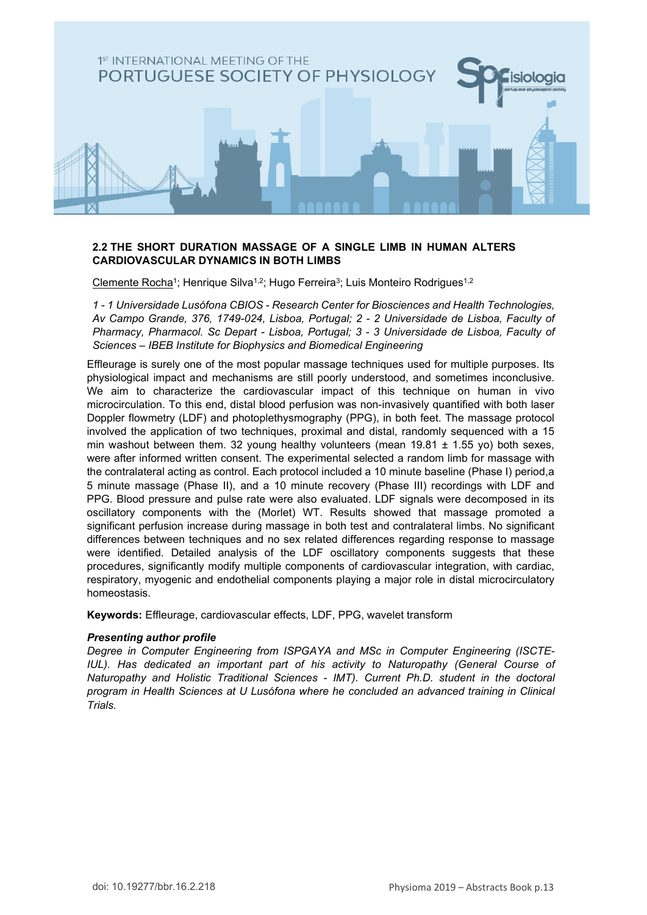## 2.2 THE SHORT DURATION MASSAGE OF A SINGLE LIMB IN HUMAN ALTERS CARDIOVASCULAR DYNAMICS IN BOTH LIMBS

Clemente Rocha[1]; Henrique Silva[1,2]; Hugo Ferreira[3]; Luis Monteiro Rodrigues[1,2]

*1 - 1 Universidade Lusófona CBIOS - Research Center for Biosciences and Health Technologies, Av Campo Grande, 376, 1749-024, Lisboa, Portugal; 2 - 2 Universidade de Lisboa, Faculty of Pharmacy, Pharmacol. Sc Depart - Lisboa, Portugal; 3 - 3 Universidade de Lisboa, Faculty of Sciences – IBEB Institute for Biophysics and Biomedical Engineering*

Effleurage is surely one of the most popular massage techniques used for multiple purposes. Its physiological impact and mechanisms are still poorly understood, and sometimes inconclusive. We aim to characterize the cardiovascular impact of this technique on human in vivo microcirculation. To this end, distal blood perfusion was non-invasively quantified with both laser Doppler flowmetry (LDF) and photoplethysmography (PPG), in both feet. The massage protocol involved the application of two techniques, proximal and distal, randomly sequenced with a 15 min washout between them. 32 young healthy volunteers (mean 19.81 ± 1.55 yo) both sexes, were after informed written consent. The experimental selected a random limb for massage with the contralateral acting as control. Each protocol included a 10 minute baseline (Phase I) period,a 5 minute massage (Phase II), and a 10 minute recovery (Phase III) recordings with LDF and PPG. Blood pressure and pulse rate were also evaluated. LDF signals were decomposed in its oscillatory components with the (Morlet) WT. Results showed that massage promoted a significant perfusion increase during massage in both test and contralateral limbs. No significant differences between techniques and no sex related differences regarding response to massage were identified. Detailed analysis of the LDF oscillatory components suggests that these procedures, significantly modify multiple components of cardiovascular integration, with cardiac, respiratory, myogenic and endothelial components playing a major role in distal microcirculatory homeostasis.

**Keywords:** Effleurage, cardiovascular effects, LDF, PPG, wavelet transform

***Presenting author profile***

*Degree in Computer Engineering from ISPGAYA and MSc in Computer Engineering (ISCTE-IUL). Has dedicated an important part of his activity to Naturopathy (General Course of Naturopathy and Holistic Traditional Sciences - IMT). Current Ph.D. student in the doctoral program in Health Sciences at U Lusófona where he concluded an advanced training in Clinical Trials.*

doi: 10.19277/bbr.16.2.218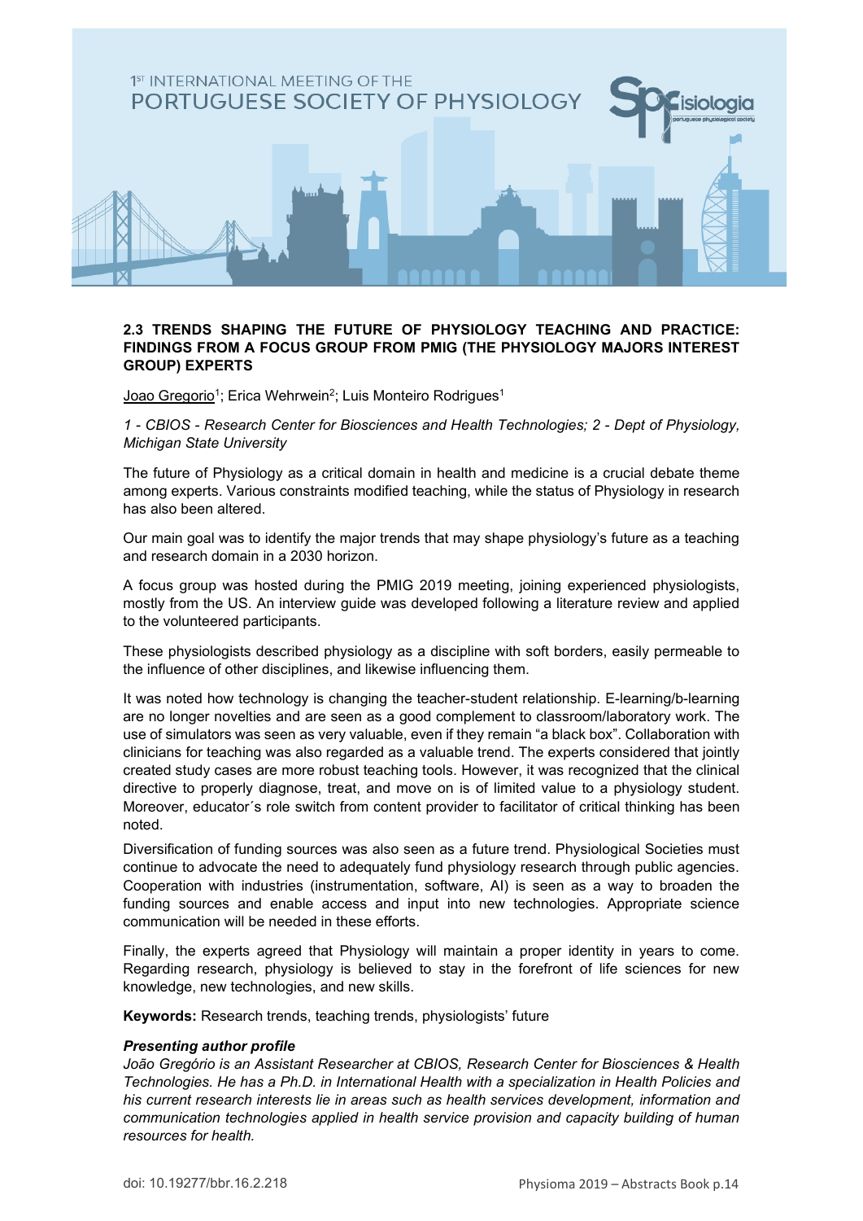## 2.3 TRENDS SHAPING THE FUTURE OF PHYSIOLOGY TEACHING AND PRACTICE: FINDINGS FROM A FOCUS GROUP FROM PMIG (THE PHYSIOLOGY MAJORS INTEREST GROUP) EXPERTS

Joao Gregorio[1]; Erica Wehrwein[2]; Luis Monteiro Rodrigues[1]

*1 - CBIOS - Research Center for Biosciences and Health Technologies; 2 - Dept of Physiology, Michigan State University*

The future of Physiology as a critical domain in health and medicine is a crucial debate theme among experts. Various constraints modified teaching, while the status of Physiology in research has also been altered.

Our main goal was to identify the major trends that may shape physiology's future as a teaching and research domain in a 2030 horizon.

A focus group was hosted during the PMIG 2019 meeting, joining experienced physiologists, mostly from the US. An interview guide was developed following a literature review and applied to the volunteered participants.

These physiologists described physiology as a discipline with soft borders, easily permeable to the influence of other disciplines, and likewise influencing them.

It was noted how technology is changing the teacher-student relationship. E-learning/b-learning are no longer novelties and are seen as a good complement to classroom/laboratory work. The use of simulators was seen as very valuable, even if they remain "a black box". Collaboration with clinicians for teaching was also regarded as a valuable trend. The experts considered that jointly created study cases are more robust teaching tools. However, it was recognized that the clinical directive to properly diagnose, treat, and move on is of limited value to a physiology student. Moreover, educator´s role switch from content provider to facilitator of critical thinking has been noted.

Diversification of funding sources was also seen as a future trend. Physiological Societies must continue to advocate the need to adequately fund physiology research through public agencies. Cooperation with industries (instrumentation, software, AI) is seen as a way to broaden the funding sources and enable access and input into new technologies. Appropriate science communication will be needed in these efforts.

Finally, the experts agreed that Physiology will maintain a proper identity in years to come. Regarding research, physiology is believed to stay in the forefront of life sciences for new knowledge, new technologies, and new skills.

**Keywords:** Research trends, teaching trends, physiologists' future

***Presenting author profile***

*João Gregório is an Assistant Researcher at CBIOS, Research Center for Biosciences & Health Technologies. He has a Ph.D. in International Health with a specialization in Health Policies and his current research interests lie in areas such as health services development, information and communication technologies applied in health service provision and capacity building of human resources for health.*

doi: 10.19277/bbr.16.2.218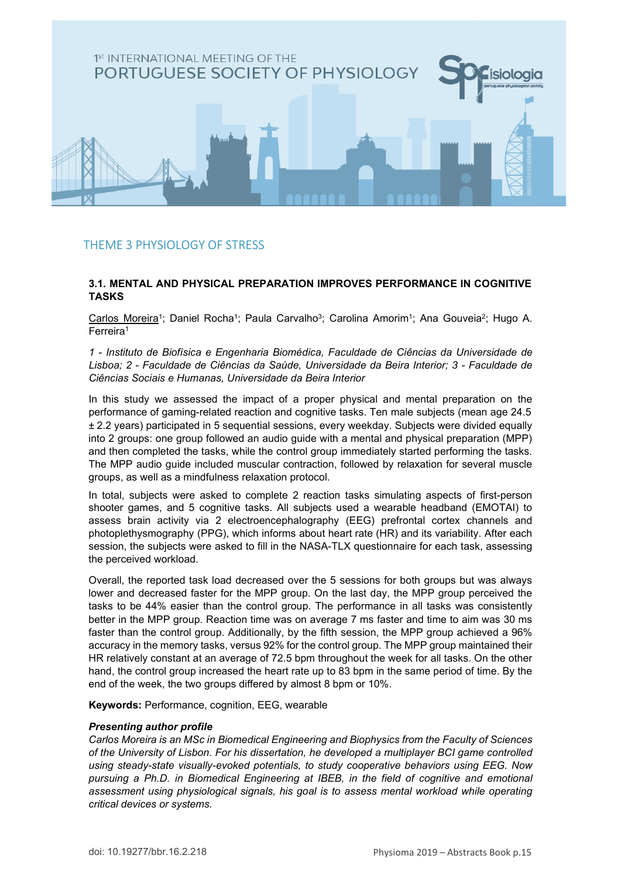## THEME 3 PHYSIOLOGY OF STRESS

### 3.1. MENTAL AND PHYSICAL PREPARATION IMPROVES PERFORMANCE IN COGNITIVE TASKS

Carlos Moreira[1]; Daniel Rocha[1]; Paula Carvalho[3]; Carolina Amorim[1]; Ana Gouveia[2]; Hugo A. Ferreira[1]

*1 - Instituto de Biofísica e Engenharia Biomédica, Faculdade de Ciências da Universidade de Lisboa; 2 - Faculdade de Ciências da Saúde, Universidade da Beira Interior; 3 - Faculdade de Ciências Sociais e Humanas, Universidade da Beira Interior*

In this study we assessed the impact of a proper physical and mental preparation on the performance of gaming-related reaction and cognitive tasks. Ten male subjects (mean age 24.5 ± 2.2 years) participated in 5 sequential sessions, every weekday. Subjects were divided equally into 2 groups: one group followed an audio guide with a mental and physical preparation (MPP) and then completed the tasks, while the control group immediately started performing the tasks. The MPP audio guide included muscular contraction, followed by relaxation for several muscle groups, as well as a mindfulness relaxation protocol.

In total, subjects were asked to complete 2 reaction tasks simulating aspects of first-person shooter games, and 5 cognitive tasks. All subjects used a wearable headband (EMOTAI) to assess brain activity via 2 electroencephalography (EEG) prefrontal cortex channels and photoplethysmography (PPG), which informs about heart rate (HR) and its variability. After each session, the subjects were asked to fill in the NASA-TLX questionnaire for each task, assessing the perceived workload.

Overall, the reported task load decreased over the 5 sessions for both groups but was always lower and decreased faster for the MPP group. On the last day, the MPP group perceived the tasks to be 44% easier than the control group. The performance in all tasks was consistently better in the MPP group. Reaction time was on average 7 ms faster and time to aim was 30 ms faster than the control group. Additionally, by the fifth session, the MPP group achieved a 96% accuracy in the memory tasks, versus 92% for the control group. The MPP group maintained their HR relatively constant at an average of 72.5 bpm throughout the week for all tasks. On the other hand, the control group increased the heart rate up to 83 bpm in the same period of time. By the end of the week, the two groups differed by almost 8 bpm or 10%.

**Keywords:** Performance, cognition, EEG, wearable

***Presenting author profile***

*Carlos Moreira is an MSc in Biomedical Engineering and Biophysics from the Faculty of Sciences of the University of Lisbon. For his dissertation, he developed a multiplayer BCI game controlled using steady-state visually-evoked potentials, to study cooperative behaviors using EEG. Now pursuing a Ph.D. in Biomedical Engineering at IBEB, in the field of cognitive and emotional assessment using physiological signals, his goal is to assess mental workload while operating critical devices or systems.*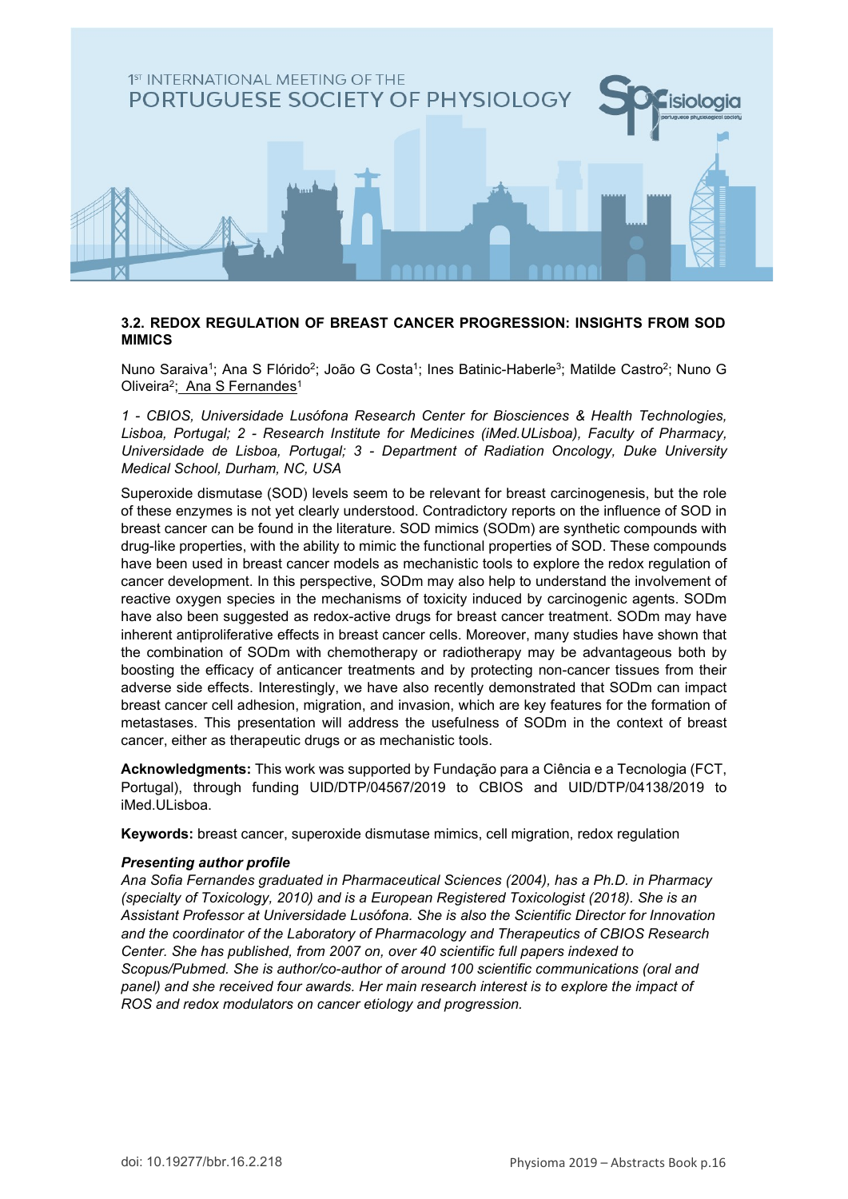## 3.2. REDOX REGULATION OF BREAST CANCER PROGRESSION: INSIGHTS FROM SOD MIMICS

Nuno Saraiva[1]; Ana S Flórido[2]; João G Costa[1]; Ines Batinic-Haberle[3]; Matilde Castro[2]; Nuno G Oliveira[2]; Ana S Fernandes[1]

*1 - CBIOS, Universidade Lusófona Research Center for Biosciences & Health Technologies, Lisboa, Portugal; 2 - Research Institute for Medicines (iMed.ULisboa), Faculty of Pharmacy, Universidade de Lisboa, Portugal; 3 - Department of Radiation Oncology, Duke University Medical School, Durham, NC, USA*

Superoxide dismutase (SOD) levels seem to be relevant for breast carcinogenesis, but the role of these enzymes is not yet clearly understood. Contradictory reports on the influence of SOD in breast cancer can be found in the literature. SOD mimics (SODm) are synthetic compounds with drug-like properties, with the ability to mimic the functional properties of SOD. These compounds have been used in breast cancer models as mechanistic tools to explore the redox regulation of cancer development. In this perspective, SODm may also help to understand the involvement of reactive oxygen species in the mechanisms of toxicity induced by carcinogenic agents. SODm have also been suggested as redox-active drugs for breast cancer treatment. SODm may have inherent antiproliferative effects in breast cancer cells. Moreover, many studies have shown that the combination of SODm with chemotherapy or radiotherapy may be advantageous both by boosting the efficacy of anticancer treatments and by protecting non-cancer tissues from their adverse side effects. Interestingly, we have also recently demonstrated that SODm can impact breast cancer cell adhesion, migration, and invasion, which are key features for the formation of metastases. This presentation will address the usefulness of SODm in the context of breast cancer, either as therapeutic drugs or as mechanistic tools.

**Acknowledgments:** This work was supported by Fundação para a Ciência e a Tecnologia (FCT, Portugal), through funding UID/DTP/04567/2019 to CBIOS and UID/DTP/04138/2019 to iMed.ULisboa.

**Keywords:** breast cancer, superoxide dismutase mimics, cell migration, redox regulation

***Presenting author profile***

*Ana Sofia Fernandes graduated in Pharmaceutical Sciences (2004), has a Ph.D. in Pharmacy (specialty of Toxicology, 2010) and is a European Registered Toxicologist (2018). She is an Assistant Professor at Universidade Lusófona. She is also the Scientific Director for Innovation and the coordinator of the Laboratory of Pharmacology and Therapeutics of CBIOS Research Center. She has published, from 2007 on, over 40 scientific full papers indexed to Scopus/Pubmed. She is author/co-author of around 100 scientific communications (oral and panel) and she received four awards. Her main research interest is to explore the impact of ROS and redox modulators on cancer etiology and progression.*

doi: 10.19277/bbr.16.2.218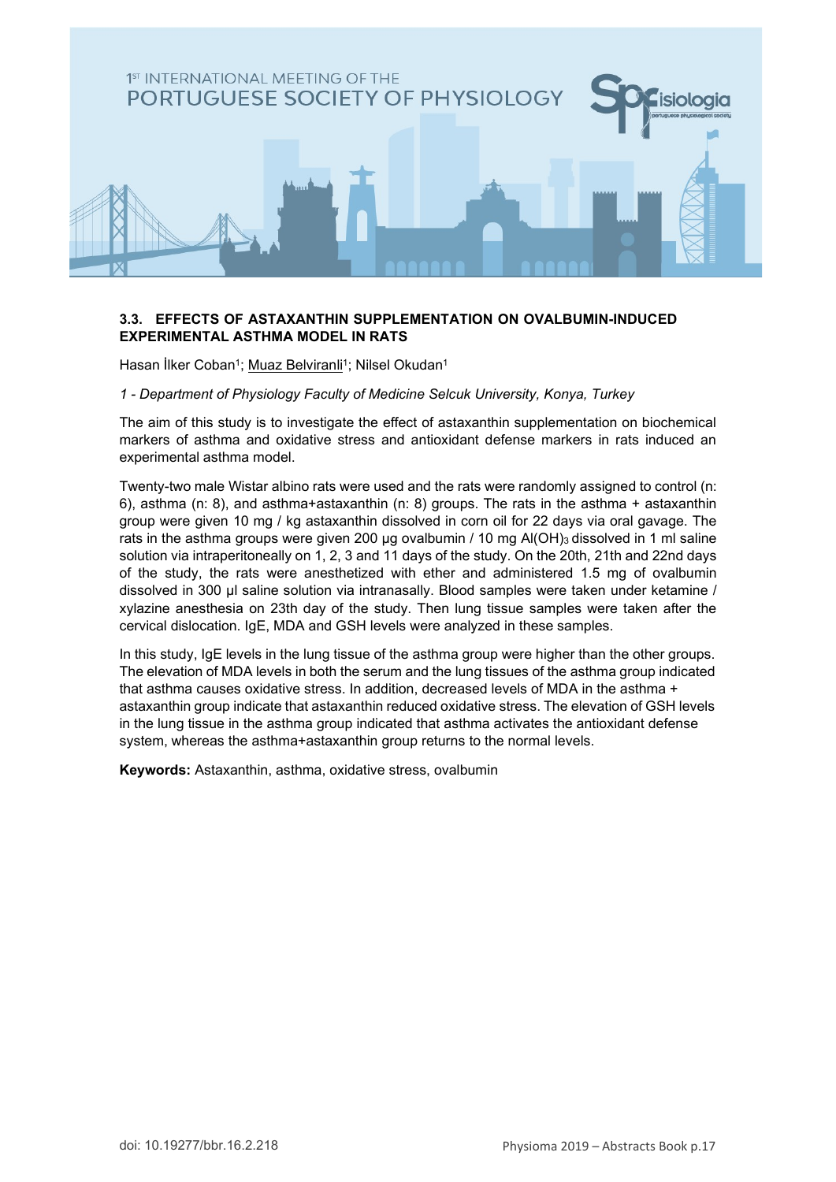## 3.3. EFFECTS OF ASTAXANTHIN SUPPLEMENTATION ON OVALBUMIN-INDUCED EXPERIMENTAL ASTHMA MODEL IN RATS

Hasan İlker Coban[1]; Muaz Belviranli[1]; Nilsel Okudan[1]

*1 - Department of Physiology Faculty of Medicine Selcuk University, Konya, Turkey*

The aim of this study is to investigate the effect of astaxanthin supplementation on biochemical markers of asthma and oxidative stress and antioxidant defense markers in rats induced an experimental asthma model.

Twenty-two male Wistar albino rats were used and the rats were randomly assigned to control (n: 6), asthma (n: 8), and asthma+astaxanthin (n: 8) groups. The rats in the asthma + astaxanthin group were given 10 mg / kg astaxanthin dissolved in corn oil for 22 days via oral gavage. The rats in the asthma groups were given 200 µg ovalbumin / 10 mg $Al(OH)_3$ dissolved in 1 ml saline solution via intraperitoneally on 1, 2, 3 and 11 days of the study. On the 20th, 21th and 22nd days of the study, the rats were anesthetized with ether and administered 1.5 mg of ovalbumin dissolved in 300 µl saline solution via intranasally. Blood samples were taken under ketamine / xylazine anesthesia on 23th day of the study. Then lung tissue samples were taken after the cervical dislocation. IgE, MDA and GSH levels were analyzed in these samples.

In this study, IgE levels in the lung tissue of the asthma group were higher than the other groups. The elevation of MDA levels in both the serum and the lung tissues of the asthma group indicated that asthma causes oxidative stress. In addition, decreased levels of MDA in the asthma + astaxanthin group indicate that astaxanthin reduced oxidative stress. The elevation of GSH levels in the lung tissue in the asthma group indicated that asthma activates the antioxidant defense system, whereas the asthma+astaxanthin group returns to the normal levels.

**Keywords:** Astaxanthin, asthma, oxidative stress, ovalbumin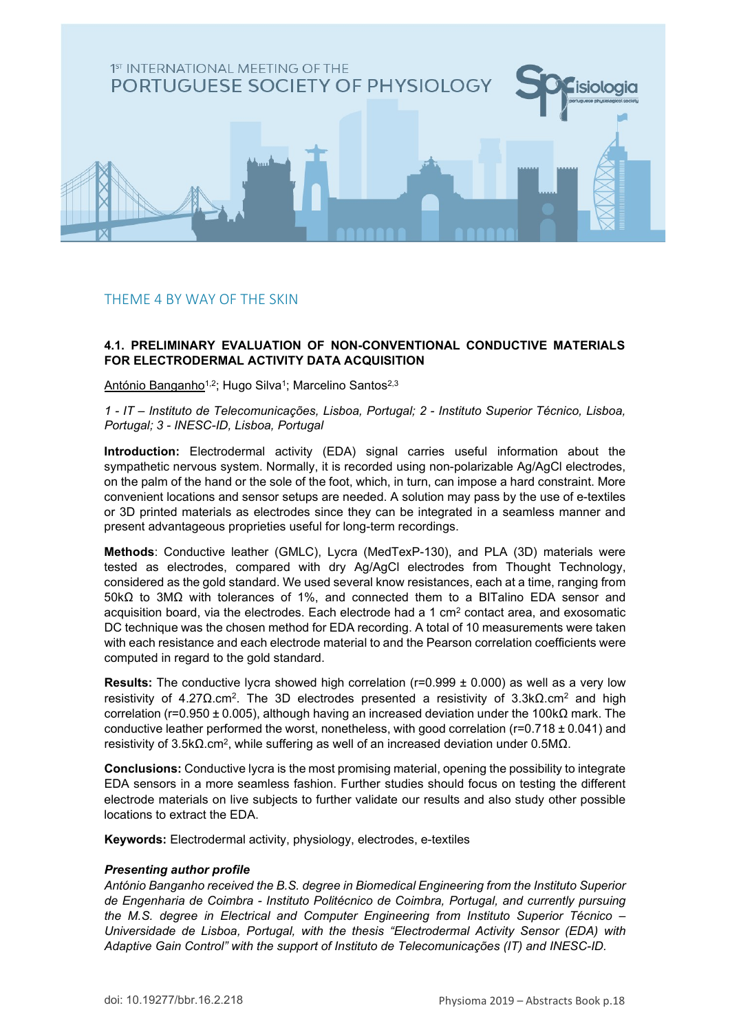## THEME 4 BY WAY OF THE SKIN

### 4.1. PRELIMINARY EVALUATION OF NON-CONVENTIONAL CONDUCTIVE MATERIALS FOR ELECTRODERMAL ACTIVITY DATA ACQUISITION

António Banganho[1,2]; Hugo Silva[1]; Marcelino Santos[2,3]

*1 - IT – Instituto de Telecomunicações, Lisboa, Portugal; 2 - Instituto Superior Técnico, Lisboa, Portugal; 3 - INESC-ID, Lisboa, Portugal*

**Introduction:** Electrodermal activity (EDA) signal carries useful information about the sympathetic nervous system. Normally, it is recorded using non-polarizable Ag/AgCl electrodes, on the palm of the hand or the sole of the foot, which, in turn, can impose a hard constraint. More convenient locations and sensor setups are needed. A solution may pass by the use of e-textiles or 3D printed materials as electrodes since they can be integrated in a seamless manner and present advantageous proprieties useful for long-term recordings.

**Methods**: Conductive leather (GMLC), Lycra (MedTexP-130), and PLA (3D) materials were tested as electrodes, compared with dry Ag/AgCl electrodes from Thought Technology, considered as the gold standard. We used several know resistances, each at a time, ranging from 50kΩ to 3MΩ with tolerances of 1%, and connected them to a BITalino EDA sensor and acquisition board, via the electrodes. Each electrode had a 1 $cm^2$ contact area, and exosomatic DC technique was the chosen method for EDA recording. A total of 10 measurements were taken with each resistance and each electrode material to and the Pearson correlation coefficients were computed in regard to the gold standard.

**Results:** The conductive lycra showed high correlation ($r=0.999 \pm 0.000$) as well as a very low resistivity of 4.27Ω.$cm^2$. The 3D electrodes presented a resistivity of 3.3kΩ.$cm^2$ and high correlation ($r=0.950 \pm 0.005$), although having an increased deviation under the 100kΩ mark. The conductive leather performed the worst, nonetheless, with good correlation ($r=0.718 \pm 0.041$) and resistivity of 3.5kΩ.$cm^2$, while suffering as well of an increased deviation under 0.5MΩ.

**Conclusions:** Conductive lycra is the most promising material, opening the possibility to integrate EDA sensors in a more seamless fashion. Further studies should focus on testing the different electrode materials on live subjects to further validate our results and also study other possible locations to extract the EDA.

**Keywords:** Electrodermal activity, physiology, electrodes, e-textiles

***Presenting author profile***

*António Banganho received the B.S. degree in Biomedical Engineering from the Instituto Superior de Engenharia de Coimbra - Instituto Politécnico de Coimbra, Portugal, and currently pursuing the M.S. degree in Electrical and Computer Engineering from Instituto Superior Técnico – Universidade de Lisboa, Portugal, with the thesis "Electrodermal Activity Sensor (EDA) with Adaptive Gain Control" with the support of Instituto de Telecomunicações (IT) and INESC-ID.*

doi: 10.19277/bbr.16.2.218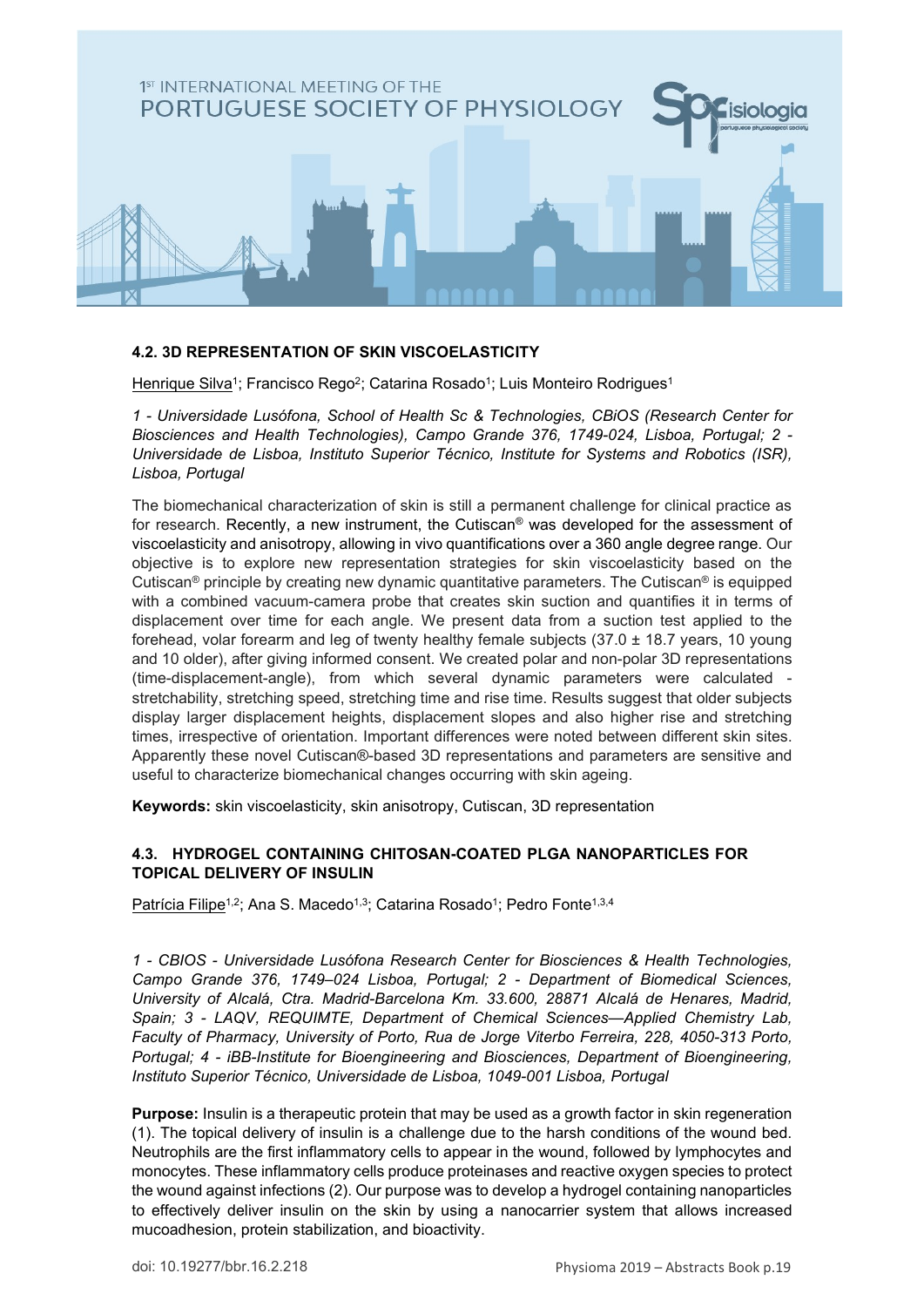### 4.2. 3D REPRESENTATION OF SKIN VISCOELASTICITY

Henrique Silva[1]; Francisco Rego[2]; Catarina Rosado[1]; Luis Monteiro Rodrigues[1]

*1 - Universidade Lusófona, School of Health Sc & Technologies, CBiOS (Research Center for Biosciences and Health Technologies), Campo Grande 376, 1749-024, Lisboa, Portugal; 2 - Universidade de Lisboa, Instituto Superior Técnico, Institute for Systems and Robotics (ISR), Lisboa, Portugal*

The biomechanical characterization of skin is still a permanent challenge for clinical practice as for research. Recently, a new instrument, the Cutiscan® was developed for the assessment of viscoelasticity and anisotropy, allowing in vivo quantifications over a 360 angle degree range. Our objective is to explore new representation strategies for skin viscoelasticity based on the Cutiscan® principle by creating new dynamic quantitative parameters. The Cutiscan® is equipped with a combined vacuum-camera probe that creates skin suction and quantifies it in terms of displacement over time for each angle. We present data from a suction test applied to the forehead, volar forearm and leg of twenty healthy female subjects (37.0 ± 18.7 years, 10 young and 10 older), after giving informed consent. We created polar and non-polar 3D representations (time-displacement-angle), from which several dynamic parameters were calculated - stretchability, stretching speed, stretching time and rise time. Results suggest that older subjects display larger displacement heights, displacement slopes and also higher rise and stretching times, irrespective of orientation. Important differences were noted between different skin sites. Apparently these novel Cutiscan®-based 3D representations and parameters are sensitive and useful to characterize biomechanical changes occurring with skin ageing.

**Keywords:** skin viscoelasticity, skin anisotropy, Cutiscan, 3D representation

### 4.3. HYDROGEL CONTAINING CHITOSAN-COATED PLGA NANOPARTICLES FOR TOPICAL DELIVERY OF INSULIN

Patrícia Filipe[1,2]; Ana S. Macedo[1,3]; Catarina Rosado[1]; Pedro Fonte[1,3,4]

*1 - CBIOS - Universidade Lusófona Research Center for Biosciences & Health Technologies, Campo Grande 376, 1749–024 Lisboa, Portugal; 2 - Department of Biomedical Sciences, University of Alcalá, Ctra. Madrid-Barcelona Km. 33.600, 28871 Alcalá de Henares, Madrid, Spain; 3 - LAQV, REQUIMTE, Department of Chemical Sciences—Applied Chemistry Lab, Faculty of Pharmacy, University of Porto, Rua de Jorge Viterbo Ferreira, 228, 4050-313 Porto, Portugal; 4 - iBB-Institute for Bioengineering and Biosciences, Department of Bioengineering, Instituto Superior Técnico, Universidade de Lisboa, 1049-001 Lisboa, Portugal*

**Purpose:** Insulin is a therapeutic protein that may be used as a growth factor in skin regeneration (1). The topical delivery of insulin is a challenge due to the harsh conditions of the wound bed. Neutrophils are the first inflammatory cells to appear in the wound, followed by lymphocytes and monocytes. These inflammatory cells produce proteinases and reactive oxygen species to protect the wound against infections (2). Our purpose was to develop a hydrogel containing nanoparticles to effectively deliver insulin on the skin by using a nanocarrier system that allows increased mucoadhesion, protein stabilization, and bioactivity.

doi: 10.19277/bbr.16.2.218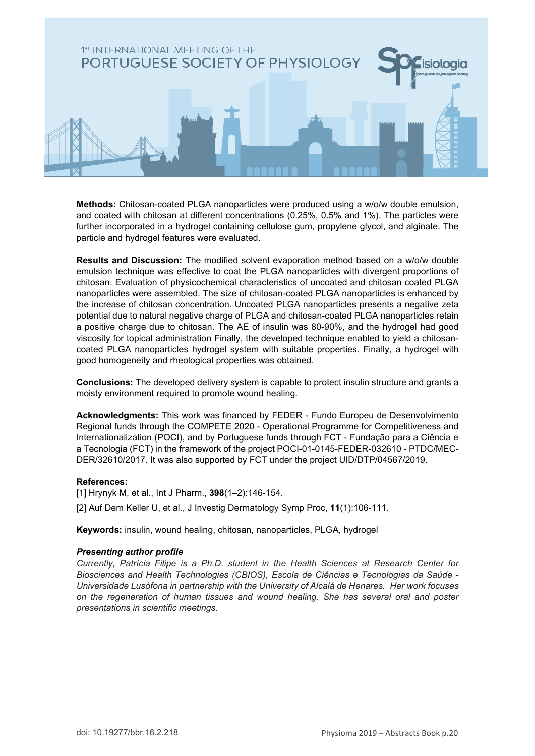**Methods:** Chitosan-coated PLGA nanoparticles were produced using a w/o/w double emulsion, and coated with chitosan at different concentrations (0.25%, 0.5% and 1%). The particles were further incorporated in a hydrogel containing cellulose gum, propylene glycol, and alginate. The particle and hydrogel features were evaluated.

**Results and Discussion:** The modified solvent evaporation method based on a w/o/w double emulsion technique was effective to coat the PLGA nanoparticles with divergent proportions of chitosan. Evaluation of physicochemical characteristics of uncoated and chitosan coated PLGA nanoparticles were assembled. The size of chitosan-coated PLGA nanoparticles is enhanced by the increase of chitosan concentration. Uncoated PLGA nanoparticles presents a negative zeta potential due to natural negative charge of PLGA and chitosan-coated PLGA nanoparticles retain a positive charge due to chitosan. The AE of insulin was 80-90%, and the hydrogel had good viscosity for topical administration Finally, the developed technique enabled to yield a chitosan-coated PLGA nanoparticles hydrogel system with suitable properties. Finally, a hydrogel with good homogeneity and rheological properties was obtained.

**Conclusions:** The developed delivery system is capable to protect insulin structure and grants a moisty environment required to promote wound healing.

**Acknowledgments:** This work was financed by FEDER - Fundo Europeu de Desenvolvimento Regional funds through the COMPETE 2020 - Operational Programme for Competitiveness and Internationalization (POCI), and by Portuguese funds through FCT - Fundação para a Ciência e a Tecnologia (FCT) in the framework of the project POCI-01-0145-FEDER-032610 - PTDC/MEC-DER/32610/2017. It was also supported by FCT under the project UID/DTP/04567/2019.

**References:**

[1] Hrynyk M, et al., Int J Pharm., **398**(1–2):146-154.

[2] Auf Dem Keller U, et al., J Investig Dermatology Symp Proc, **11**(1):106-111.

**Keywords:** insulin, wound healing, chitosan, nanoparticles, PLGA, hydrogel

***Presenting author profile***

*Currently, Patrícia Filipe is a Ph.D. student in the Health Sciences at Research Center for Biosciences and Health Technologies (CBIOS), Escola de Ciências e Tecnologias da Saúde - Universidade Lusófona in partnership with the University of Alcalá de Henares. Her work focuses on the regeneration of human tissues and wound healing. She has several oral and poster presentations in scientific meetings.*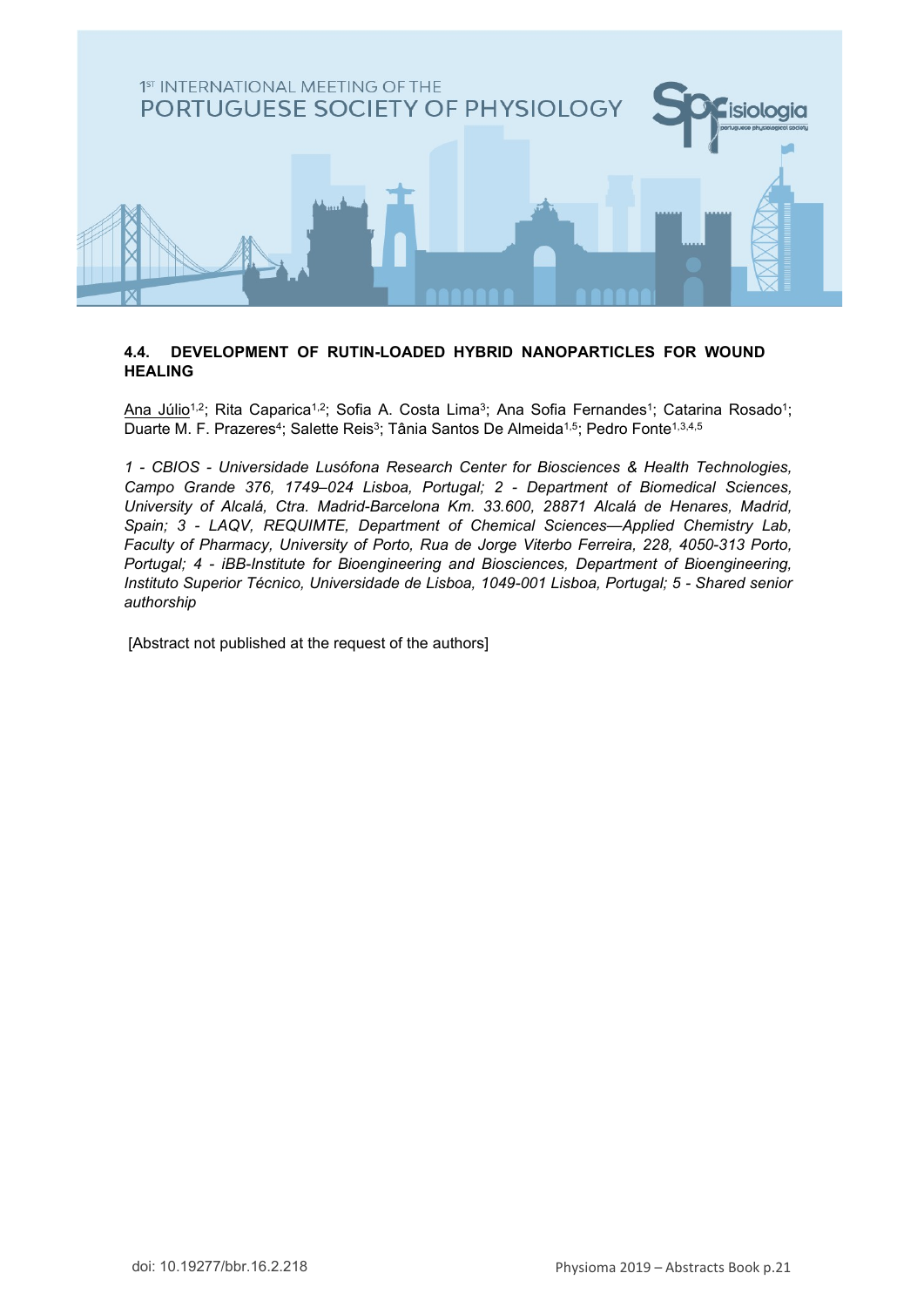### 4.4. DEVELOPMENT OF RUTIN-LOADED HYBRID NANOPARTICLES FOR WOUND HEALING

Ana Júlio[1,2]; Rita Caparica[1,2]; Sofia A. Costa Lima[3]; Ana Sofia Fernandes[1]; Catarina Rosado[1]; Duarte M. F. Prazeres[4]; Salette Reis[3]; Tânia Santos De Almeida[1,5]; Pedro Fonte[1,3,4,5]

*1 - CBIOS - Universidade Lusófona Research Center for Biosciences & Health Technologies, Campo Grande 376, 1749–024 Lisboa, Portugal; 2 - Department of Biomedical Sciences, University of Alcalá, Ctra. Madrid-Barcelona Km. 33.600, 28871 Alcalá de Henares, Madrid, Spain; 3 - LAQV, REQUIMTE, Department of Chemical Sciences—Applied Chemistry Lab, Faculty of Pharmacy, University of Porto, Rua de Jorge Viterbo Ferreira, 228, 4050-313 Porto, Portugal; 4 - iBB-Institute for Bioengineering and Biosciences, Department of Bioengineering, Instituto Superior Técnico, Universidade de Lisboa, 1049-001 Lisboa, Portugal; 5 - Shared senior authorship*

[Abstract not published at the request of the authors]

doi: 10.19277/bbr.16.2.218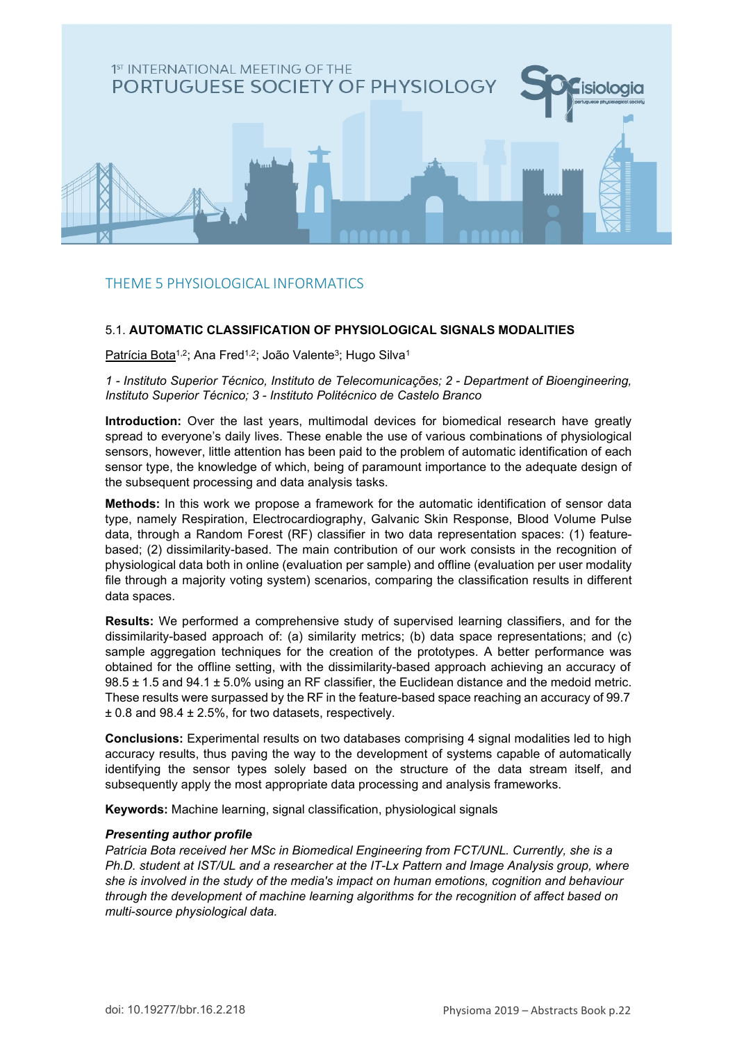## THEME 5 PHYSIOLOGICAL INFORMATICS

### 5.1. **AUTOMATIC CLASSIFICATION OF PHYSIOLOGICAL SIGNALS MODALITIES**

Patrícia Bota[1,2]; Ana Fred[1,2]; João Valente[3]; Hugo Silva[1]

*1 - Instituto Superior Técnico, Instituto de Telecomunicações; 2 - Department of Bioengineering, Instituto Superior Técnico; 3 - Instituto Politécnico de Castelo Branco*

**Introduction:** Over the last years, multimodal devices for biomedical research have greatly spread to everyone's daily lives. These enable the use of various combinations of physiological sensors, however, little attention has been paid to the problem of automatic identification of each sensor type, the knowledge of which, being of paramount importance to the adequate design of the subsequent processing and data analysis tasks.

**Methods:** In this work we propose a framework for the automatic identification of sensor data type, namely Respiration, Electrocardiography, Galvanic Skin Response, Blood Volume Pulse data, through a Random Forest (RF) classifier in two data representation spaces: (1) feature-based; (2) dissimilarity-based. The main contribution of our work consists in the recognition of physiological data both in online (evaluation per sample) and offline (evaluation per user modality file through a majority voting system) scenarios, comparing the classification results in different data spaces.

**Results:** We performed a comprehensive study of supervised learning classifiers, and for the dissimilarity-based approach of: (a) similarity metrics; (b) data space representations; and (c) sample aggregation techniques for the creation of the prototypes. A better performance was obtained for the offline setting, with the dissimilarity-based approach achieving an accuracy of 98.5 ± 1.5 and 94.1 ± 5.0% using an RF classifier, the Euclidean distance and the medoid metric. These results were surpassed by the RF in the feature-based space reaching an accuracy of 99.7 ± 0.8 and 98.4 ± 2.5%, for two datasets, respectively.

**Conclusions:** Experimental results on two databases comprising 4 signal modalities led to high accuracy results, thus paving the way to the development of systems capable of automatically identifying the sensor types solely based on the structure of the data stream itself, and subsequently apply the most appropriate data processing and analysis frameworks.

**Keywords:** Machine learning, signal classification, physiological signals

***Presenting author profile***

*Patrícia Bota received her MSc in Biomedical Engineering from FCT/UNL. Currently, she is a Ph.D. student at IST/UL and a researcher at the IT-Lx Pattern and Image Analysis group, where she is involved in the study of the media's impact on human emotions, cognition and behaviour through the development of machine learning algorithms for the recognition of affect based on multi-source physiological data.*

doi: 10.19277/bbr.16.2.218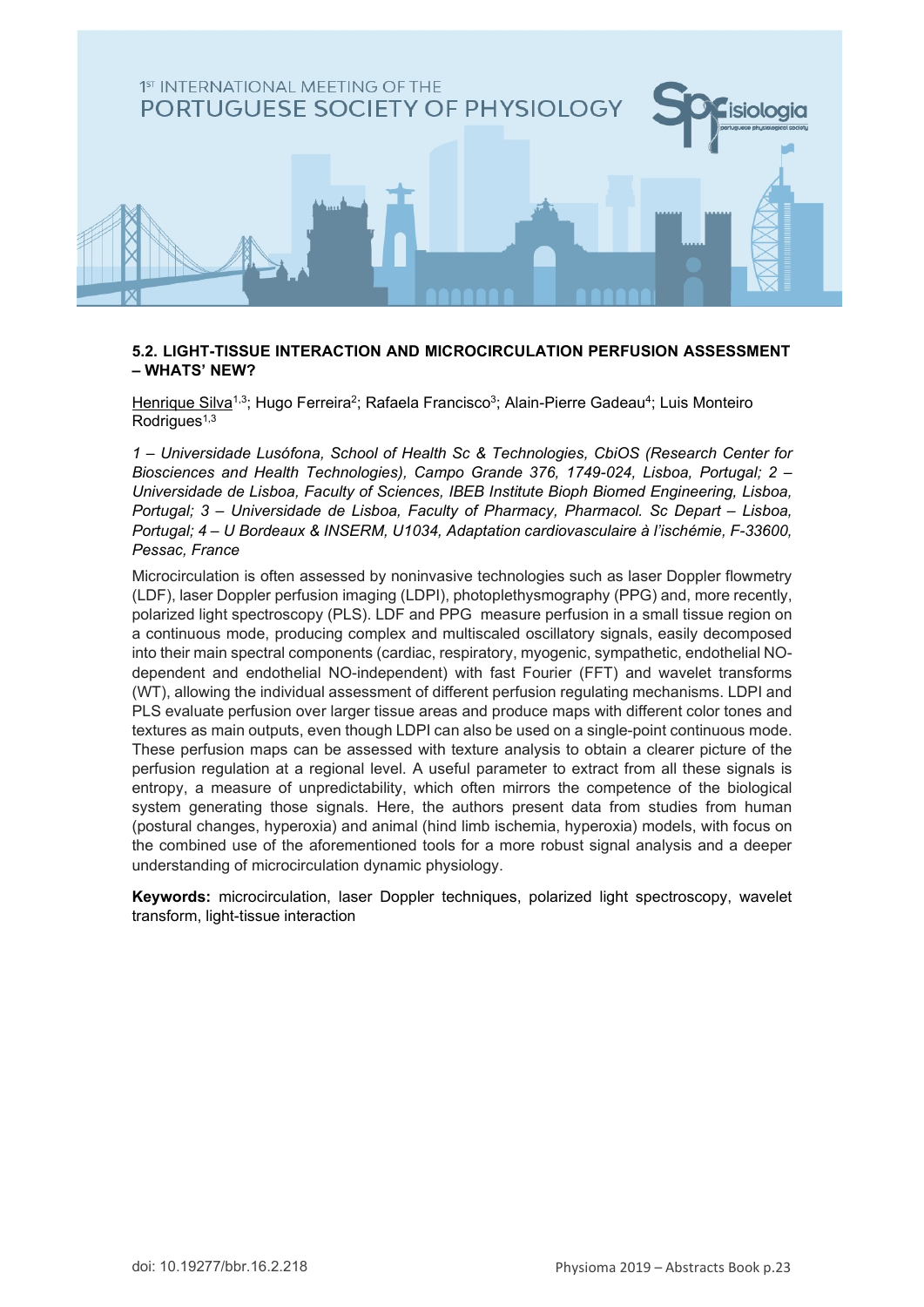### 5.2. LIGHT-TISSUE INTERACTION AND MICROCIRCULATION PERFUSION ASSESSMENT – WHATS' NEW?

Henrique Silva[1,3]; Hugo Ferreira[2]; Rafaela Francisco[3]; Alain-Pierre Gadeau[4]; Luis Monteiro Rodrigues[1,3]

*1 – Universidade Lusófona, School of Health Sc & Technologies, CbiOS (Research Center for Biosciences and Health Technologies), Campo Grande 376, 1749-024, Lisboa, Portugal; 2 – Universidade de Lisboa, Faculty of Sciences, IBEB Institute Bioph Biomed Engineering, Lisboa, Portugal; 3 – Universidade de Lisboa, Faculty of Pharmacy, Pharmacol. Sc Depart – Lisboa, Portugal; 4 – U Bordeaux & INSERM, U1034, Adaptation cardiovasculaire à l'ischémie, F-33600, Pessac, France*

Microcirculation is often assessed by noninvasive technologies such as laser Doppler flowmetry (LDF), laser Doppler perfusion imaging (LDPI), photoplethysmography (PPG) and, more recently, polarized light spectroscopy (PLS). LDF and PPG measure perfusion in a small tissue region on a continuous mode, producing complex and multiscaled oscillatory signals, easily decomposed into their main spectral components (cardiac, respiratory, myogenic, sympathetic, endothelial NO-dependent and endothelial NO-independent) with fast Fourier (FFT) and wavelet transforms (WT), allowing the individual assessment of different perfusion regulating mechanisms. LDPI and PLS evaluate perfusion over larger tissue areas and produce maps with different color tones and textures as main outputs, even though LDPI can also be used on a single-point continuous mode. These perfusion maps can be assessed with texture analysis to obtain a clearer picture of the perfusion regulation at a regional level. A useful parameter to extract from all these signals is entropy, a measure of unpredictability, which often mirrors the competence of the biological system generating those signals. Here, the authors present data from studies from human (postural changes, hyperoxia) and animal (hind limb ischemia, hyperoxia) models, with focus on the combined use of the aforementioned tools for a more robust signal analysis and a deeper understanding of microcirculation dynamic physiology.

**Keywords:** microcirculation, laser Doppler techniques, polarized light spectroscopy, wavelet transform, light-tissue interaction

doi: 10.19277/bbr.16.2.218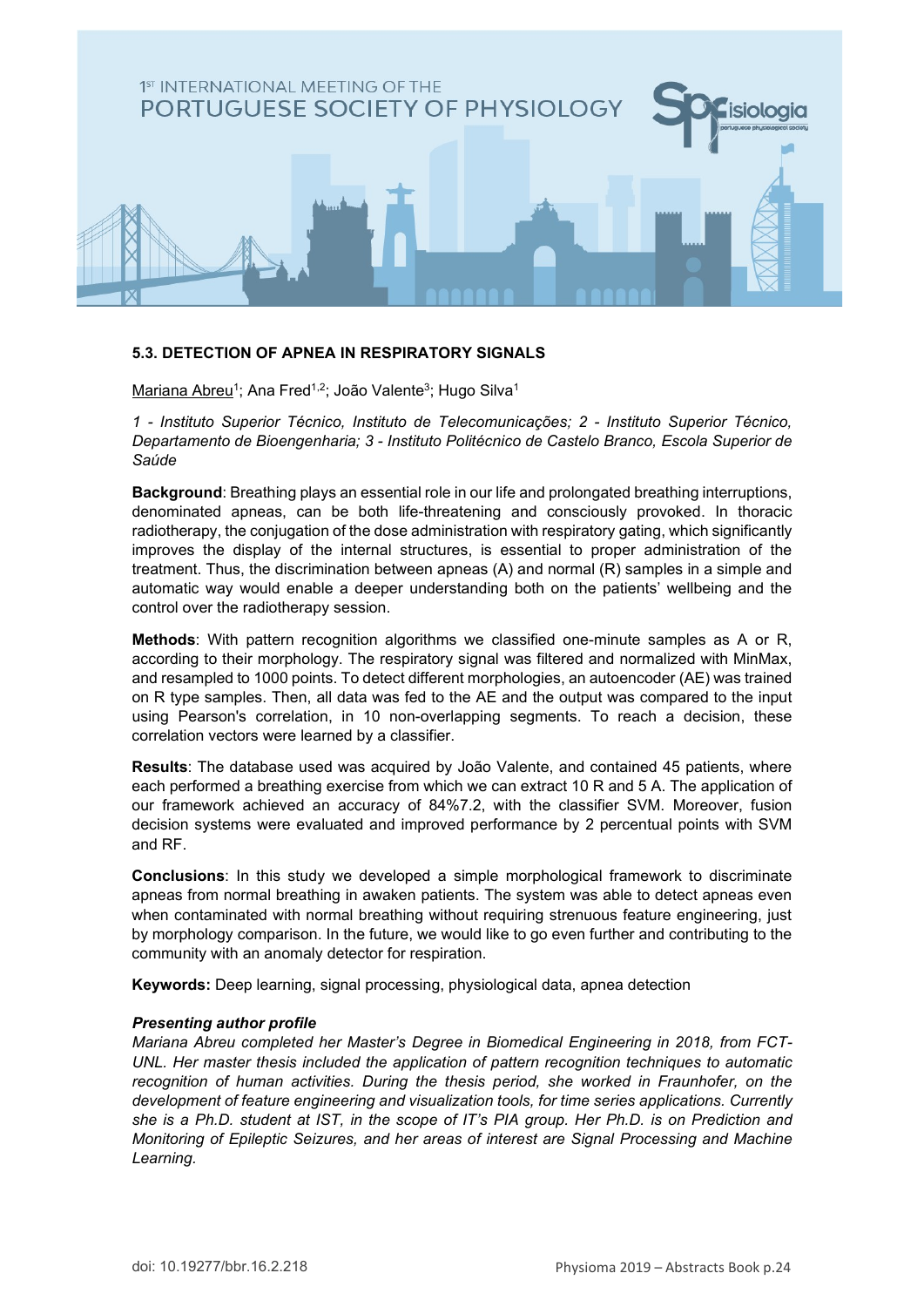### 5.3. DETECTION OF APNEA IN RESPIRATORY SIGNALS

Mariana Abreu[1]; Ana Fred[1,2]; João Valente[3]; Hugo Silva[1]

*1 - Instituto Superior Técnico, Instituto de Telecomunicações; 2 - Instituto Superior Técnico, Departamento de Bioengenharia; 3 - Instituto Politécnico de Castelo Branco, Escola Superior de Saúde*

**Background**: Breathing plays an essential role in our life and prolongated breathing interruptions, denominated apneas, can be both life-threatening and consciously provoked. In thoracic radiotherapy, the conjugation of the dose administration with respiratory gating, which significantly improves the display of the internal structures, is essential to proper administration of the treatment. Thus, the discrimination between apneas (A) and normal (R) samples in a simple and automatic way would enable a deeper understanding both on the patients' wellbeing and the control over the radiotherapy session.

**Methods**: With pattern recognition algorithms we classified one-minute samples as A or R, according to their morphology. The respiratory signal was filtered and normalized with MinMax, and resampled to 1000 points. To detect different morphologies, an autoencoder (AE) was trained on R type samples. Then, all data was fed to the AE and the output was compared to the input using Pearson's correlation, in 10 non-overlapping segments. To reach a decision, these correlation vectors were learned by a classifier.

**Results**: The database used was acquired by João Valente, and contained 45 patients, where each performed a breathing exercise from which we can extract 10 R and 5 A. The application of our framework achieved an accuracy of 84%7.2, with the classifier SVM. Moreover, fusion decision systems were evaluated and improved performance by 2 percentual points with SVM and RF.

**Conclusions**: In this study we developed a simple morphological framework to discriminate apneas from normal breathing in awaken patients. The system was able to detect apneas even when contaminated with normal breathing without requiring strenuous feature engineering, just by morphology comparison. In the future, we would like to go even further and contributing to the community with an anomaly detector for respiration.

**Keywords:** Deep learning, signal processing, physiological data, apnea detection

***Presenting author profile***

*Mariana Abreu completed her Master's Degree in Biomedical Engineering in 2018, from FCT-UNL. Her master thesis included the application of pattern recognition techniques to automatic recognition of human activities. During the thesis period, she worked in Fraunhofer, on the development of feature engineering and visualization tools, for time series applications. Currently she is a Ph.D. student at IST, in the scope of IT's PIA group. Her Ph.D. is on Prediction and Monitoring of Epileptic Seizures, and her areas of interest are Signal Processing and Machine Learning.*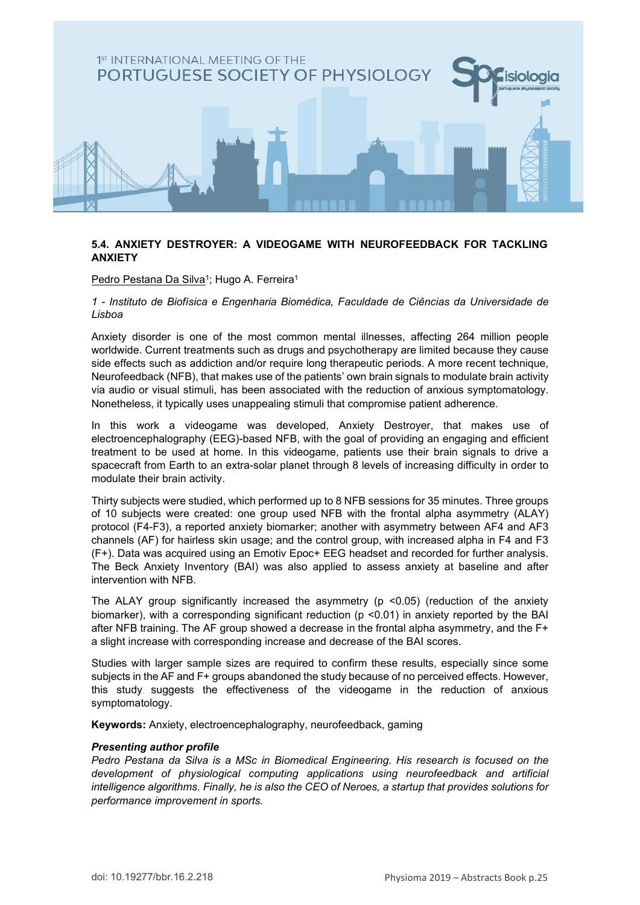## 5.4. ANXIETY DESTROYER: A VIDEOGAME WITH NEUROFEEDBACK FOR TACKLING ANXIETY

Pedro Pestana Da Silva[1]; Hugo A. Ferreira[1]

*1 - Instituto de Biofísica e Engenharia Biomédica, Faculdade de Ciências da Universidade de Lisboa*

Anxiety disorder is one of the most common mental illnesses, affecting 264 million people worldwide. Current treatments such as drugs and psychotherapy are limited because they cause side effects such as addiction and/or require long therapeutic periods. A more recent technique, Neurofeedback (NFB), that makes use of the patients' own brain signals to modulate brain activity via audio or visual stimuli, has been associated with the reduction of anxious symptomatology. Nonetheless, it typically uses unappealing stimuli that compromise patient adherence.

In this work a videogame was developed, Anxiety Destroyer, that makes use of electroencephalography (EEG)-based NFB, with the goal of providing an engaging and efficient treatment to be used at home. In this videogame, patients use their brain signals to drive a spacecraft from Earth to an extra-solar planet through 8 levels of increasing difficulty in order to modulate their brain activity.

Thirty subjects were studied, which performed up to 8 NFB sessions for 35 minutes. Three groups of 10 subjects were created: one group used NFB with the frontal alpha asymmetry (ALAY) protocol (F4-F3), a reported anxiety biomarker; another with asymmetry between AF4 and AF3 channels (AF) for hairless skin usage; and the control group, with increased alpha in F4 and F3 (F+). Data was acquired using an Emotiv Epoc+ EEG headset and recorded for further analysis. The Beck Anxiety Inventory (BAI) was also applied to assess anxiety at baseline and after intervention with NFB.

The ALAY group significantly increased the asymmetry ($p < 0.05$) (reduction of the anxiety biomarker), with a corresponding significant reduction ($p < 0.01$) in anxiety reported by the BAI after NFB training. The AF group showed a decrease in the frontal alpha asymmetry, and the F+ a slight increase with corresponding increase and decrease of the BAI scores.

Studies with larger sample sizes are required to confirm these results, especially since some subjects in the AF and F+ groups abandoned the study because of no perceived effects. However, this study suggests the effectiveness of the videogame in the reduction of anxious symptomatology.

**Keywords:** Anxiety, electroencephalography, neurofeedback, gaming

***Presenting author profile***

*Pedro Pestana da Silva is a MSc in Biomedical Engineering. His research is focused on the development of physiological computing applications using neurofeedback and artificial intelligence algorithms. Finally, he is also the CEO of Neroes, a startup that provides solutions for performance improvement in sports.*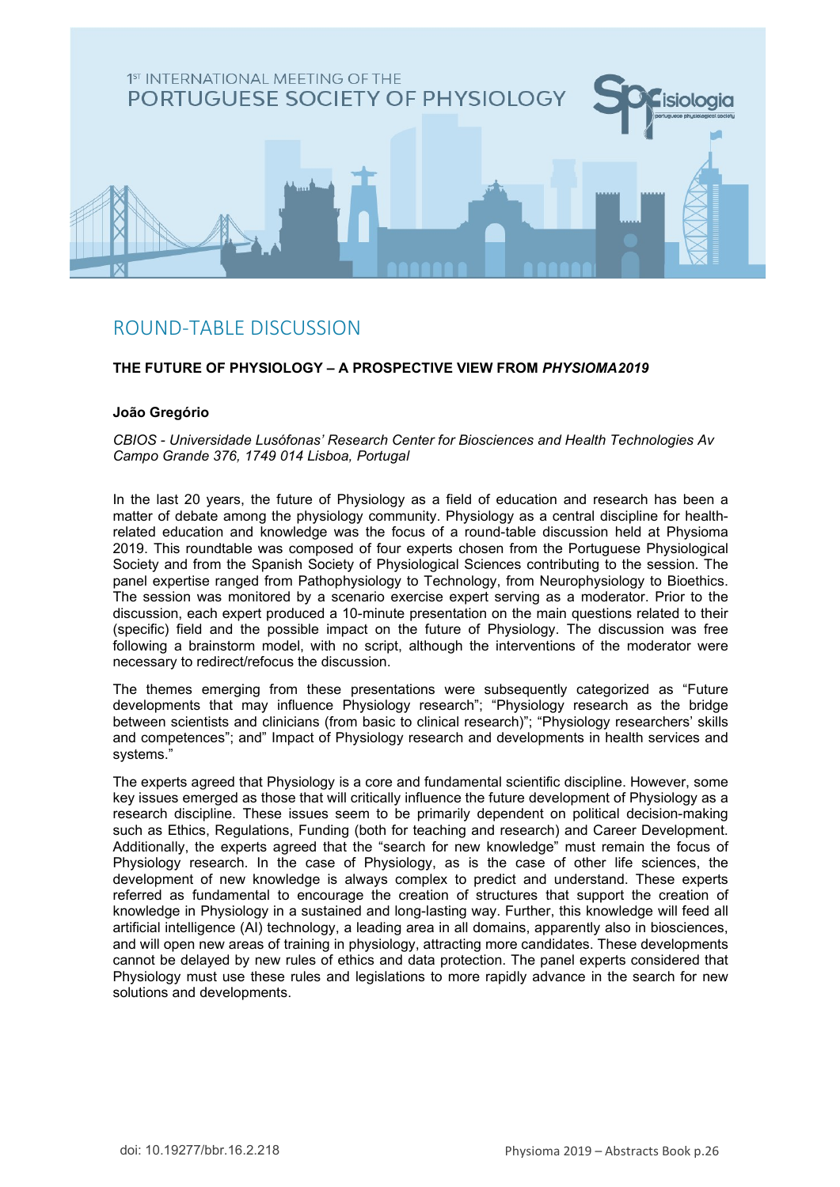## ROUND-TABLE DISCUSSION

**THE FUTURE OF PHYSIOLOGY – A PROSPECTIVE VIEW FROM *PHYSIOMA2019***

**João Gregório**

*CBIOS - Universidade Lusófonas' Research Center for Biosciences and Health Technologies Av Campo Grande 376, 1749 014 Lisboa, Portugal*

In the last 20 years, the future of Physiology as a field of education and research has been a matter of debate among the physiology community. Physiology as a central discipline for health-related education and knowledge was the focus of a round-table discussion held at Physioma 2019. This roundtable was composed of four experts chosen from the Portuguese Physiological Society and from the Spanish Society of Physiological Sciences contributing to the session. The panel expertise ranged from Pathophysiology to Technology, from Neurophysiology to Bioethics. The session was monitored by a scenario exercise expert serving as a moderator. Prior to the discussion, each expert produced a 10-minute presentation on the main questions related to their (specific) field and the possible impact on the future of Physiology. The discussion was free following a brainstorm model, with no script, although the interventions of the moderator were necessary to redirect/refocus the discussion.

The themes emerging from these presentations were subsequently categorized as "Future developments that may influence Physiology research"; "Physiology research as the bridge between scientists and clinicians (from basic to clinical research)"; "Physiology researchers' skills and competences"; and" Impact of Physiology research and developments in health services and systems."

The experts agreed that Physiology is a core and fundamental scientific discipline. However, some key issues emerged as those that will critically influence the future development of Physiology as a research discipline. These issues seem to be primarily dependent on political decision-making such as Ethics, Regulations, Funding (both for teaching and research) and Career Development. Additionally, the experts agreed that the "search for new knowledge" must remain the focus of Physiology research. In the case of Physiology, as is the case of other life sciences, the development of new knowledge is always complex to predict and understand. These experts referred as fundamental to encourage the creation of structures that support the creation of knowledge in Physiology in a sustained and long-lasting way. Further, this knowledge will feed all artificial intelligence (AI) technology, a leading area in all domains, apparently also in biosciences, and will open new areas of training in physiology, attracting more candidates. These developments cannot be delayed by new rules of ethics and data protection. The panel experts considered that Physiology must use these rules and legislations to more rapidly advance in the search for new solutions and developments.

doi: 10.19277/bbr.16.2.218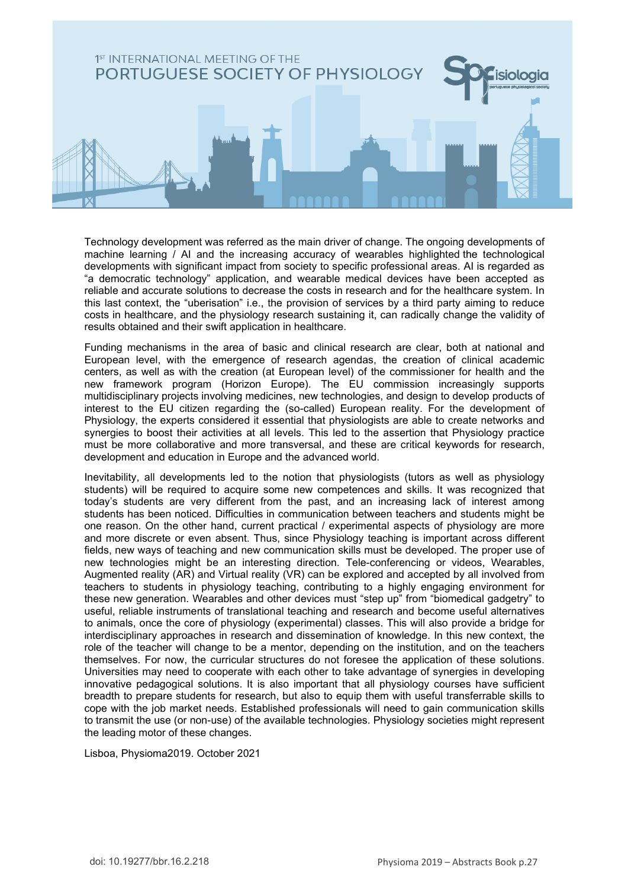Technology development was referred as the main driver of change. The ongoing developments of machine learning / AI and the increasing accuracy of wearables highlighted the technological developments with significant impact from society to specific professional areas. AI is regarded as "a democratic technology" application, and wearable medical devices have been accepted as reliable and accurate solutions to decrease the costs in research and for the healthcare system. In this last context, the "uberisation" i.e., the provision of services by a third party aiming to reduce costs in healthcare, and the physiology research sustaining it, can radically change the validity of results obtained and their swift application in healthcare.

Funding mechanisms in the area of basic and clinical research are clear, both at national and European level, with the emergence of research agendas, the creation of clinical academic centers, as well as with the creation (at European level) of the commissioner for health and the new framework program (Horizon Europe). The EU commission increasingly supports multidisciplinary projects involving medicines, new technologies, and design to develop products of interest to the EU citizen regarding the (so-called) European reality. For the development of Physiology, the experts considered it essential that physiologists are able to create networks and synergies to boost their activities at all levels. This led to the assertion that Physiology practice must be more collaborative and more transversal, and these are critical keywords for research, development and education in Europe and the advanced world.

Inevitability, all developments led to the notion that physiologists (tutors as well as physiology students) will be required to acquire some new competences and skills. It was recognized that today's students are very different from the past, and an increasing lack of interest among students has been noticed. Difficulties in communication between teachers and students might be one reason. On the other hand, current practical / experimental aspects of physiology are more and more discrete or even absent. Thus, since Physiology teaching is important across different fields, new ways of teaching and new communication skills must be developed. The proper use of new technologies might be an interesting direction. Tele-conferencing or videos, Wearables, Augmented reality (AR) and Virtual reality (VR) can be explored and accepted by all involved from teachers to students in physiology teaching, contributing to a highly engaging environment for these new generation. Wearables and other devices must "step up" from "biomedical gadgetry" to useful, reliable instruments of translational teaching and research and become useful alternatives to animals, once the core of physiology (experimental) classes. This will also provide a bridge for interdisciplinary approaches in research and dissemination of knowledge. In this new context, the role of the teacher will change to be a mentor, depending on the institution, and on the teachers themselves. For now, the curricular structures do not foresee the application of these solutions. Universities may need to cooperate with each other to take advantage of synergies in developing innovative pedagogical solutions. It is also important that all physiology courses have sufficient breadth to prepare students for research, but also to equip them with useful transferrable skills to cope with the job market needs. Established professionals will need to gain communication skills to transmit the use (or non-use) of the available technologies. Physiology societies might represent the leading motor of these changes.

Lisboa, Physioma2019. October 2021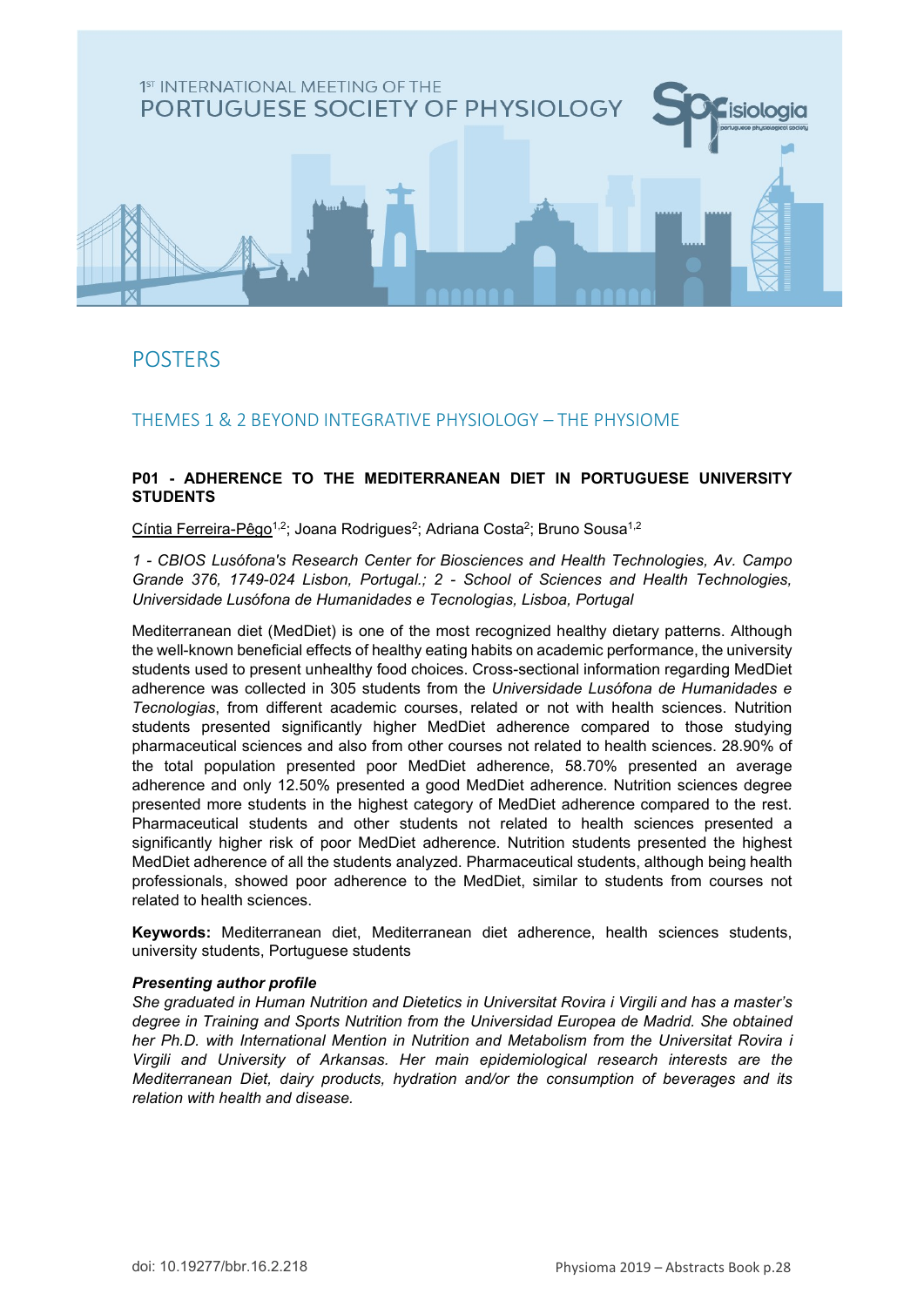# POSTERS

## THEMES 1 & 2 BEYOND INTEGRATIVE PHYSIOLOGY – THE PHYSIOME

### P01 - ADHERENCE TO THE MEDITERRANEAN DIET IN PORTUGUESE UNIVERSITY STUDENTS

Cíntia Ferreira-Pêgo[1,2]; Joana Rodrigues[2]; Adriana Costa[2]; Bruno Sousa[1,2]

*1 - CBIOS Lusófona's Research Center for Biosciences and Health Technologies, Av. Campo Grande 376, 1749-024 Lisbon, Portugal.; 2 - School of Sciences and Health Technologies, Universidade Lusófona de Humanidades e Tecnologias, Lisboa, Portugal*

Mediterranean diet (MedDiet) is one of the most recognized healthy dietary patterns. Although the well-known beneficial effects of healthy eating habits on academic performance, the university students used to present unhealthy food choices. Cross-sectional information regarding MedDiet adherence was collected in 305 students from the *Universidade Lusófona de Humanidades e Tecnologias*, from different academic courses, related or not with health sciences. Nutrition students presented significantly higher MedDiet adherence compared to those studying pharmaceutical sciences and also from other courses not related to health sciences. 28.90% of the total population presented poor MedDiet adherence, 58.70% presented an average adherence and only 12.50% presented a good MedDiet adherence. Nutrition sciences degree presented more students in the highest category of MedDiet adherence compared to the rest. Pharmaceutical students and other students not related to health sciences presented a significantly higher risk of poor MedDiet adherence. Nutrition students presented the highest MedDiet adherence of all the students analyzed. Pharmaceutical students, although being health professionals, showed poor adherence to the MedDiet, similar to students from courses not related to health sciences.

**Keywords:** Mediterranean diet, Mediterranean diet adherence, health sciences students, university students, Portuguese students

***Presenting author profile***

*She graduated in Human Nutrition and Dietetics in Universitat Rovira i Virgili and has a master's degree in Training and Sports Nutrition from the Universidad Europea de Madrid. She obtained her Ph.D. with International Mention in Nutrition and Metabolism from the Universitat Rovira i Virgili and University of Arkansas. Her main epidemiological research interests are the Mediterranean Diet, dairy products, hydration and/or the consumption of beverages and its relation with health and disease.*

doi: 10.19277/bbr.16.2.218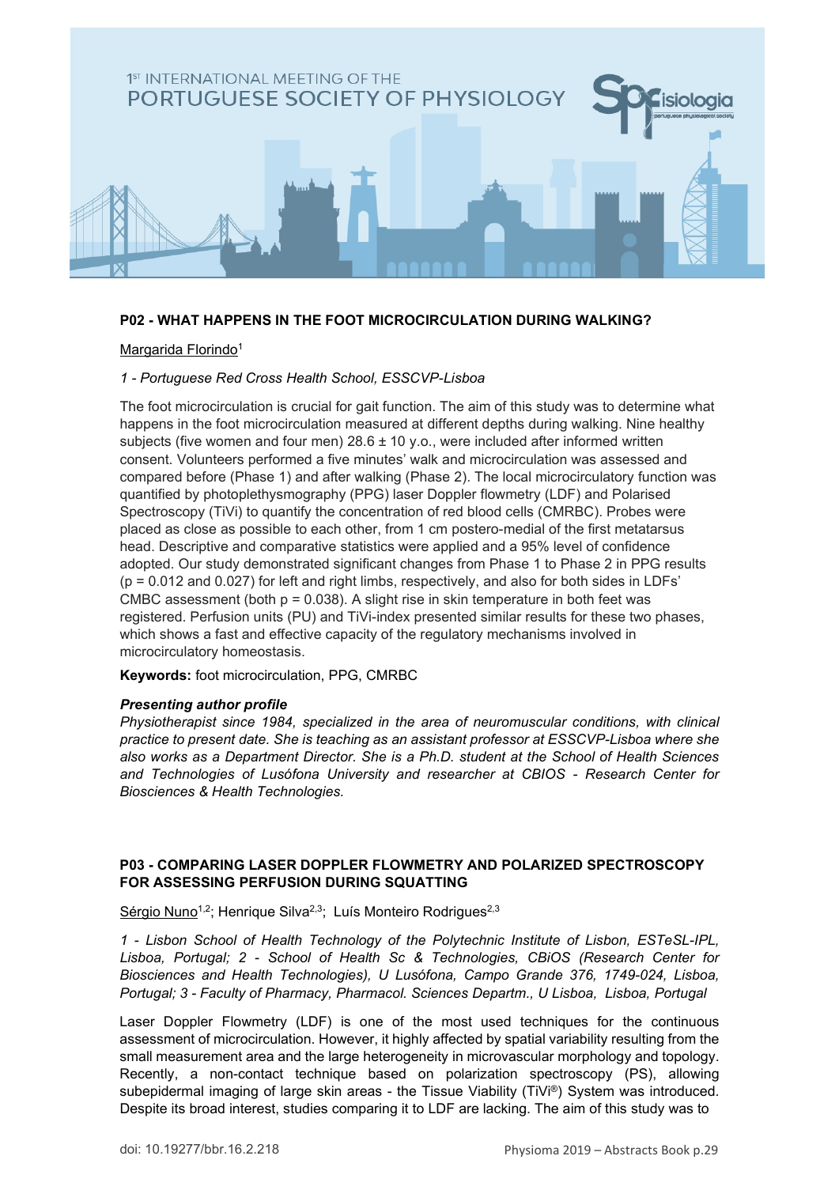### P02 - WHAT HAPPENS IN THE FOOT MICROCIRCULATION DURING WALKING?

Margarida Florindo[1]

*1 - Portuguese Red Cross Health School, ESSCVP-Lisboa*

The foot microcirculation is crucial for gait function. The aim of this study was to determine what happens in the foot microcirculation measured at different depths during walking. Nine healthy subjects (five women and four men) 28.6 ± 10 y.o., were included after informed written consent. Volunteers performed a five minutes' walk and microcirculation was assessed and compared before (Phase 1) and after walking (Phase 2). The local microcirculatory function was quantified by photoplethysmography (PPG) laser Doppler flowmetry (LDF) and Polarised Spectroscopy (TiVi) to quantify the concentration of red blood cells (CMRBC). Probes were placed as close as possible to each other, from 1 cm postero-medial of the first metatarsus head. Descriptive and comparative statistics were applied and a 95% level of confidence adopted. Our study demonstrated significant changes from Phase 1 to Phase 2 in PPG results ($p = 0.012$ and $0.027$) for left and right limbs, respectively, and also for both sides in LDFs' CMBC assessment (both $p = 0.038$). A slight rise in skin temperature in both feet was registered. Perfusion units (PU) and TiVi-index presented similar results for these two phases, which shows a fast and effective capacity of the regulatory mechanisms involved in microcirculatory homeostasis.

**Keywords:** foot microcirculation, PPG, CMRBC

***Presenting author profile***

*Physiotherapist since 1984, specialized in the area of neuromuscular conditions, with clinical practice to present date. She is teaching as an assistant professor at ESSCVP-Lisboa where she also works as a Department Director. She is a Ph.D. student at the School of Health Sciences and Technologies of Lusófona University and researcher at CBIOS - Research Center for Biosciences & Health Technologies.*

### P03 - COMPARING LASER DOPPLER FLOWMETRY AND POLARIZED SPECTROSCOPY FOR ASSESSING PERFUSION DURING SQUATTING

Sérgio Nuno[1,2]; Henrique Silva[2,3]; Luís Monteiro Rodrigues[2,3]

*1 - Lisbon School of Health Technology of the Polytechnic Institute of Lisbon, ESTeSL-IPL, Lisboa, Portugal; 2 - School of Health Sc & Technologies, CBiOS (Research Center for Biosciences and Health Technologies), U Lusófona, Campo Grande 376, 1749-024, Lisboa, Portugal; 3 - Faculty of Pharmacy, Pharmacol. Sciences Departm., U Lisboa, Lisboa, Portugal*

Laser Doppler Flowmetry (LDF) is one of the most used techniques for the continuous assessment of microcirculation. However, it highly affected by spatial variability resulting from the small measurement area and the large heterogeneity in microvascular morphology and topology. Recently, a non-contact technique based on polarization spectroscopy (PS), allowing subepidermal imaging of large skin areas - the Tissue Viability (TiVi®) System was introduced. Despite its broad interest, studies comparing it to LDF are lacking. The aim of this study was to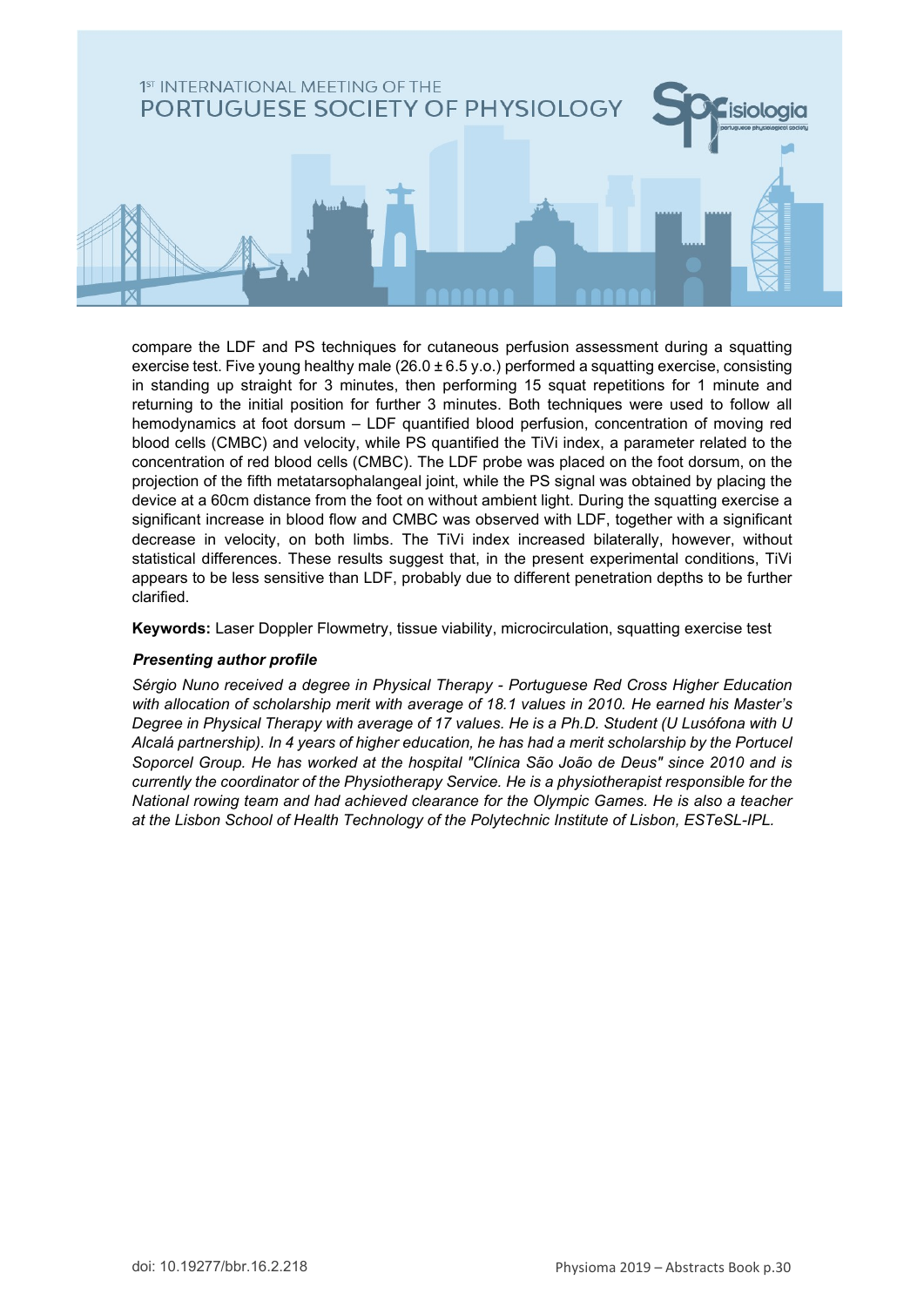compare the LDF and PS techniques for cutaneous perfusion assessment during a squatting exercise test. Five young healthy male (26.0 ± 6.5 y.o.) performed a squatting exercise, consisting in standing up straight for 3 minutes, then performing 15 squat repetitions for 1 minute and returning to the initial position for further 3 minutes. Both techniques were used to follow all hemodynamics at foot dorsum – LDF quantified blood perfusion, concentration of moving red blood cells (CMBC) and velocity, while PS quantified the TiVi index, a parameter related to the concentration of red blood cells (CMBC). The LDF probe was placed on the foot dorsum, on the projection of the fifth metatarsophalangeal joint, while the PS signal was obtained by placing the device at a 60cm distance from the foot on without ambient light. During the squatting exercise a significant increase in blood flow and CMBC was observed with LDF, together with a significant decrease in velocity, on both limbs. The TiVi index increased bilaterally, however, without statistical differences. These results suggest that, in the present experimental conditions, TiVi appears to be less sensitive than LDF, probably due to different penetration depths to be further clarified.

**Keywords:** Laser Doppler Flowmetry, tissue viability, microcirculation, squatting exercise test

***Presenting author profile***

*Sérgio Nuno received a degree in Physical Therapy - Portuguese Red Cross Higher Education with allocation of scholarship merit with average of 18.1 values in 2010. He earned his Master's Degree in Physical Therapy with average of 17 values. He is a Ph.D. Student (U Lusófona with U Alcalá partnership). In 4 years of higher education, he has had a merit scholarship by the Portucel Soporcel Group. He has worked at the hospital "Clínica São João de Deus" since 2010 and is currently the coordinator of the Physiotherapy Service. He is a physiotherapist responsible for the National rowing team and had achieved clearance for the Olympic Games. He is also a teacher at the Lisbon School of Health Technology of the Polytechnic Institute of Lisbon, ESTeSL-IPL.*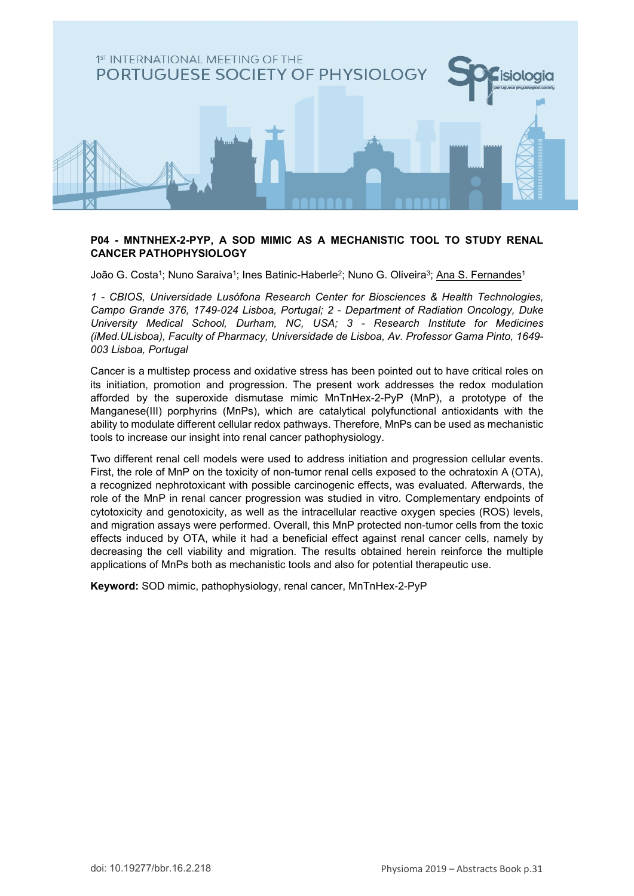## P04 - MNTNHEX-2-PYP, A SOD MIMIC AS A MECHANISTIC TOOL TO STUDY RENAL CANCER PATHOPHYSIOLOGY

João G. Costa[1]; Nuno Saraiva[1]; Ines Batinic-Haberle[2]; Nuno G. Oliveira[3]; Ana S. Fernandes[1]

*1 - CBIOS, Universidade Lusófona Research Center for Biosciences & Health Technologies, Campo Grande 376, 1749-024 Lisboa, Portugal; 2 - Department of Radiation Oncology, Duke University Medical School, Durham, NC, USA; 3 - Research Institute for Medicines (iMed.ULisboa), Faculty of Pharmacy, Universidade de Lisboa, Av. Professor Gama Pinto, 1649-003 Lisboa, Portugal*

Cancer is a multistep process and oxidative stress has been pointed out to have critical roles on its initiation, promotion and progression. The present work addresses the redox modulation afforded by the superoxide dismutase mimic MnTnHex-2-PyP (MnP), a prototype of the Manganese(III) porphyrins (MnPs), which are catalytical polyfunctional antioxidants with the ability to modulate different cellular redox pathways. Therefore, MnPs can be used as mechanistic tools to increase our insight into renal cancer pathophysiology.

Two different renal cell models were used to address initiation and progression cellular events. First, the role of MnP on the toxicity of non-tumor renal cells exposed to the ochratoxin A (OTA), a recognized nephrotoxicant with possible carcinogenic effects, was evaluated. Afterwards, the role of the MnP in renal cancer progression was studied in vitro. Complementary endpoints of cytotoxicity and genotoxicity, as well as the intracellular reactive oxygen species (ROS) levels, and migration assays were performed. Overall, this MnP protected non-tumor cells from the toxic effects induced by OTA, while it had a beneficial effect against renal cancer cells, namely by decreasing the cell viability and migration. The results obtained herein reinforce the multiple applications of MnPs both as mechanistic tools and also for potential therapeutic use.

**Keyword:** SOD mimic, pathophysiology, renal cancer, MnTnHex-2-PyP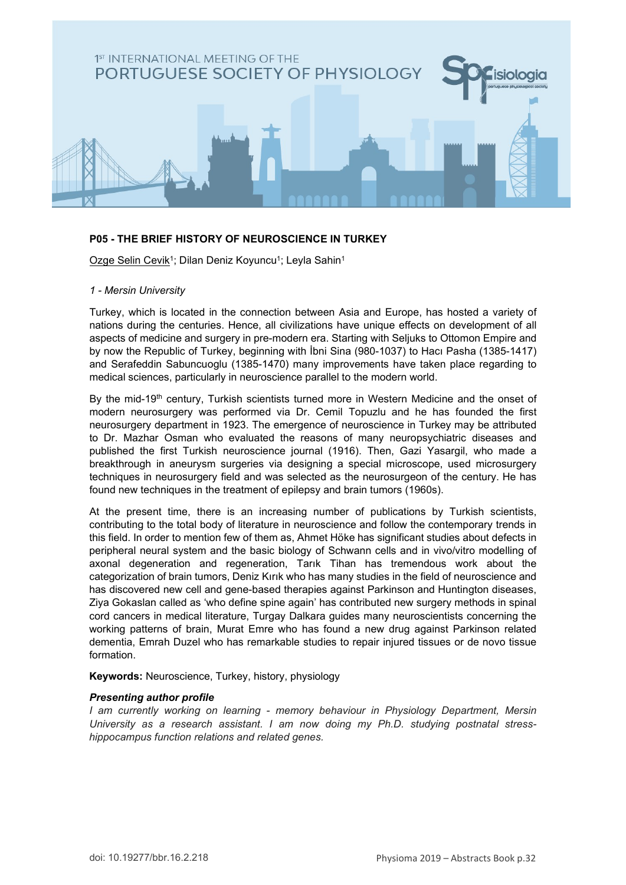## P05 - THE BRIEF HISTORY OF NEUROSCIENCE IN TURKEY

Ozge Selin Cevik[1]; Dilan Deniz Koyuncu[1]; Leyla Sahin[1]

*1 - Mersin University*

Turkey, which is located in the connection between Asia and Europe, has hosted a variety of nations during the centuries. Hence, all civilizations have unique effects on development of all aspects of medicine and surgery in pre-modern era. Starting with Seljuks to Ottomon Empire and by now the Republic of Turkey, beginning with İbni Sina (980-1037) to Hacı Pasha (1385-1417) and Serafeddin Sabuncuoglu (1385-1470) many improvements have taken place regarding to medical sciences, particularly in neuroscience parallel to the modern world.

By the mid-19th century, Turkish scientists turned more in Western Medicine and the onset of modern neurosurgery was performed via Dr. Cemil Topuzlu and he has founded the first neurosurgery department in 1923. The emergence of neuroscience in Turkey may be attributed to Dr. Mazhar Osman who evaluated the reasons of many neuropsychiatric diseases and published the first Turkish neuroscience journal (1916). Then, Gazi Yasargil, who made a breakthrough in aneurysm surgeries via designing a special microscope, used microsurgery techniques in neurosurgery field and was selected as the neurosurgeon of the century. He has found new techniques in the treatment of epilepsy and brain tumors (1960s).

At the present time, there is an increasing number of publications by Turkish scientists, contributing to the total body of literature in neuroscience and follow the contemporary trends in this field. In order to mention few of them as, Ahmet Höke has significant studies about defects in peripheral neural system and the basic biology of Schwann cells and in vivo/vitro modelling of axonal degeneration and regeneration, Tarık Tihan has tremendous work about the categorization of brain tumors, Deniz Kırık who has many studies in the field of neuroscience and has discovered new cell and gene-based therapies against Parkinson and Huntington diseases, Ziya Gokaslan called as 'who define spine again' has contributed new surgery methods in spinal cord cancers in medical literature, Turgay Dalkara guides many neuroscientists concerning the working patterns of brain, Murat Emre who has found a new drug against Parkinson related dementia, Emrah Duzel who has remarkable studies to repair injured tissues or de novo tissue formation.

**Keywords:** Neuroscience, Turkey, history, physiology

***Presenting author profile***

*I am currently working on learning - memory behaviour in Physiology Department, Mersin University as a research assistant. I am now doing my Ph.D. studying postnatal stress-hippocampus function relations and related genes.*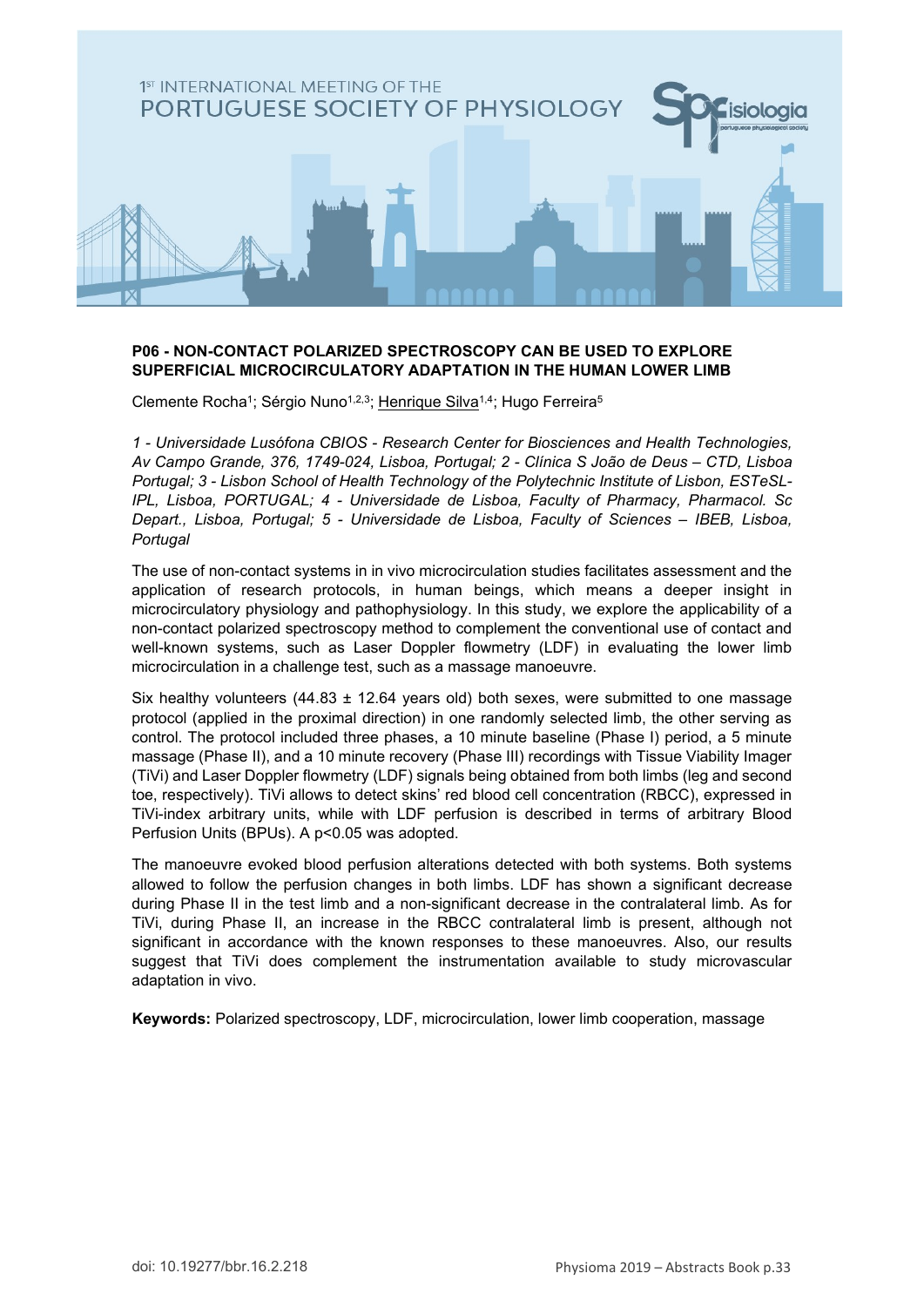## P06 - NON-CONTACT POLARIZED SPECTROSCOPY CAN BE USED TO EXPLORE SUPERFICIAL MICROCIRCULATORY ADAPTATION IN THE HUMAN LOWER LIMB

Clemente Rocha[1]; Sérgio Nuno[1,2,3]; Henrique Silva[1,4]; Hugo Ferreira[5]

*1 - Universidade Lusófona CBIOS - Research Center for Biosciences and Health Technologies, Av Campo Grande, 376, 1749-024, Lisboa, Portugal; 2 - Clínica S João de Deus – CTD, Lisboa Portugal; 3 - Lisbon School of Health Technology of the Polytechnic Institute of Lisbon, ESTeSL-IPL, Lisboa, PORTUGAL; 4 - Universidade de Lisboa, Faculty of Pharmacy, Pharmacol. Sc Depart., Lisboa, Portugal; 5 - Universidade de Lisboa, Faculty of Sciences – IBEB, Lisboa, Portugal*

The use of non-contact systems in in vivo microcirculation studies facilitates assessment and the application of research protocols, in human beings, which means a deeper insight in microcirculatory physiology and pathophysiology. In this study, we explore the applicability of a non-contact polarized spectroscopy method to complement the conventional use of contact and well-known systems, such as Laser Doppler flowmetry (LDF) in evaluating the lower limb microcirculation in a challenge test, such as a massage manoeuvre.

Six healthy volunteers (44.83 ± 12.64 years old) both sexes, were submitted to one massage protocol (applied in the proximal direction) in one randomly selected limb, the other serving as control. The protocol included three phases, a 10 minute baseline (Phase I) period, a 5 minute massage (Phase II), and a 10 minute recovery (Phase III) recordings with Tissue Viability Imager (TiVi) and Laser Doppler flowmetry (LDF) signals being obtained from both limbs (leg and second toe, respectively). TiVi allows to detect skins' red blood cell concentration (RBCC), expressed in TiVi-index arbitrary units, while with LDF perfusion is described in terms of arbitrary Blood Perfusion Units (BPUs). A $p<0.05$ was adopted.

The manoeuvre evoked blood perfusion alterations detected with both systems. Both systems allowed to follow the perfusion changes in both limbs. LDF has shown a significant decrease during Phase II in the test limb and a non-significant decrease in the contralateral limb. As for TiVi, during Phase II, an increase in the RBCC contralateral limb is present, although not significant in accordance with the known responses to these manoeuvres. Also, our results suggest that TiVi does complement the instrumentation available to study microvascular adaptation in vivo.

**Keywords:** Polarized spectroscopy, LDF, microcirculation, lower limb cooperation, massage

doi: 10.19277/bbr.16.2.218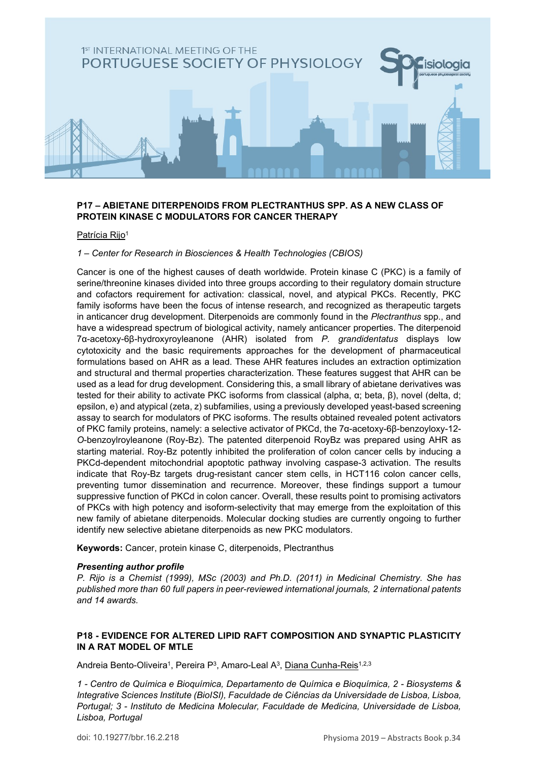## P17 – ABIETANE DITERPENOIDS FROM PLECTRANTHUS SPP. AS A NEW CLASS OF PROTEIN KINASE C MODULATORS FOR CANCER THERAPY

Patrícia Rijo[1]

*1 – Center for Research in Biosciences & Health Technologies (CBIOS)*

Cancer is one of the highest causes of death worldwide. Protein kinase C (PKC) is a family of serine/threonine kinases divided into three groups according to their regulatory domain structure and cofactors requirement for activation: classical, novel, and atypical PKCs. Recently, PKC family isoforms have been the focus of intense research, and recognized as therapeutic targets in anticancer drug development. Diterpenoids are commonly found in the *Plectranthus* spp., and have a widespread spectrum of biological activity, namely anticancer properties. The diterpenoid 7α-acetoxy-6β-hydroxyroyleanone (AHR) isolated from *P. grandidentatus* displays low cytotoxicity and the basic requirements approaches for the development of pharmaceutical formulations based on AHR as a lead. These AHR features includes an extraction optimization and structural and thermal properties characterization. These features suggest that AHR can be used as a lead for drug development. Considering this, a small library of abietane derivatives was tested for their ability to activate PKC isoforms from classical (alpha, α; beta, β), novel (delta, d; epsilon, e) and atypical (zeta, z) subfamilies, using a previously developed yeast-based screening assay to search for modulators of PKC isoforms. The results obtained revealed potent activators of PKC family proteins, namely: a selective activator of PKCd, the 7α-acetoxy-6β-benzoyloxy-12-*O*-benzoylroyleanone (Roy-Bz). The patented diterpenoid RoyBz was prepared using AHR as starting material. Roy-Bz potently inhibited the proliferation of colon cancer cells by inducing a PKCd-dependent mitochondrial apoptotic pathway involving caspase-3 activation. The results indicate that Roy-Bz targets drug-resistant cancer stem cells, in HCT116 colon cancer cells, preventing tumor dissemination and recurrence. Moreover, these findings support a tumour suppressive function of PKCd in colon cancer. Overall, these results point to promising activators of PKCs with high potency and isoform-selectivity that may emerge from the exploitation of this new family of abietane diterpenoids. Molecular docking studies are currently ongoing to further identify new selective abietane diterpenoids as new PKC modulators.

**Keywords:** Cancer, protein kinase C, diterpenoids, Plectranthus

***Presenting author profile***

*P. Rijo is a Chemist (1999), MSc (2003) and Ph.D. (2011) in Medicinal Chemistry. She has published more than 60 full papers in peer-reviewed international journals, 2 international patents and 14 awards.*

## P18 - EVIDENCE FOR ALTERED LIPID RAFT COMPOSITION AND SYNAPTIC PLASTICITY IN A RAT MODEL OF MTLE

Andreia Bento-Oliveira[1], Pereira P[3], Amaro-Leal A[3], Diana Cunha-Reis[1,2,3]

*1 - Centro de Química e Bioquímica, Departamento de Química e Bioquímica, 2 - Biosystems & Integrative Sciences Institute (BioISI), Faculdade de Ciências da Universidade de Lisboa, Lisboa, Portugal; 3 - Instituto de Medicina Molecular, Faculdade de Medicina, Universidade de Lisboa, Lisboa, Portugal*

doi: 10.19277/bbr.16.2.218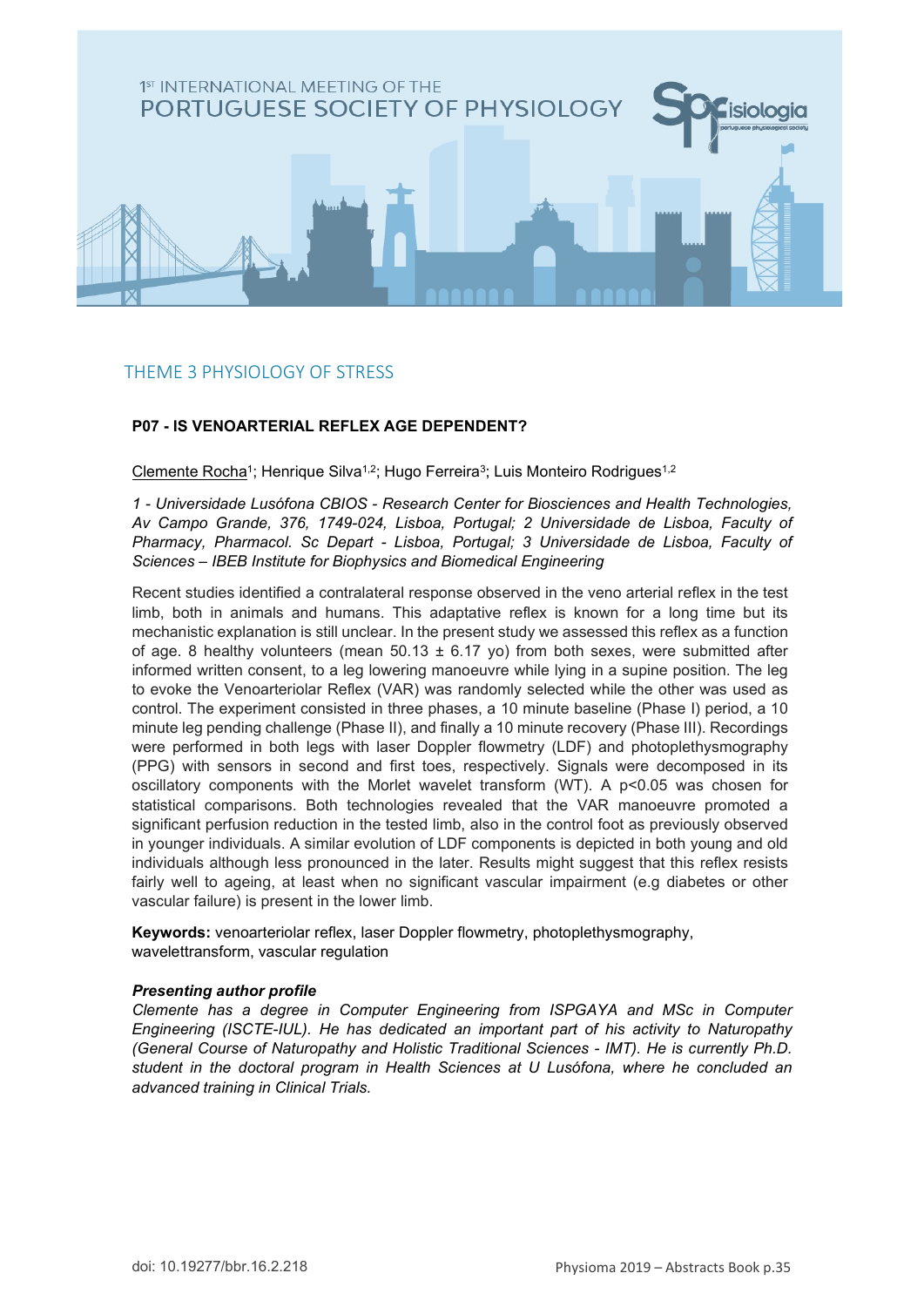## THEME 3 PHYSIOLOGY OF STRESS

### P07 - IS VENOARTERIAL REFLEX AGE DEPENDENT?

Clemente Rocha[1]; Henrique Silva[1,2]; Hugo Ferreira[3]; Luis Monteiro Rodrigues[1,2]

*1 - Universidade Lusófona CBIOS - Research Center for Biosciences and Health Technologies, Av Campo Grande, 376, 1749-024, Lisboa, Portugal; 2 Universidade de Lisboa, Faculty of Pharmacy, Pharmacol. Sc Depart - Lisboa, Portugal; 3 Universidade de Lisboa, Faculty of Sciences – IBEB Institute for Biophysics and Biomedical Engineering*

Recent studies identified a contralateral response observed in the veno arterial reflex in the test limb, both in animals and humans. This adaptative reflex is known for a long time but its mechanistic explanation is still unclear. In the present study we assessed this reflex as a function of age. 8 healthy volunteers (mean 50.13 ± 6.17 yo) from both sexes, were submitted after informed written consent, to a leg lowering manoeuvre while lying in a supine position. The leg to evoke the Venoarteriolar Reflex (VAR) was randomly selected while the other was used as control. The experiment consisted in three phases, a 10 minute baseline (Phase I) period, a 10 minute leg pending challenge (Phase II), and finally a 10 minute recovery (Phase III). Recordings were performed in both legs with laser Doppler flowmetry (LDF) and photoplethysmography (PPG) with sensors in second and first toes, respectively. Signals were decomposed in its oscillatory components with the Morlet wavelet transform (WT). A $p<0.05$ was chosen for statistical comparisons. Both technologies revealed that the VAR manoeuvre promoted a significant perfusion reduction in the tested limb, also in the control foot as previously observed in younger individuals. A similar evolution of LDF components is depicted in both young and old individuals although less pronounced in the later. Results might suggest that this reflex resists fairly well to ageing, at least when no significant vascular impairment (e.g diabetes or other vascular failure) is present in the lower limb.

**Keywords:** venoarteriolar reflex, laser Doppler flowmetry, photoplethysmography, wavelettransform, vascular regulation

***Presenting author profile***

*Clemente has a degree in Computer Engineering from ISPGAYA and MSc in Computer Engineering (ISCTE-IUL). He has dedicated an important part of his activity to Naturopathy (General Course of Naturopathy and Holistic Traditional Sciences - IMT). He is currently Ph.D. student in the doctoral program in Health Sciences at U Lusófona, where he concluded an advanced training in Clinical Trials.*

doi: 10.19277/bbr.16.2.218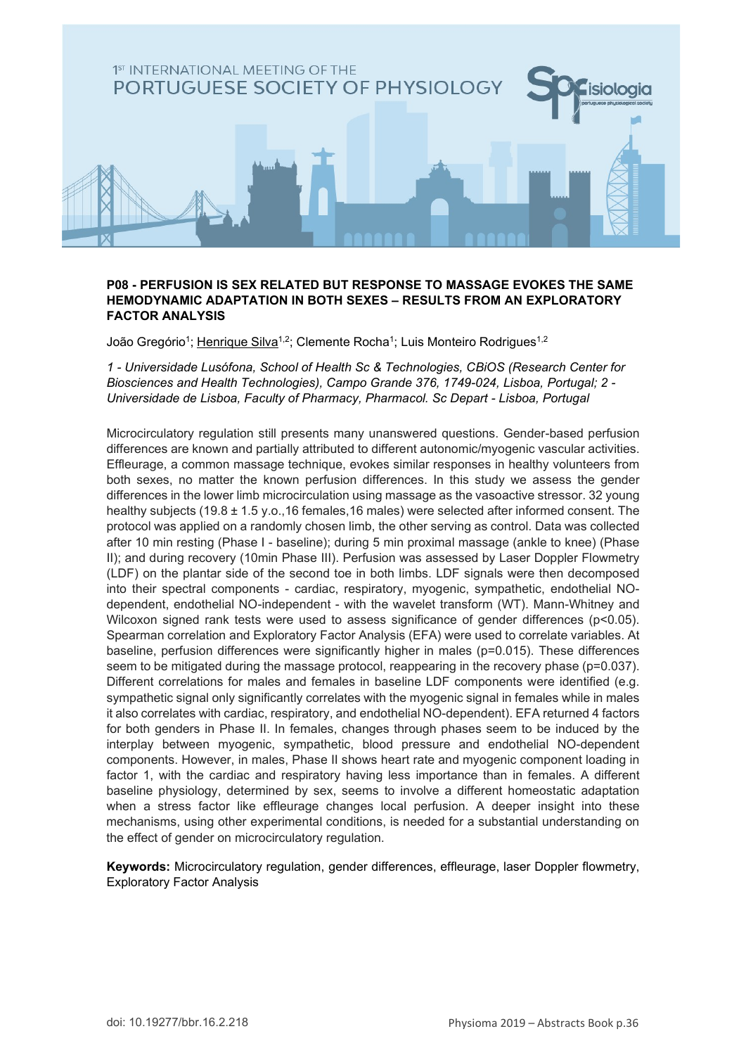## P08 - PERFUSION IS SEX RELATED BUT RESPONSE TO MASSAGE EVOKES THE SAME HEMODYNAMIC ADAPTATION IN BOTH SEXES – RESULTS FROM AN EXPLORATORY FACTOR ANALYSIS

João Gregório[1]; Henrique Silva[1,2]; Clemente Rocha[1]; Luis Monteiro Rodrigues[1,2]

*1 - Universidade Lusófona, School of Health Sc & Technologies, CBiOS (Research Center for Biosciences and Health Technologies), Campo Grande 376, 1749-024, Lisboa, Portugal; 2 - Universidade de Lisboa, Faculty of Pharmacy, Pharmacol. Sc Depart - Lisboa, Portugal*

Microcirculatory regulation still presents many unanswered questions. Gender-based perfusion differences are known and partially attributed to different autonomic/myogenic vascular activities. Effleurage, a common massage technique, evokes similar responses in healthy volunteers from both sexes, no matter the known perfusion differences. In this study we assess the gender differences in the lower limb microcirculation using massage as the vasoactive stressor. 32 young healthy subjects (19.8 ± 1.5 y.o.,16 females,16 males) were selected after informed consent. The protocol was applied on a randomly chosen limb, the other serving as control. Data was collected after 10 min resting (Phase I - baseline); during 5 min proximal massage (ankle to knee) (Phase II); and during recovery (10min Phase III). Perfusion was assessed by Laser Doppler Flowmetry (LDF) on the plantar side of the second toe in both limbs. LDF signals were then decomposed into their spectral components - cardiac, respiratory, myogenic, sympathetic, endothelial NO-dependent, endothelial NO-independent - with the wavelet transform (WT). Mann-Whitney and Wilcoxon signed rank tests were used to assess significance of gender differences ($p<0.05$). Spearman correlation and Exploratory Factor Analysis (EFA) were used to correlate variables. At baseline, perfusion differences were significantly higher in males ($p=0.015$). These differences seem to be mitigated during the massage protocol, reappearing in the recovery phase ($p=0.037$). Different correlations for males and females in baseline LDF components were identified (e.g. sympathetic signal only significantly correlates with the myogenic signal in females while in males it also correlates with cardiac, respiratory, and endothelial NO-dependent). EFA returned 4 factors for both genders in Phase II. In females, changes through phases seem to be induced by the interplay between myogenic, sympathetic, blood pressure and endothelial NO-dependent components. However, in males, Phase II shows heart rate and myogenic component loading in factor 1, with the cardiac and respiratory having less importance than in females. A different baseline physiology, determined by sex, seems to involve a different homeostatic adaptation when a stress factor like effleurage changes local perfusion. A deeper insight into these mechanisms, using other experimental conditions, is needed for a substantial understanding on the effect of gender on microcirculatory regulation.

**Keywords:** Microcirculatory regulation, gender differences, effleurage, laser Doppler flowmetry, Exploratory Factor Analysis

doi: 10.19277/bbr.16.2.218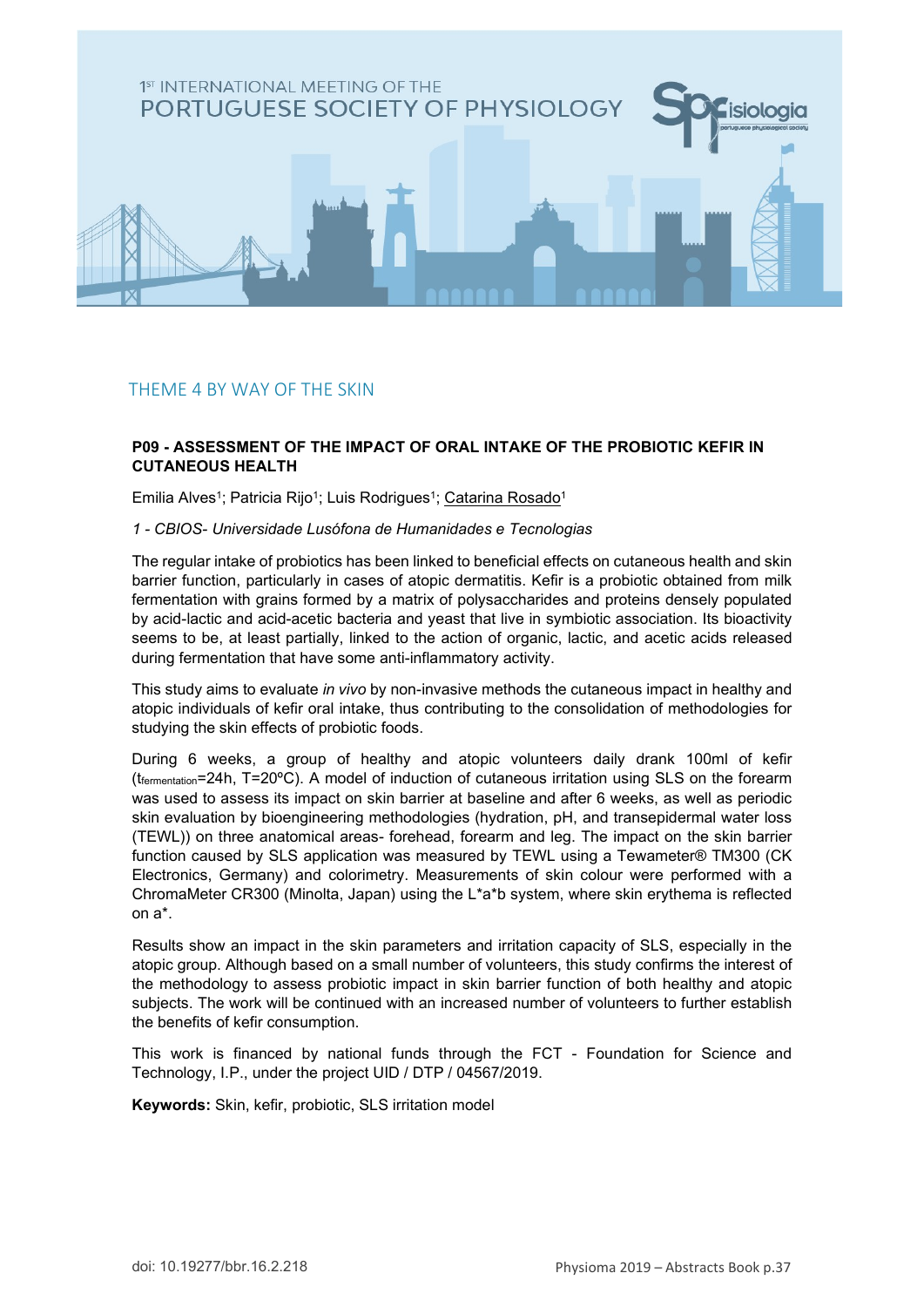## THEME 4 BY WAY OF THE SKIN

### P09 - ASSESSMENT OF THE IMPACT OF ORAL INTAKE OF THE PROBIOTIC KEFIR IN CUTANEOUS HEALTH

Emilia Alves[1]; Patricia Rijo[1]; Luis Rodrigues[1]; Catarina Rosado[1]

*1 - CBIOS- Universidade Lusófona de Humanidades e Tecnologias*

The regular intake of probiotics has been linked to beneficial effects on cutaneous health and skin barrier function, particularly in cases of atopic dermatitis. Kefir is a probiotic obtained from milk fermentation with grains formed by a matrix of polysaccharides and proteins densely populated by acid-lactic and acid-acetic bacteria and yeast that live in symbiotic association. Its bioactivity seems to be, at least partially, linked to the action of organic, lactic, and acetic acids released during fermentation that have some anti-inflammatory activity.

This study aims to evaluate *in vivo* by non-invasive methods the cutaneous impact in healthy and atopic individuals of kefir oral intake, thus contributing to the consolidation of methodologies for studying the skin effects of probiotic foods.

During 6 weeks, a group of healthy and atopic volunteers daily drank 100ml of kefir ($t_{fermentation}$=24h, T=20ºC). A model of induction of cutaneous irritation using SLS on the forearm was used to assess its impact on skin barrier at baseline and after 6 weeks, as well as periodic skin evaluation by bioengineering methodologies (hydration, pH, and transepidermal water loss (TEWL)) on three anatomical areas- forehead, forearm and leg. The impact on the skin barrier function caused by SLS application was measured by TEWL using a Tewameter® TM300 (CK Electronics, Germany) and colorimetry. Measurements of skin colour were performed with a ChromaMeter CR300 (Minolta, Japan) using the L*a*b system, where skin erythema is reflected on a*.

Results show an impact in the skin parameters and irritation capacity of SLS, especially in the atopic group. Although based on a small number of volunteers, this study confirms the interest of the methodology to assess probiotic impact in skin barrier function of both healthy and atopic subjects. The work will be continued with an increased number of volunteers to further establish the benefits of kefir consumption.

This work is financed by national funds through the FCT - Foundation for Science and Technology, I.P., under the project UID / DTP / 04567/2019.

**Keywords:** Skin, kefir, probiotic, SLS irritation model

doi: 10.19277/bbr.16.2.218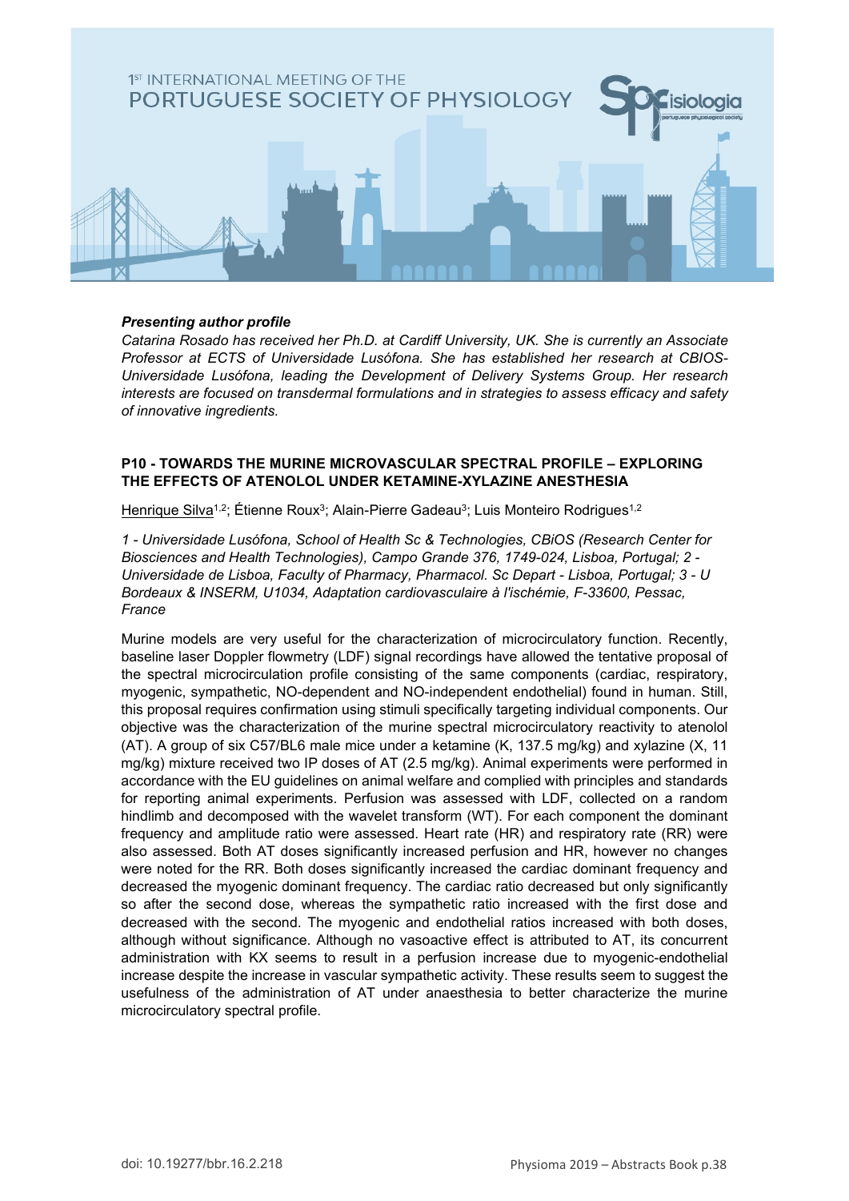***Presenting author profile***

*Catarina Rosado has received her Ph.D. at Cardiff University, UK. She is currently an Associate Professor at ECTS of Universidade Lusófona. She has established her research at CBIOS-Universidade Lusófona, leading the Development of Delivery Systems Group. Her research interests are focused on transdermal formulations and in strategies to assess efficacy and safety of innovative ingredients.*

**P10 - TOWARDS THE MURINE MICROVASCULAR SPECTRAL PROFILE – EXPLORING THE EFFECTS OF ATENOLOL UNDER KETAMINE-XYLAZINE ANESTHESIA**

Henrique Silva[1,2]; Étienne Roux[3]; Alain-Pierre Gadeau[3]; Luis Monteiro Rodrigues[1,2]

*1 - Universidade Lusófona, School of Health Sc & Technologies, CBiOS (Research Center for Biosciences and Health Technologies), Campo Grande 376, 1749-024, Lisboa, Portugal; 2 - Universidade de Lisboa, Faculty of Pharmacy, Pharmacol. Sc Depart - Lisboa, Portugal; 3 - U Bordeaux & INSERM, U1034, Adaptation cardiovasculaire à l'ischémie, F-33600, Pessac, France*

Murine models are very useful for the characterization of microcirculatory function. Recently, baseline laser Doppler flowmetry (LDF) signal recordings have allowed the tentative proposal of the spectral microcirculation profile consisting of the same components (cardiac, respiratory, myogenic, sympathetic, NO-dependent and NO-independent endothelial) found in human. Still, this proposal requires confirmation using stimuli specifically targeting individual components. Our objective was the characterization of the murine spectral microcirculatory reactivity to atenolol (AT). A group of six C57/BL6 male mice under a ketamine (K, 137.5 mg/kg) and xylazine (X, 11 mg/kg) mixture received two IP doses of AT (2.5 mg/kg). Animal experiments were performed in accordance with the EU guidelines on animal welfare and complied with principles and standards for reporting animal experiments. Perfusion was assessed with LDF, collected on a random hindlimb and decomposed with the wavelet transform (WT). For each component the dominant frequency and amplitude ratio were assessed. Heart rate (HR) and respiratory rate (RR) were also assessed. Both AT doses significantly increased perfusion and HR, however no changes were noted for the RR. Both doses significantly increased the cardiac dominant frequency and decreased the myogenic dominant frequency. The cardiac ratio decreased but only significantly so after the second dose, whereas the sympathetic ratio increased with the first dose and decreased with the second. The myogenic and endothelial ratios increased with both doses, although without significance. Although no vasoactive effect is attributed to AT, its concurrent administration with KX seems to result in a perfusion increase due to myogenic-endothelial increase despite the increase in vascular sympathetic activity. These results seem to suggest the usefulness of the administration of AT under anaesthesia to better characterize the murine microcirculatory spectral profile.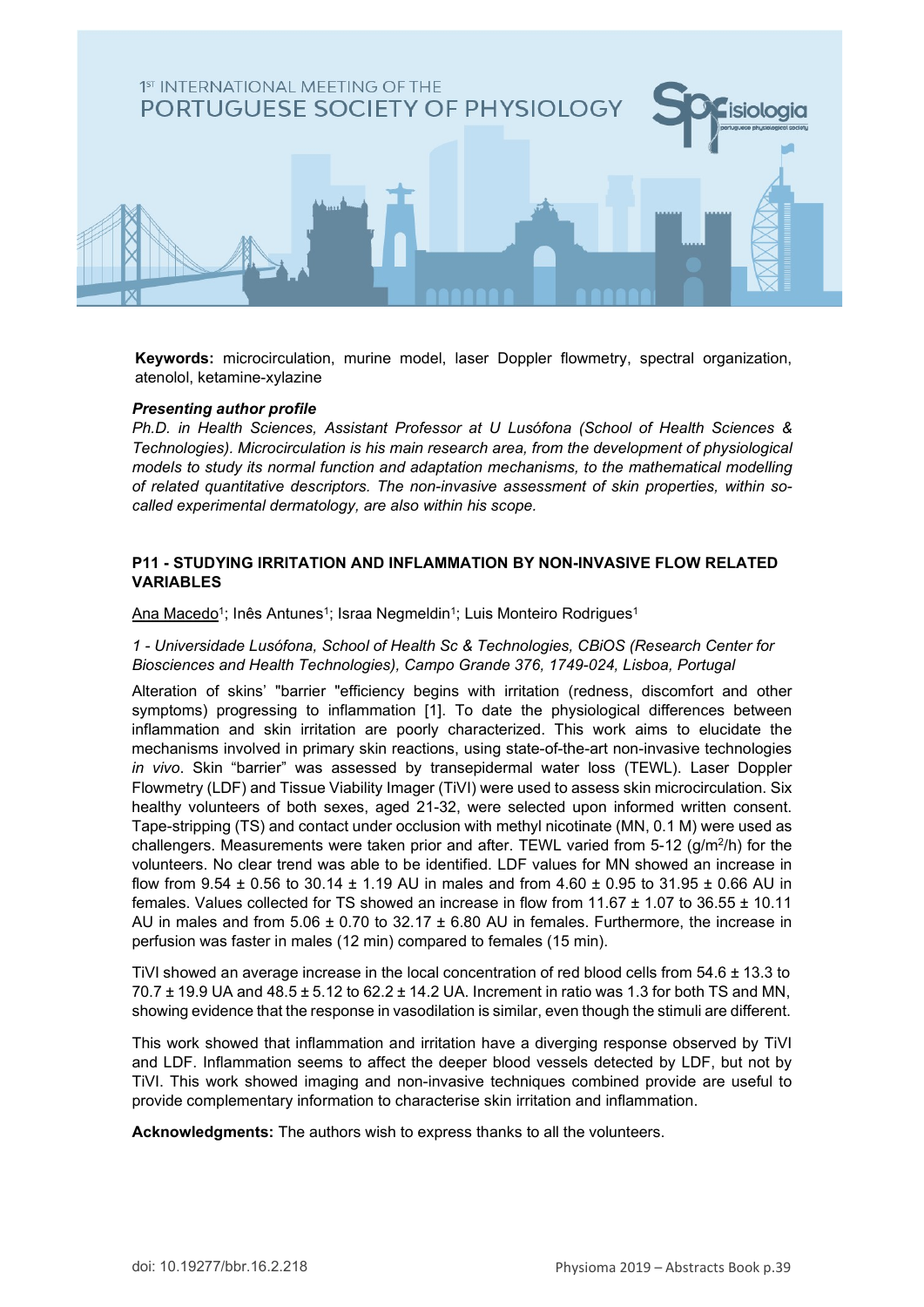**Keywords:** microcirculation, murine model, laser Doppler flowmetry, spectral organization, atenolol, ketamine-xylazine

***Presenting author profile***

*Ph.D. in Health Sciences, Assistant Professor at U Lusófona (School of Health Sciences & Technologies). Microcirculation is his main research area, from the development of physiological models to study its normal function and adaptation mechanisms, to the mathematical modelling of related quantitative descriptors. The non-invasive assessment of skin properties, within so-called experimental dermatology, are also within his scope.*

### P11 - STUDYING IRRITATION AND INFLAMMATION BY NON-INVASIVE FLOW RELATED VARIABLES

Ana Macedo[1]; Inês Antunes[1]; Israa Negmeldin[1]; Luis Monteiro Rodrigues[1]

*1 - Universidade Lusófona, School of Health Sc & Technologies, CBiOS (Research Center for Biosciences and Health Technologies), Campo Grande 376, 1749-024, Lisboa, Portugal*

Alteration of skins' "barrier "efficiency begins with irritation (redness, discomfort and other symptoms) progressing to inflammation [1]. To date the physiological differences between inflammation and skin irritation are poorly characterized. This work aims to elucidate the mechanisms involved in primary skin reactions, using state-of-the-art non-invasive technologies *in vivo*. Skin "barrier" was assessed by transepidermal water loss (TEWL). Laser Doppler Flowmetry (LDF) and Tissue Viability Imager (TiVI) were used to assess skin microcirculation. Six healthy volunteers of both sexes, aged 21-32, were selected upon informed written consent. Tape-stripping (TS) and contact under occlusion with methyl nicotinate (MN, 0.1 M) were used as challengers. Measurements were taken prior and after. TEWL varied from 5-12 ($g/m^2/h$) for the volunteers. No clear trend was able to be identified. LDF values for MN showed an increase in flow from 9.54 ± 0.56 to 30.14 ± 1.19 AU in males and from 4.60 ± 0.95 to 31.95 ± 0.66 AU in females. Values collected for TS showed an increase in flow from 11.67 ± 1.07 to 36.55 ± 10.11 AU in males and from 5.06 ± 0.70 to 32.17 ± 6.80 AU in females. Furthermore, the increase in perfusion was faster in males (12 min) compared to females (15 min).

TiVI showed an average increase in the local concentration of red blood cells from 54.6 ± 13.3 to 70.7 ± 19.9 UA and 48.5 ± 5.12 to 62.2 ± 14.2 UA. Increment in ratio was 1.3 for both TS and MN, showing evidence that the response in vasodilation is similar, even though the stimuli are different.

This work showed that inflammation and irritation have a diverging response observed by TiVI and LDF. Inflammation seems to affect the deeper blood vessels detected by LDF, but not by TiVI. This work showed imaging and non-invasive techniques combined provide are useful to provide complementary information to characterise skin irritation and inflammation.

**Acknowledgments:** The authors wish to express thanks to all the volunteers.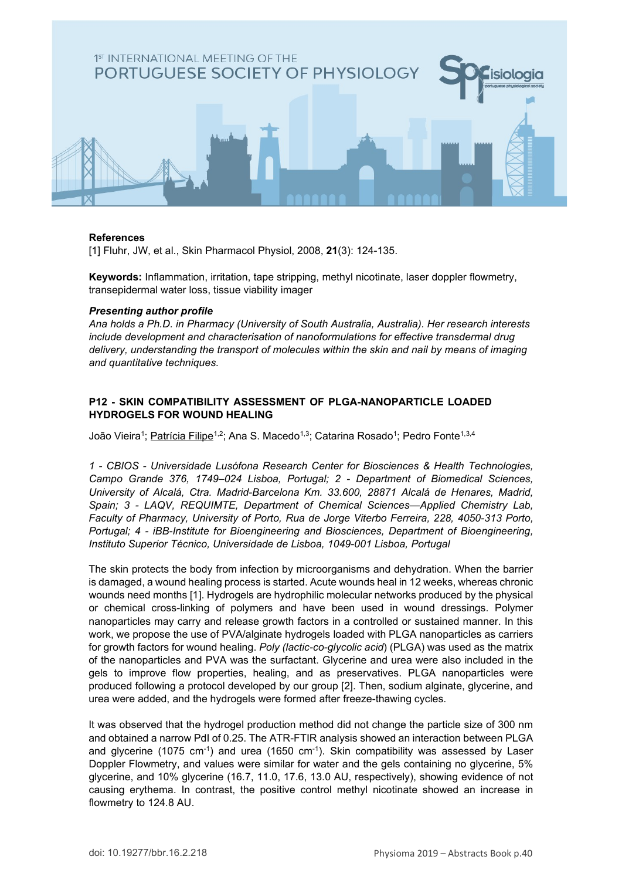**References**

[1] Fluhr, JW, et al., Skin Pharmacol Physiol, 2008, **21**(3): 124-135.

**Keywords:** Inflammation, irritation, tape stripping, methyl nicotinate, laser doppler flowmetry, transepidermal water loss, tissue viability imager

***Presenting author profile***

*Ana holds a Ph.D. in Pharmacy (University of South Australia, Australia). Her research interests include development and characterisation of nanoformulations for effective transdermal drug delivery, understanding the transport of molecules within the skin and nail by means of imaging and quantitative techniques.*

### P12 - SKIN COMPATIBILITY ASSESSMENT OF PLGA-NANOPARTICLE LOADED HYDROGELS FOR WOUND HEALING

João Vieira[1]; Patrícia Filipe[1,2]; Ana S. Macedo[1,3]; Catarina Rosado[1]; Pedro Fonte[1,3,4]

*1 - CBIOS - Universidade Lusófona Research Center for Biosciences & Health Technologies, Campo Grande 376, 1749–024 Lisboa, Portugal; 2 - Department of Biomedical Sciences, University of Alcalá, Ctra. Madrid-Barcelona Km. 33.600, 28871 Alcalá de Henares, Madrid, Spain; 3 - LAQV, REQUIMTE, Department of Chemical Sciences—Applied Chemistry Lab, Faculty of Pharmacy, University of Porto, Rua de Jorge Viterbo Ferreira, 228, 4050-313 Porto, Portugal; 4 - iBB-Institute for Bioengineering and Biosciences, Department of Bioengineering, Instituto Superior Técnico, Universidade de Lisboa, 1049-001 Lisboa, Portugal*

The skin protects the body from infection by microorganisms and dehydration. When the barrier is damaged, a wound healing process is started. Acute wounds heal in 12 weeks, whereas chronic wounds need months [1]. Hydrogels are hydrophilic molecular networks produced by the physical or chemical cross-linking of polymers and have been used in wound dressings. Polymer nanoparticles may carry and release growth factors in a controlled or sustained manner. In this work, we propose the use of PVA/alginate hydrogels loaded with PLGA nanoparticles as carriers for growth factors for wound healing. *Poly (lactic-co-glycolic acid*) (PLGA) was used as the matrix of the nanoparticles and PVA was the surfactant. Glycerine and urea were also included in the gels to improve flow properties, healing, and as preservatives. PLGA nanoparticles were produced following a protocol developed by our group [2]. Then, sodium alginate, glycerine, and urea were added, and the hydrogels were formed after freeze-thawing cycles.

It was observed that the hydrogel production method did not change the particle size of 300 nm and obtained a narrow PdI of 0.25. The ATR-FTIR analysis showed an interaction between PLGA and glycerine (1075 $cm^{-1}$) and urea (1650 $cm^{-1}$). Skin compatibility was assessed by Laser Doppler Flowmetry, and values were similar for water and the gels containing no glycerine, 5% glycerine, and 10% glycerine (16.7, 11.0, 17.6, 13.0 AU, respectively), showing evidence of not causing erythema. In contrast, the positive control methyl nicotinate showed an increase in flowmetry to 124.8 AU.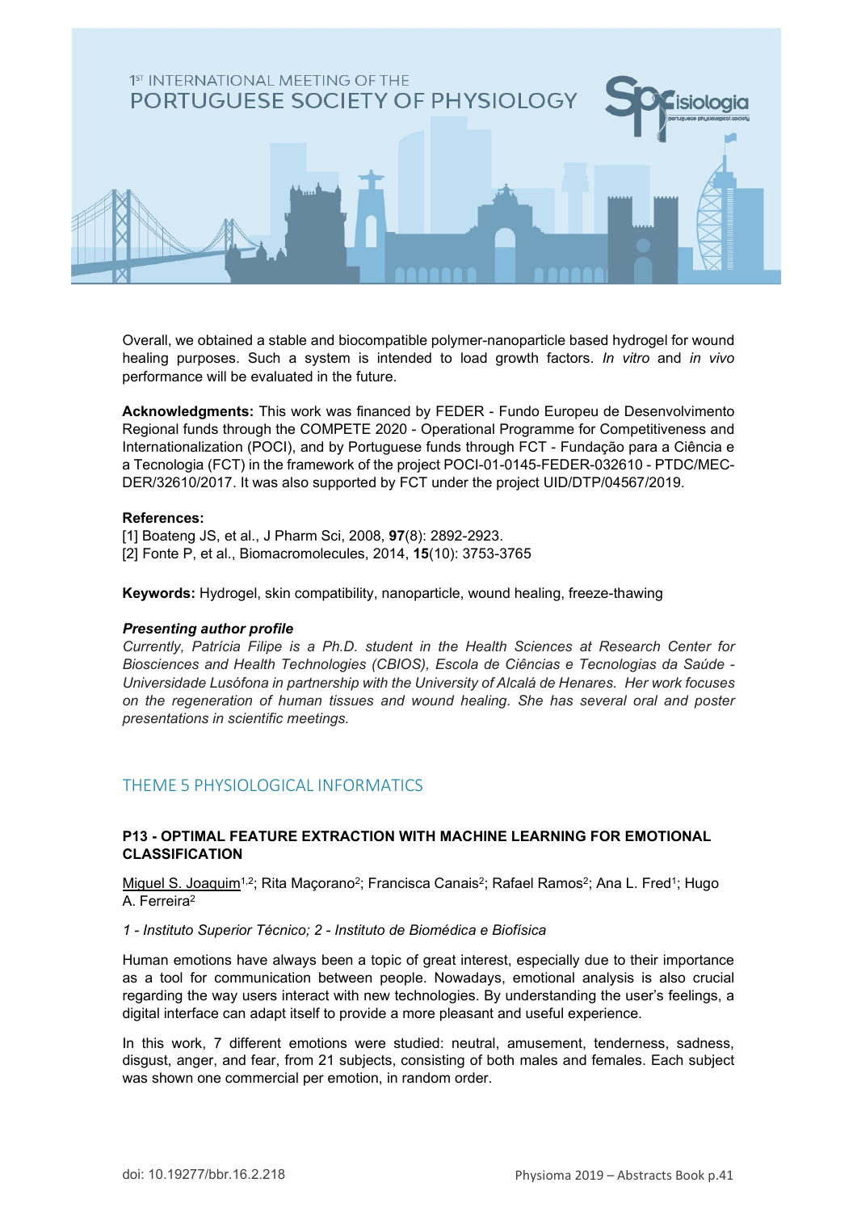Overall, we obtained a stable and biocompatible polymer-nanoparticle based hydrogel for wound healing purposes. Such a system is intended to load growth factors. *In vitro* and *in vivo* performance will be evaluated in the future.

**Acknowledgments:** This work was financed by FEDER - Fundo Europeu de Desenvolvimento Regional funds through the COMPETE 2020 - Operational Programme for Competitiveness and Internationalization (POCI), and by Portuguese funds through FCT - Fundação para a Ciência e a Tecnologia (FCT) in the framework of the project POCI-01-0145-FEDER-032610 - PTDC/MEC-DER/32610/2017. It was also supported by FCT under the project UID/DTP/04567/2019.

**References:**
[1] Boateng JS, et al., J Pharm Sci, 2008, **97**(8): 2892-2923.
[2] Fonte P, et al., Biomacromolecules, 2014, **15**(10): 3753-3765

**Keywords:** Hydrogel, skin compatibility, nanoparticle, wound healing, freeze-thawing

***Presenting author profile***
*Currently, Patrícia Filipe is a Ph.D. student in the Health Sciences at Research Center for Biosciences and Health Technologies (CBIOS), Escola de Ciências e Tecnologias da Saúde - Universidade Lusófona in partnership with the University of Alcalá de Henares. Her work focuses on the regeneration of human tissues and wound healing. She has several oral and poster presentations in scientific meetings.*

## THEME 5 PHYSIOLOGICAL INFORMATICS

### P13 - OPTIMAL FEATURE EXTRACTION WITH MACHINE LEARNING FOR EMOTIONAL CLASSIFICATION

Miguel S. Joaquim[1,2]; Rita Maçorano[2]; Francisca Canais[2]; Rafael Ramos[2]; Ana L. Fred[1]; Hugo A. Ferreira[2]

*1 - Instituto Superior Técnico; 2 - Instituto de Biomédica e Biofísica*

Human emotions have always been a topic of great interest, especially due to their importance as a tool for communication between people. Nowadays, emotional analysis is also crucial regarding the way users interact with new technologies. By understanding the user's feelings, a digital interface can adapt itself to provide a more pleasant and useful experience.

In this work, 7 different emotions were studied: neutral, amusement, tenderness, sadness, disgust, anger, and fear, from 21 subjects, consisting of both males and females. Each subject was shown one commercial per emotion, in random order.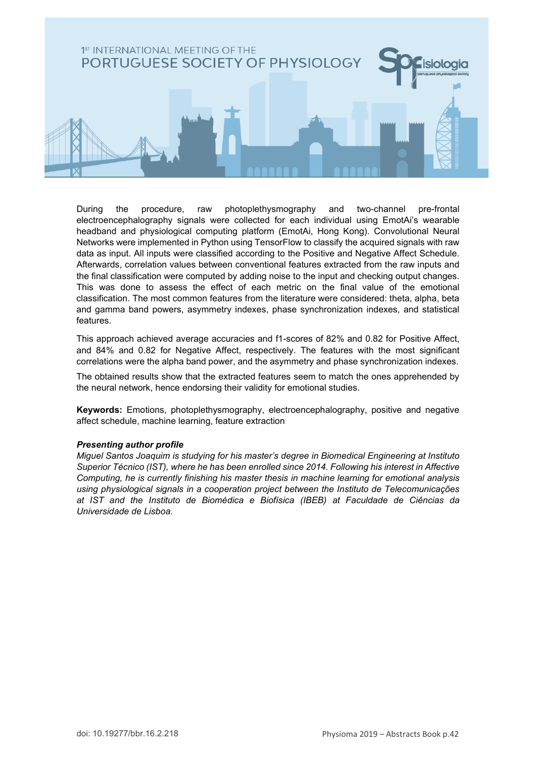During the procedure, raw photoplethysmography and two-channel pre-frontal electroencephalography signals were collected for each individual using EmotAi's wearable headband and physiological computing platform (EmotAi, Hong Kong). Convolutional Neural Networks were implemented in Python using TensorFlow to classify the acquired signals with raw data as input. All inputs were classified according to the Positive and Negative Affect Schedule. Afterwards, correlation values between conventional features extracted from the raw inputs and the final classification were computed by adding noise to the input and checking output changes. This was done to assess the effect of each metric on the final value of the emotional classification. The most common features from the literature were considered: theta, alpha, beta and gamma band powers, asymmetry indexes, phase synchronization indexes, and statistical features.

This approach achieved average accuracies and f1-scores of 82% and 0.82 for Positive Affect, and 84% and 0.82 for Negative Affect, respectively. The features with the most significant correlations were the alpha band power, and the asymmetry and phase synchronization indexes.

The obtained results show that the extracted features seem to match the ones apprehended by the neural network, hence endorsing their validity for emotional studies.

**Keywords:** Emotions, photoplethysmography, electroencephalography, positive and negative affect schedule, machine learning, feature extraction

***Presenting author profile***

*Miguel Santos Joaquim is studying for his master's degree in Biomedical Engineering at Instituto Superior Técnico (IST), where he has been enrolled since 2014. Following his interest in Affective Computing, he is currently finishing his master thesis in machine learning for emotional analysis using physiological signals in a cooperation project between the Instituto de Telecomunicações at IST and the Instituto de Biomédica e Biofísica (IBEB) at Faculdade de Ciências da Universidade de Lisboa.*

doi: 10.19277/bbr.16.2.218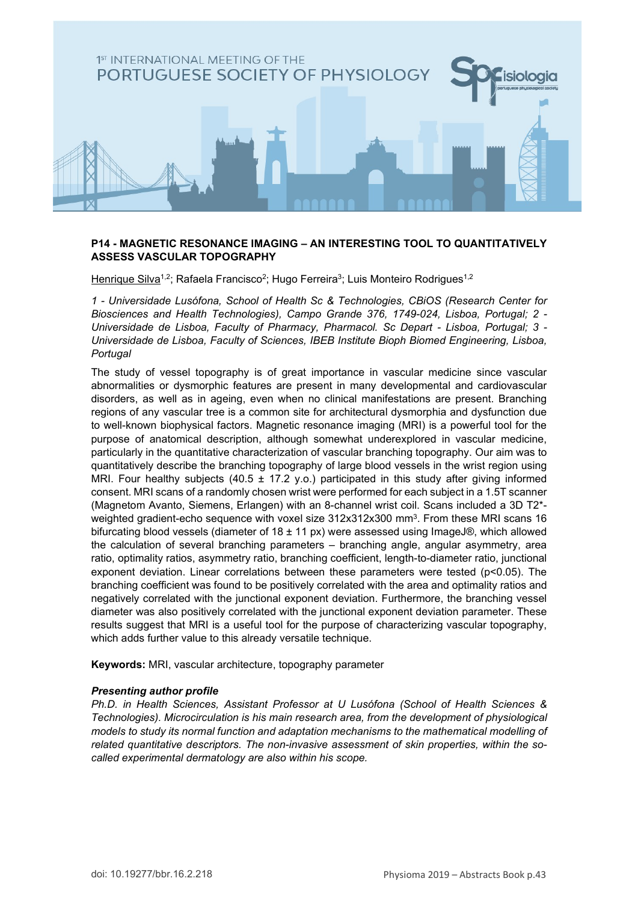## P14 - MAGNETIC RESONANCE IMAGING – AN INTERESTING TOOL TO QUANTITATIVELY ASSESS VASCULAR TOPOGRAPHY

Henrique Silva[1,2]; Rafaela Francisco[2]; Hugo Ferreira[3]; Luis Monteiro Rodrigues[1,2]

*1 - Universidade Lusófona, School of Health Sc & Technologies, CBiOS (Research Center for Biosciences and Health Technologies), Campo Grande 376, 1749-024, Lisboa, Portugal; 2 - Universidade de Lisboa, Faculty of Pharmacy, Pharmacol. Sc Depart - Lisboa, Portugal; 3 - Universidade de Lisboa, Faculty of Sciences, IBEB Institute Bioph Biomed Engineering, Lisboa, Portugal*

The study of vessel topography is of great importance in vascular medicine since vascular abnormalities or dysmorphic features are present in many developmental and cardiovascular disorders, as well as in ageing, even when no clinical manifestations are present. Branching regions of any vascular tree is a common site for architectural dysmorphia and dysfunction due to well-known biophysical factors. Magnetic resonance imaging (MRI) is a powerful tool for the purpose of anatomical description, although somewhat underexplored in vascular medicine, particularly in the quantitative characterization of vascular branching topography. Our aim was to quantitatively describe the branching topography of large blood vessels in the wrist region using MRI. Four healthy subjects (40.5 ± 17.2 y.o.) participated in this study after giving informed consent. MRI scans of a randomly chosen wrist were performed for each subject in a 1.5T scanner (Magnetom Avanto, Siemens, Erlangen) with an 8-channel wrist coil. Scans included a 3D T2*-weighted gradient-echo sequence with voxel size 312x312x300 mm$^3$. From these MRI scans 16 bifurcating blood vessels (diameter of 18 ± 11 px) were assessed using ImageJ®, which allowed the calculation of several branching parameters – branching angle, angular asymmetry, area ratio, optimality ratios, asymmetry ratio, branching coefficient, length-to-diameter ratio, junctional exponent deviation. Linear correlations between these parameters were tested ($p<0.05$). The branching coefficient was found to be positively correlated with the area and optimality ratios and negatively correlated with the junctional exponent deviation. Furthermore, the branching vessel diameter was also positively correlated with the junctional exponent deviation parameter. These results suggest that MRI is a useful tool for the purpose of characterizing vascular topography, which adds further value to this already versatile technique.

**Keywords:** MRI, vascular architecture, topography parameter

***Presenting author profile***

*Ph.D. in Health Sciences, Assistant Professor at U Lusófona (School of Health Sciences & Technologies). Microcirculation is his main research area, from the development of physiological models to study its normal function and adaptation mechanisms to the mathematical modelling of related quantitative descriptors. The non-invasive assessment of skin properties, within the so-called experimental dermatology are also within his scope.*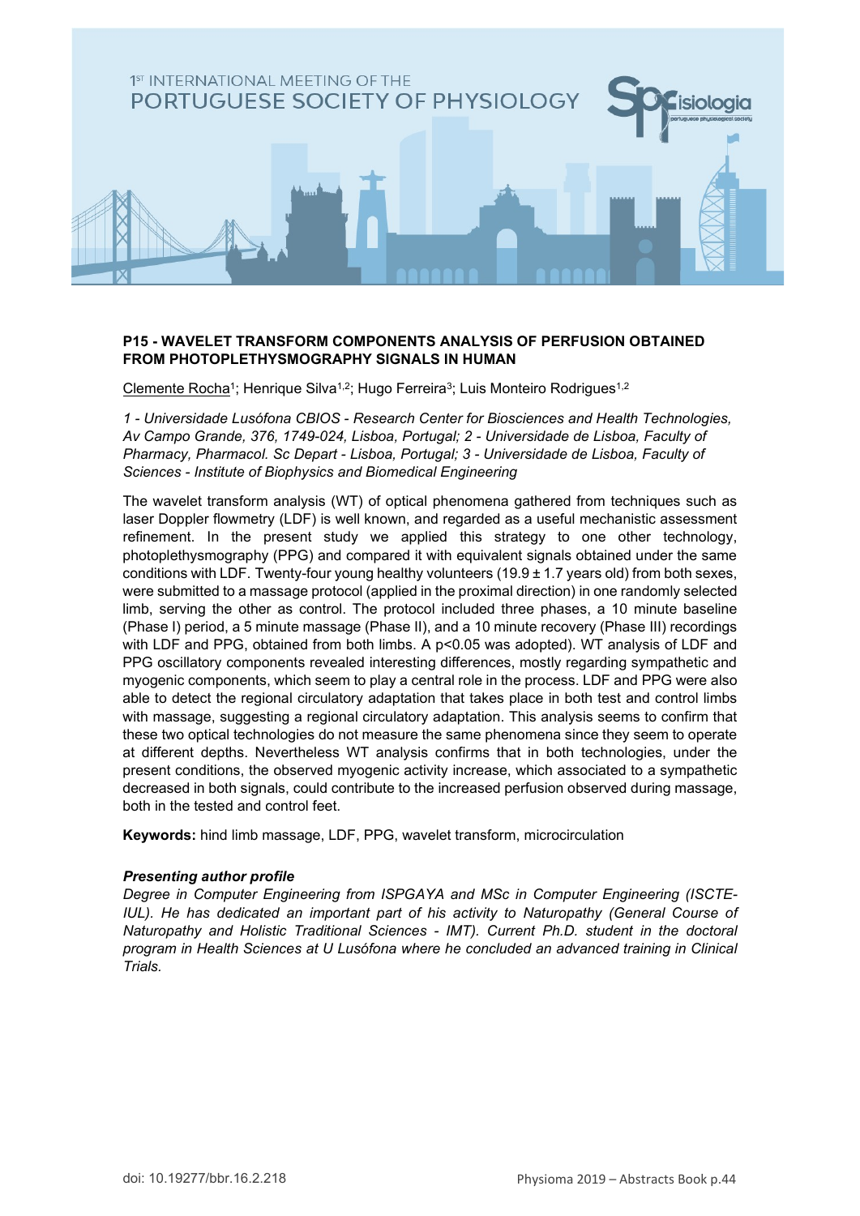## P15 - WAVELET TRANSFORM COMPONENTS ANALYSIS OF PERFUSION OBTAINED FROM PHOTOPLETHYSMOGRAPHY SIGNALS IN HUMAN

Clemente Rocha[1]; Henrique Silva[1,2]; Hugo Ferreira[3]; Luis Monteiro Rodrigues[1,2]

*1 - Universidade Lusófona CBIOS - Research Center for Biosciences and Health Technologies, Av Campo Grande, 376, 1749-024, Lisboa, Portugal; 2 - Universidade de Lisboa, Faculty of Pharmacy, Pharmacol. Sc Depart - Lisboa, Portugal; 3 - Universidade de Lisboa, Faculty of Sciences - Institute of Biophysics and Biomedical Engineering*

The wavelet transform analysis (WT) of optical phenomena gathered from techniques such as laser Doppler flowmetry (LDF) is well known, and regarded as a useful mechanistic assessment refinement. In the present study we applied this strategy to one other technology, photoplethysmography (PPG) and compared it with equivalent signals obtained under the same conditions with LDF. Twenty-four young healthy volunteers (19.9 ± 1.7 years old) from both sexes, were submitted to a massage protocol (applied in the proximal direction) in one randomly selected limb, serving the other as control. The protocol included three phases, a 10 minute baseline (Phase I) period, a 5 minute massage (Phase II), and a 10 minute recovery (Phase III) recordings with LDF and PPG, obtained from both limbs. A $p<0.05$ was adopted). WT analysis of LDF and PPG oscillatory components revealed interesting differences, mostly regarding sympathetic and myogenic components, which seem to play a central role in the process. LDF and PPG were also able to detect the regional circulatory adaptation that takes place in both test and control limbs with massage, suggesting a regional circulatory adaptation. This analysis seems to confirm that these two optical technologies do not measure the same phenomena since they seem to operate at different depths. Nevertheless WT analysis confirms that in both technologies, under the present conditions, the observed myogenic activity increase, which associated to a sympathetic decreased in both signals, could contribute to the increased perfusion observed during massage, both in the tested and control feet.

**Keywords:** hind limb massage, LDF, PPG, wavelet transform, microcirculation

***Presenting author profile***

*Degree in Computer Engineering from ISPGAYA and MSc in Computer Engineering (ISCTE-IUL). He has dedicated an important part of his activity to Naturopathy (General Course of Naturopathy and Holistic Traditional Sciences - IMT). Current Ph.D. student in the doctoral program in Health Sciences at U Lusófona where he concluded an advanced training in Clinical Trials.*

doi: 10.19277/bbr.16.2.218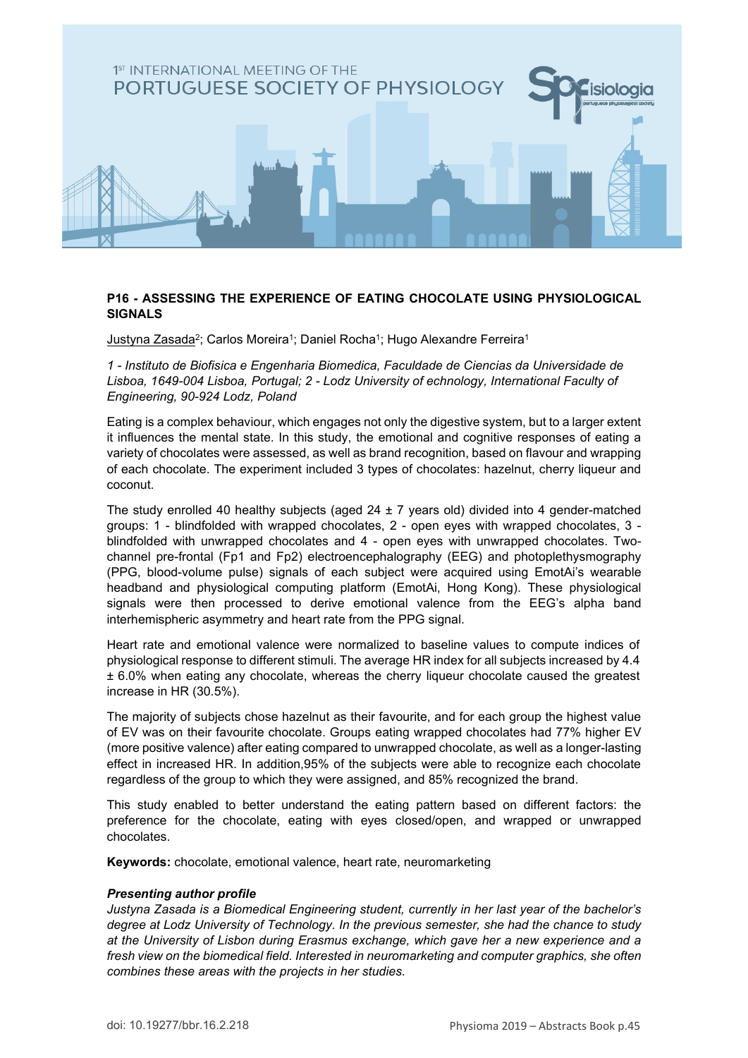# P16 - ASSESSING THE EXPERIENCE OF EATING CHOCOLATE USING PHYSIOLOGICAL SIGNALS

Justyna Zasada[2]; Carlos Moreira[1]; Daniel Rocha[1]; Hugo Alexandre Ferreira[1]

*1 - Instituto de Biofisica e Engenharia Biomedica, Faculdade de Ciencias da Universidade de Lisboa, 1649-004 Lisboa, Portugal; 2 - Lodz University of echnology, International Faculty of Engineering, 90-924 Lodz, Poland*

Eating is a complex behaviour, which engages not only the digestive system, but to a larger extent it influences the mental state. In this study, the emotional and cognitive responses of eating a variety of chocolates were assessed, as well as brand recognition, based on flavour and wrapping of each chocolate. The experiment included 3 types of chocolates: hazelnut, cherry liqueur and coconut.

The study enrolled 40 healthy subjects (aged 24 ± 7 years old) divided into 4 gender-matched groups: 1 - blindfolded with wrapped chocolates, 2 - open eyes with wrapped chocolates, 3 - blindfolded with unwrapped chocolates and 4 - open eyes with unwrapped chocolates. Two-channel pre-frontal (Fp1 and Fp2) electroencephalography (EEG) and photoplethysmography (PPG, blood-volume pulse) signals of each subject were acquired using EmotAi's wearable headband and physiological computing platform (EmotAi, Hong Kong). These physiological signals were then processed to derive emotional valence from the EEG's alpha band interhemispheric asymmetry and heart rate from the PPG signal.

Heart rate and emotional valence were normalized to baseline values to compute indices of physiological response to different stimuli. The average HR index for all subjects increased by 4.4 ± 6.0% when eating any chocolate, whereas the cherry liqueur chocolate caused the greatest increase in HR (30.5%).

The majority of subjects chose hazelnut as their favourite, and for each group the highest value of EV was on their favourite chocolate. Groups eating wrapped chocolates had 77% higher EV (more positive valence) after eating compared to unwrapped chocolate, as well as a longer-lasting effect in increased HR. In addition,95% of the subjects were able to recognize each chocolate regardless of the group to which they were assigned, and 85% recognized the brand.

This study enabled to better understand the eating pattern based on different factors: the preference for the chocolate, eating with eyes closed/open, and wrapped or unwrapped chocolates.

**Keywords:** chocolate, emotional valence, heart rate, neuromarketing

***Presenting author profile***

*Justyna Zasada is a Biomedical Engineering student, currently in her last year of the bachelor's degree at Lodz University of Technology. In the previous semester, she had the chance to study at the University of Lisbon during Erasmus exchange, which gave her a new experience and a fresh view on the biomedical field. Interested in neuromarketing and computer graphics, she often combines these areas with the projects in her studies.*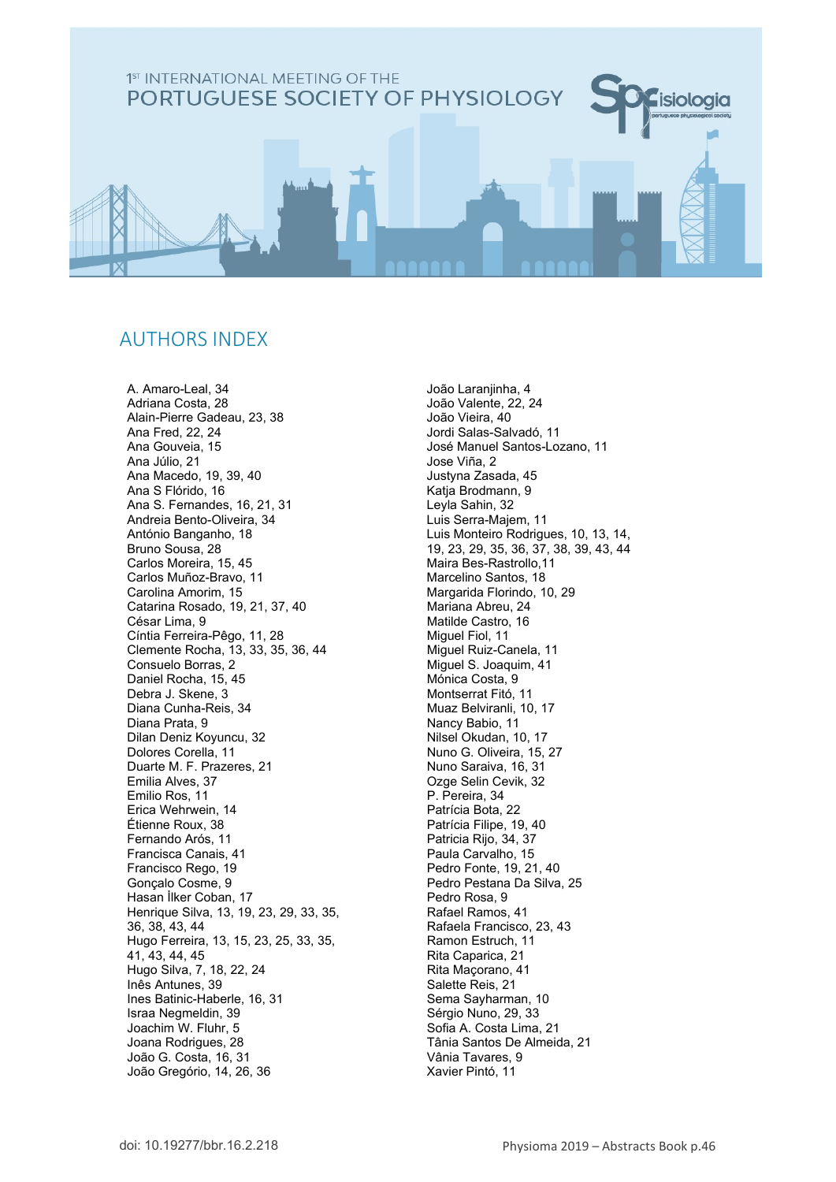## AUTHORS INDEX

A. Amaro-Leal, 34
Adriana Costa, 28
Alain-Pierre Gadeau, 23, 38
Ana Fred, 22, 24
Ana Gouveia, 15
Ana Júlio, 21
Ana Macedo, 19, 39, 40
Ana S Flórido, 16
Ana S. Fernandes, 16, 21, 31
Andreia Bento-Oliveira, 34
António Banganho, 18
Bruno Sousa, 28
Carlos Moreira, 15, 45
Carlos Muñoz-Bravo, 11
Carolina Amorim, 15
Catarina Rosado, 19, 21, 37, 40
César Lima, 9
Cíntia Ferreira-Pêgo, 11, 28
Clemente Rocha, 13, 33, 35, 36, 44
Consuelo Borras, 2
Daniel Rocha, 15, 45
Debra J. Skene, 3
Diana Cunha-Reis, 34
Diana Prata, 9
Dilan Deniz Koyuncu, 32
Dolores Corella, 11
Duarte M. F. Prazeres, 21
Emilia Alves, 37
Emilio Ros, 11
Erica Wehrwein, 14
Étienne Roux, 38
Fernando Arós, 11
Francisca Canais, 41
Francisco Rego, 19
Gonçalo Cosme, 9
Hasan İlker Coban, 17
Henrique Silva, 13, 19, 23, 29, 33, 35, 36, 38, 43, 44
Hugo Ferreira, 13, 15, 23, 25, 33, 35, 41, 43, 44, 45
Hugo Silva, 7, 18, 22, 24
Inês Antunes, 39
Ines Batinic-Haberle, 16, 31
Israa Negmeldin, 39
Joachim W. Fluhr, 5
Joana Rodrigues, 28
João G. Costa, 16, 31
João Gregório, 14, 26, 36
João Laranjinha, 4
João Valente, 22, 24
João Vieira, 40
Jordi Salas-Salvadó, 11
José Manuel Santos-Lozano, 11
Jose Viña, 2
Justyna Zasada, 45
Katja Brodmann, 9
Leyla Sahin, 32
Luis Serra-Majem, 11
Luis Monteiro Rodrigues, 10, 13, 14, 19, 23, 29, 35, 36, 37, 38, 39, 43, 44
Maira Bes-Rastrollo,11
Marcelino Santos, 18
Margarida Florindo, 10, 29
Mariana Abreu, 24
Matilde Castro, 16
Miguel Fiol, 11
Miguel Ruiz-Canela, 11
Miguel S. Joaquim, 41
Mónica Costa, 9
Montserrat Fitó, 11
Muaz Belviranli, 10, 17
Nancy Babio, 11
Nilsel Okudan, 10, 17
Nuno G. Oliveira, 15, 27
Nuno Saraiva, 16, 31
Ozge Selin Cevik, 32
P. Pereira, 34
Patrícia Bota, 22
Patrícia Filipe, 19, 40
Patricia Rijo, 34, 37
Paula Carvalho, 15
Pedro Fonte, 19, 21, 40
Pedro Pestana Da Silva, 25
Pedro Rosa, 9
Rafael Ramos, 41
Rafaela Francisco, 23, 43
Ramon Estruch, 11
Rita Caparica, 21
Rita Maçorano, 41
Salette Reis, 21
Sema Sayharman, 10
Sérgio Nuno, 29, 33
Sofia A. Costa Lima, 21
Tânia Santos De Almeida, 21
Vânia Tavares, 9
Xavier Pintó, 11

doi: 10.19277/bbr.16.2.218